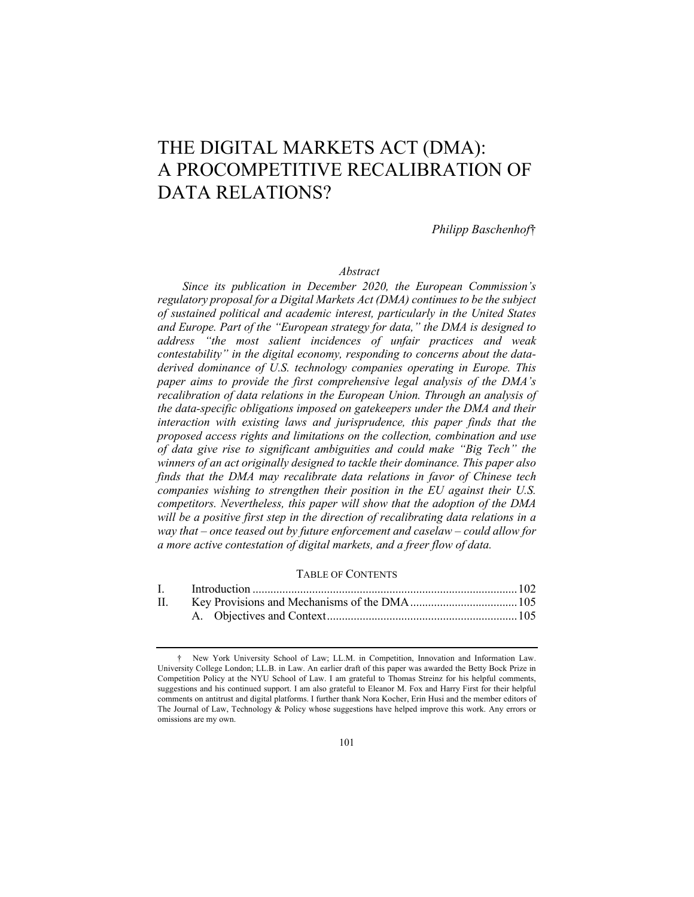# THE DIGITAL MARKETS ACT (DMA): A PROCOMPETITIVE RECALIBRATION OF DATA RELATIONS?

*Philipp Baschenhof*†

*Abstract*

*Since its publication in December 2020, the European Commission's regulatory proposal for a Digital Markets Act (DMA) continues to be the subject of sustained political and academic interest, particularly in the United States and Europe. Part of the "European strategy for data," the DMA is designed to address "the most salient incidences of unfair practices and weak contestability" in the digital economy, responding to concerns about the data-derived dominance of U.S. technology companies operating in Europe. This paper aims to provide the first comprehensive legal analysis of the DMA's recalibration of data relations in the European Union. Through an analysis of the data-specific obligations imposed on gatekeepers under the DMA and their interaction with existing laws and jurisprudence, this paper finds that the proposed access rights and limitations on the collection, combination and use of data give rise to significant ambiguities and could make "Big Tech" the winners of an act originally designed to tackle their dominance. This paper also finds that the DMA may recalibrate data relations in favor of Chinese tech companies wishing to strengthen their position in the EU against their U.S. competitors. Nevertheless, this paper will show that the adoption of the DMA will be a positive first step in the direction of recalibrating data relations in a way that – once teased out by future enforcement and caselaw – could allow for a more active contestation of digital markets, and a freer flow of data.*

TABLE OF CONTENTS

| | | |
|---|---|---|
| I. | Introduction | 102 |
| II. | Key Provisions and Mechanisms of the DMA | 105 |
| | A. Objectives and Context | 105 |

† New York University School of Law; LL.M. in Competition, Innovation and Information Law. University College London; LL.B. in Law. An earlier draft of this paper was awarded the Betty Bock Prize in Competition Policy at the NYU School of Law. I am grateful to Thomas Streinz for his helpful comments, suggestions and his continued support. I am also grateful to Eleanor M. Fox and Harry First for their helpful comments on antitrust and digital platforms. I further thank Nora Kocher, Erin Husi and the member editors of The Journal of Law, Technology & Policy whose suggestions have helped improve this work. Any errors or omissions are my own.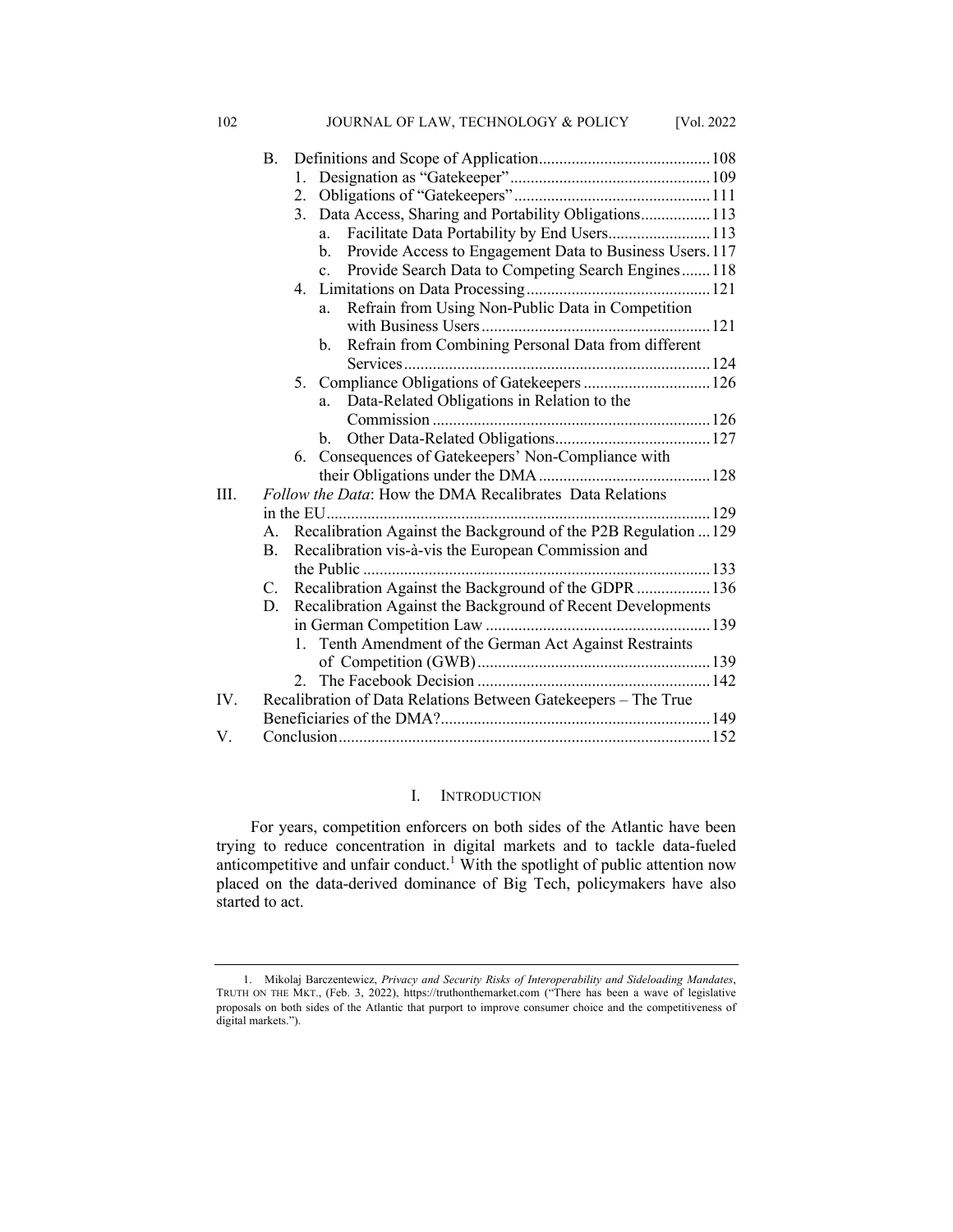B. Definitions and Scope of Application .......... 108
   1. Designation as "Gatekeeper" .......... 109
   2. Obligations of "Gatekeepers" .......... 111
   3. Data Access, Sharing and Portability Obligations .......... 113
      a. Facilitate Data Portability by End Users .......... 113
      b. Provide Access to Engagement Data to Business Users .......... 117
      c. Provide Search Data to Competing Search Engines .......... 118
   4. Limitations on Data Processing .......... 121
      a. Refrain from Using Non-Public Data in Competition with Business Users .......... 121
      b. Refrain from Combining Personal Data from different Services .......... 124
   5. Compliance Obligations of Gatekeepers .......... 126
      a. Data-Related Obligations in Relation to the Commission .......... 126
      b. Other Data-Related Obligations .......... 127
   6. Consequences of Gatekeepers' Non-Compliance with their Obligations under the DMA .......... 128

III. *Follow the Data*: How the DMA Recalibrates Data Relations in the EU .......... 129
   A. Recalibration Against the Background of the P2B Regulation .......... 129
   B. Recalibration vis-à-vis the European Commission and the Public .......... 133
   C. Recalibration Against the Background of the GDPR .......... 136
   D. Recalibration Against the Background of Recent Developments in German Competition Law .......... 139
      1. Tenth Amendment of the German Act Against Restraints of Competition (GWB) .......... 139
      2. The Facebook Decision .......... 142

IV. Recalibration of Data Relations Between Gatekeepers – The True Beneficiaries of the DMA? .......... 149

V. Conclusion .......... 152

# I. Introduction

For years, competition enforcers on both sides of the Atlantic have been trying to reduce concentration in digital markets and to tackle data-fueled anticompetitive and unfair conduct.[1] With the spotlight of public attention now placed on the data-derived dominance of Big Tech, policymakers have also started to act.

---

1. Mikolaj Barczentewicz, *Privacy and Security Risks of Interoperability and Sideloading Mandates*, TRUTH ON THE MKT., (Feb. 3, 2022), https://truthonthemarket.com ("There has been a wave of legislative proposals on both sides of the Atlantic that purport to improve consumer choice and the competitiveness of digital markets.").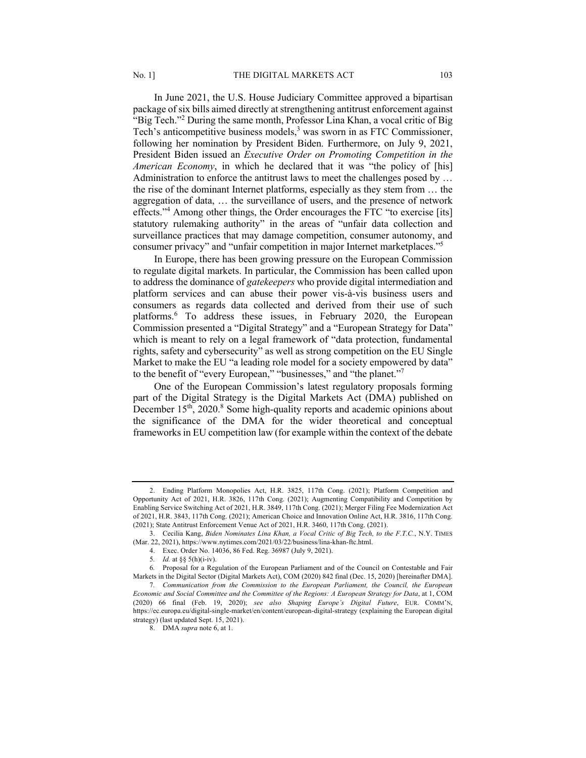In June 2021, the U.S. House Judiciary Committee approved a bipartisan package of six bills aimed directly at strengthening antitrust enforcement against "Big Tech."[2] During the same month, Professor Lina Khan, a vocal critic of Big Tech's anticompetitive business models,[3] was sworn in as FTC Commissioner, following her nomination by President Biden. Furthermore, on July 9, 2021, President Biden issued an *Executive Order on Promoting Competition in the American Economy*, in which he declared that it was "the policy of [his] Administration to enforce the antitrust laws to meet the challenges posed by … the rise of the dominant Internet platforms, especially as they stem from … the aggregation of data, … the surveillance of users, and the presence of network effects."[4] Among other things, the Order encourages the FTC "to exercise [its] statutory rulemaking authority" in the areas of "unfair data collection and surveillance practices that may damage competition, consumer autonomy, and consumer privacy" and "unfair competition in major Internet marketplaces."[5]

In Europe, there has been growing pressure on the European Commission to regulate digital markets. In particular, the Commission has been called upon to address the dominance of *gatekeepers* who provide digital intermediation and platform services and can abuse their power vis-à-vis business users and consumers as regards data collected and derived from their use of such platforms.[6] To address these issues, in February 2020, the European Commission presented a "Digital Strategy" and a "European Strategy for Data" which is meant to rely on a legal framework of "data protection, fundamental rights, safety and cybersecurity" as well as strong competition on the EU Single Market to make the EU "a leading role model for a society empowered by data" to the benefit of "every European," "businesses," and "the planet."[7]

One of the European Commission's latest regulatory proposals forming part of the Digital Strategy is the Digital Markets Act (DMA) published on December 15th, 2020.[8] Some high-quality reports and academic opinions about the significance of the DMA for the wider theoretical and conceptual frameworks in EU competition law (for example within the context of the debate

---

2. Ending Platform Monopolies Act, H.R. 3825, 117th Cong. (2021); Platform Competition and Opportunity Act of 2021, H.R. 3826, 117th Cong. (2021); Augmenting Compatibility and Competition by Enabling Service Switching Act of 2021, H.R. 3849, 117th Cong. (2021); Merger Filing Fee Modernization Act of 2021, H.R. 3843, 117th Cong. (2021); American Choice and Innovation Online Act, H.R. 3816, 117th Cong. (2021); State Antitrust Enforcement Venue Act of 2021, H.R. 3460, 117th Cong. (2021).

3. Cecilia Kang, *Biden Nominates Lina Khan, a Vocal Critic of Big Tech, to the F.T.C.*, N.Y. TIMES (Mar. 22, 2021), https://www.nytimes.com/2021/03/22/business/lina-khan-ftc.html.

4. Exec. Order No. 14036, 86 Fed. Reg. 36987 (July 9, 2021).

5. *Id.* at §§ 5(h)(i-iv).

6. Proposal for a Regulation of the European Parliament and of the Council on Contestable and Fair Markets in the Digital Sector (Digital Markets Act), COM (2020) 842 final (Dec. 15, 2020) [hereinafter DMA].

7. *Communication from the Commission to the European Parliament, the Council, the European Economic and Social Committee and the Committee of the Regions: A European Strategy for Data*, at 1, COM (2020) 66 final (Feb. 19, 2020); *see also Shaping Europe's Digital Future*, EUR. COMM'N, https://ec.europa.eu/digital-single-market/en/content/european-digital-strategy (explaining the European digital strategy) (last updated Sept. 15, 2021).

8. DMA *supra* note 6, at 1.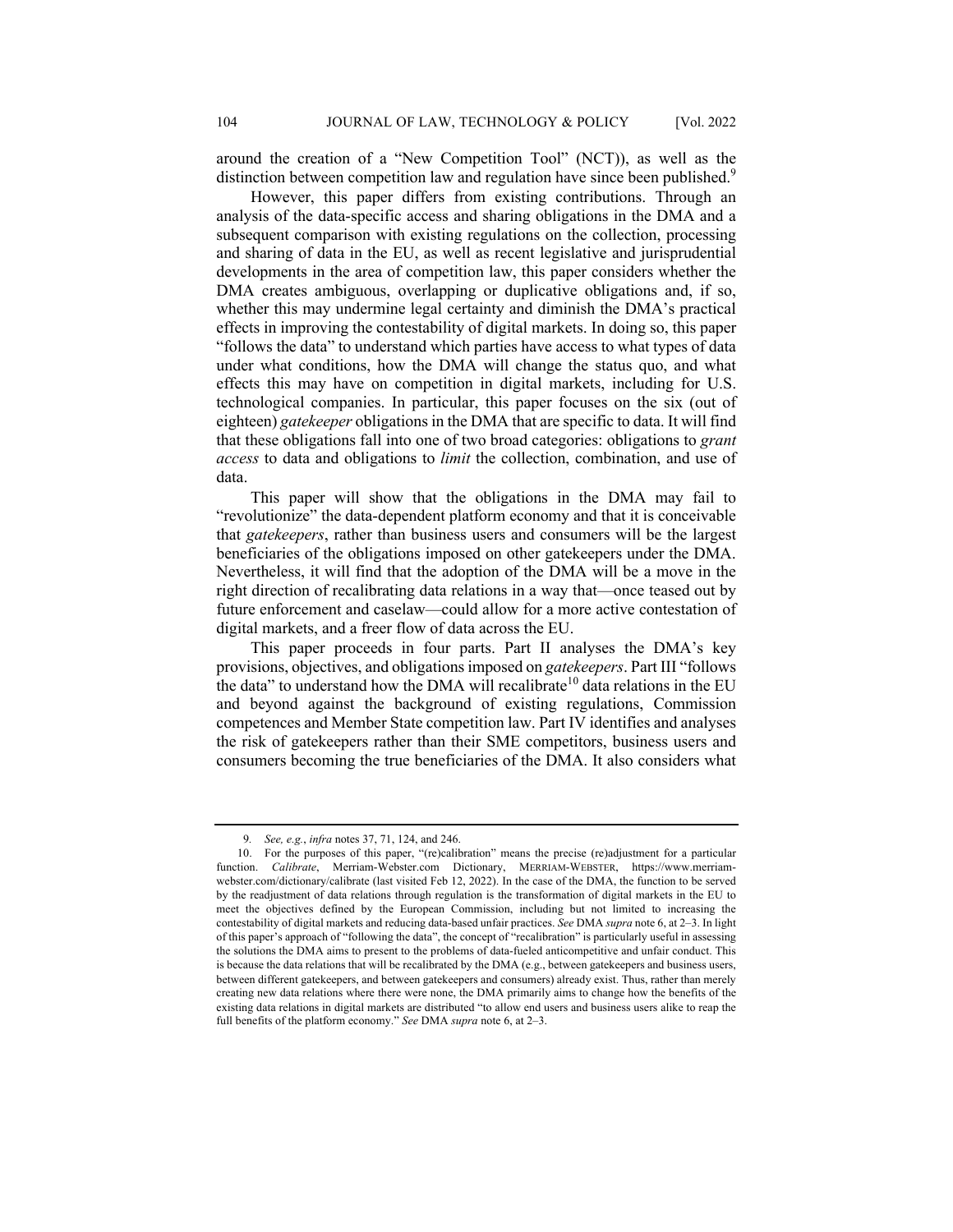around the creation of a "New Competition Tool" (NCT)), as well as the distinction between competition law and regulation have since been published.[9]

However, this paper differs from existing contributions. Through an analysis of the data-specific access and sharing obligations in the DMA and a subsequent comparison with existing regulations on the collection, processing and sharing of data in the EU, as well as recent legislative and jurisprudential developments in the area of competition law, this paper considers whether the DMA creates ambiguous, overlapping or duplicative obligations and, if so, whether this may undermine legal certainty and diminish the DMA's practical effects in improving the contestability of digital markets. In doing so, this paper "follows the data" to understand which parties have access to what types of data under what conditions, how the DMA will change the status quo, and what effects this may have on competition in digital markets, including for U.S. technological companies. In particular, this paper focuses on the six (out of eighteen) *gatekeeper* obligations in the DMA that are specific to data. It will find that these obligations fall into one of two broad categories: obligations to *grant access* to data and obligations to *limit* the collection, combination, and use of data.

This paper will show that the obligations in the DMA may fail to "revolutionize" the data-dependent platform economy and that it is conceivable that *gatekeepers*, rather than business users and consumers will be the largest beneficiaries of the obligations imposed on other gatekeepers under the DMA. Nevertheless, it will find that the adoption of the DMA will be a move in the right direction of recalibrating data relations in a way that—once teased out by future enforcement and caselaw—could allow for a more active contestation of digital markets, and a freer flow of data across the EU.

This paper proceeds in four parts. Part II analyses the DMA's key provisions, objectives, and obligations imposed on *gatekeepers*. Part III "follows the data" to understand how the DMA will recalibrate[10] data relations in the EU and beyond against the background of existing regulations, Commission competences and Member State competition law. Part IV identifies and analyses the risk of gatekeepers rather than their SME competitors, business users and consumers becoming the true beneficiaries of the DMA. It also considers what

---

9. *See, e.g.*, *infra* notes 37, 71, 124, and 246.

10. For the purposes of this paper, "(re)calibration" means the precise (re)adjustment for a particular function. *Calibrate*, Merriam-Webster.com Dictionary, MERRIAM-WEBSTER, https://www.merriam-webster.com/dictionary/calibrate (last visited Feb 12, 2022). In the case of the DMA, the function to be served by the readjustment of data relations through regulation is the transformation of digital markets in the EU to meet the objectives defined by the European Commission, including but not limited to increasing the contestability of digital markets and reducing data-based unfair practices. *See* DMA *supra* note 6, at 2–3. In light of this paper's approach of "following the data", the concept of "recalibration" is particularly useful in assessing the solutions the DMA aims to present to the problems of data-fueled anticompetitive and unfair conduct. This is because the data relations that will be recalibrated by the DMA (e.g., between gatekeepers and business users, between different gatekeepers, and between gatekeepers and consumers) already exist. Thus, rather than merely creating new data relations where there were none, the DMA primarily aims to change how the benefits of the existing data relations in digital markets are distributed "to allow end users and business users alike to reap the full benefits of the platform economy." *See* DMA *supra* note 6, at 2–3.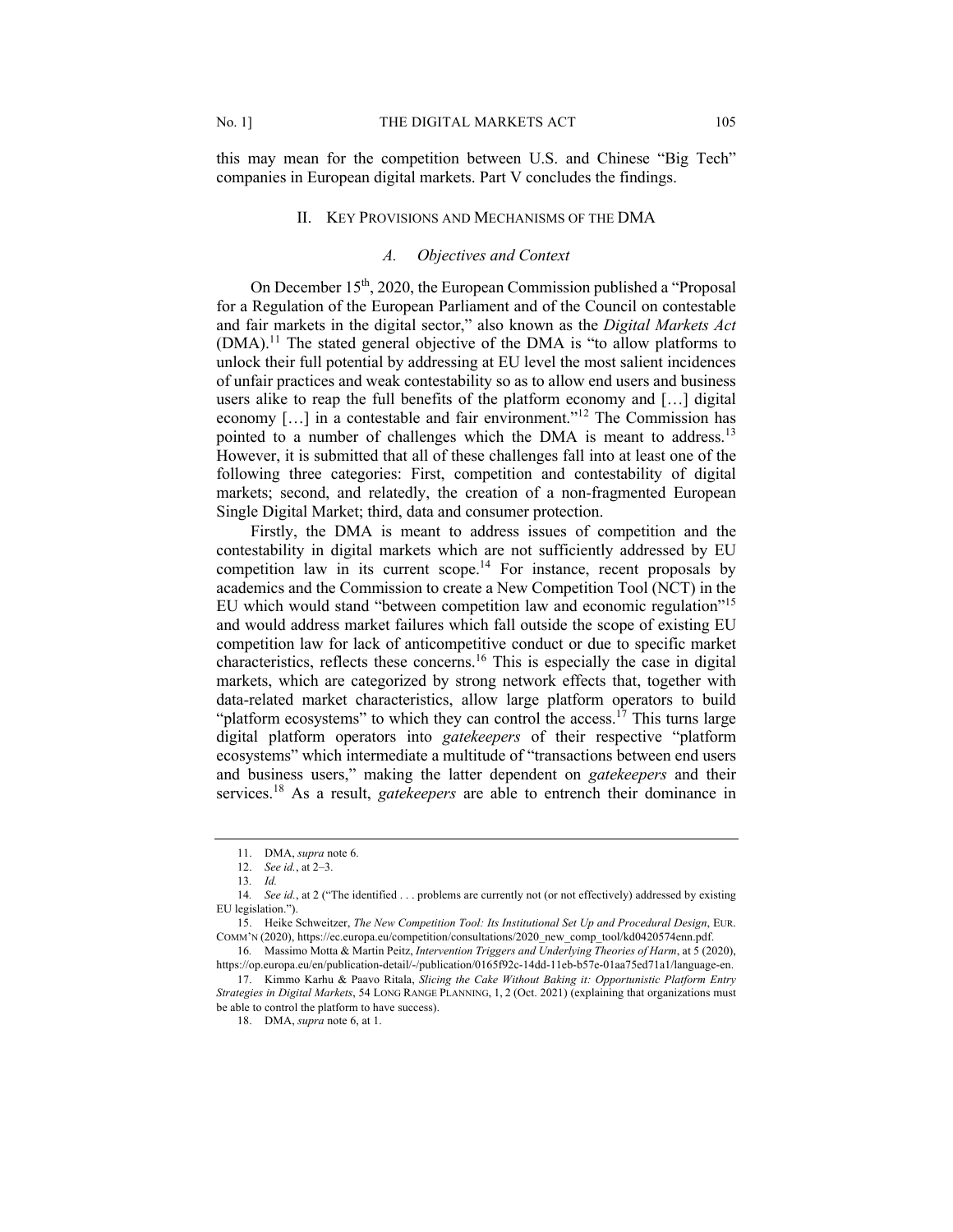this may mean for the competition between U.S. and Chinese "Big Tech" companies in European digital markets. Part V concludes the findings.

## II. Key Provisions and Mechanisms of the DMA

### *A. Objectives and Context*

On December 15th, 2020, the European Commission published a "Proposal for a Regulation of the European Parliament and of the Council on contestable and fair markets in the digital sector," also known as the *Digital Markets Act* (DMA).[11] The stated general objective of the DMA is "to allow platforms to unlock their full potential by addressing at EU level the most salient incidences of unfair practices and weak contestability so as to allow end users and business users alike to reap the full benefits of the platform economy and […] digital economy […] in a contestable and fair environment."[12] The Commission has pointed to a number of challenges which the DMA is meant to address.[13] However, it is submitted that all of these challenges fall into at least one of the following three categories: First, competition and contestability of digital markets; second, and relatedly, the creation of a non-fragmented European Single Digital Market; third, data and consumer protection.

Firstly, the DMA is meant to address issues of competition and the contestability in digital markets which are not sufficiently addressed by EU competition law in its current scope.[14] For instance, recent proposals by academics and the Commission to create a New Competition Tool (NCT) in the EU which would stand "between competition law and economic regulation"[15] and would address market failures which fall outside the scope of existing EU competition law for lack of anticompetitive conduct or due to specific market characteristics, reflects these concerns.[16] This is especially the case in digital markets, which are categorized by strong network effects that, together with data-related market characteristics, allow large platform operators to build "platform ecosystems" to which they can control the access.[17] This turns large digital platform operators into *gatekeepers* of their respective "platform ecosystems" which intermediate a multitude of "transactions between end users and business users," making the latter dependent on *gatekeepers* and their services.[18] As a result, *gatekeepers* are able to entrench their dominance in

---

11. DMA, *supra* note 6.

12. *See id.*, at 2–3.

13. *Id.*

14. *See id.*, at 2 ("The identified . . . problems are currently not (or not effectively) addressed by existing EU legislation.").

15. Heike Schweitzer, *The New Competition Tool: Its Institutional Set Up and Procedural Design*, EUR. COMM'N (2020), https://ec.europa.eu/competition/consultations/2020_new_comp_tool/kd0420574enn.pdf.

16. Massimo Motta & Martin Peitz, *Intervention Triggers and Underlying Theories of Harm*, at 5 (2020), https://op.europa.eu/en/publication-detail/-/publication/0165f92c-14dd-11eb-b57e-01aa75ed71a1/language-en.

17. Kimmo Karhu & Paavo Ritala, *Slicing the Cake Without Baking it: Opportunistic Platform Entry Strategies in Digital Markets*, 54 LONG RANGE PLANNING, 1, 2 (Oct. 2021) (explaining that organizations must be able to control the platform to have success).

18. DMA, *supra* note 6, at 1.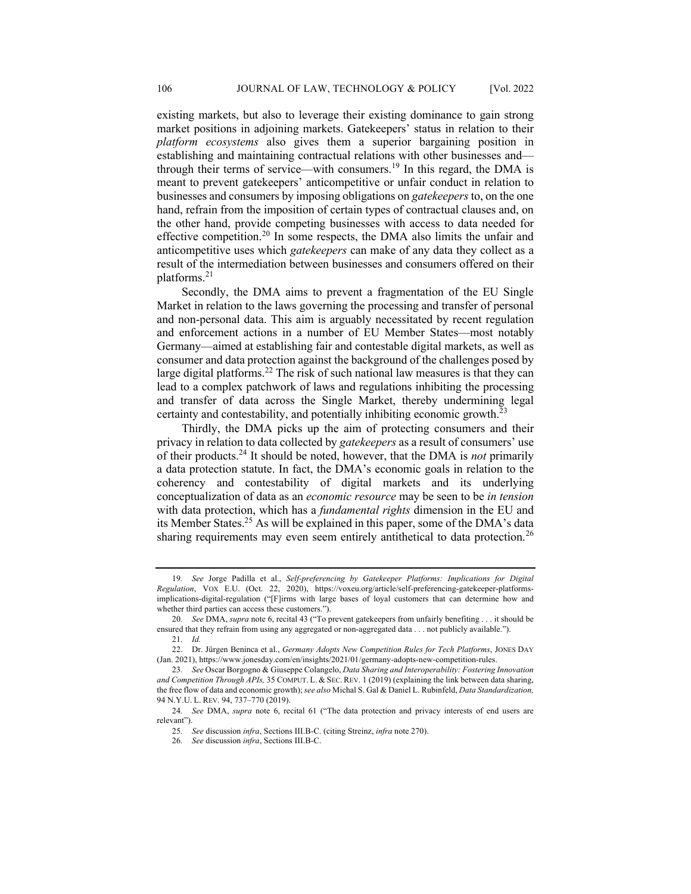existing markets, but also to leverage their existing dominance to gain strong market positions in adjoining markets. Gatekeepers' status in relation to their *platform ecosystems* also gives them a superior bargaining position in establishing and maintaining contractual relations with other businesses and—through their terms of service—with consumers.[19] In this regard, the DMA is meant to prevent gatekeepers' anticompetitive or unfair conduct in relation to businesses and consumers by imposing obligations on *gatekeepers* to, on the one hand, refrain from the imposition of certain types of contractual clauses and, on the other hand, provide competing businesses with access to data needed for effective competition.[20] In some respects, the DMA also limits the unfair and anticompetitive uses which *gatekeepers* can make of any data they collect as a result of the intermediation between businesses and consumers offered on their platforms.[21]

Secondly, the DMA aims to prevent a fragmentation of the EU Single Market in relation to the laws governing the processing and transfer of personal and non-personal data. This aim is arguably necessitated by recent regulation and enforcement actions in a number of EU Member States—most notably Germany—aimed at establishing fair and contestable digital markets, as well as consumer and data protection against the background of the challenges posed by large digital platforms.[22] The risk of such national law measures is that they can lead to a complex patchwork of laws and regulations inhibiting the processing and transfer of data across the Single Market, thereby undermining legal certainty and contestability, and potentially inhibiting economic growth.[23]

Thirdly, the DMA picks up the aim of protecting consumers and their privacy in relation to data collected by *gatekeepers* as a result of consumers' use of their products.[24] It should be noted, however, that the DMA is *not* primarily a data protection statute. In fact, the DMA's economic goals in relation to the coherency and contestability of digital markets and its underlying conceptualization of data as an *economic resource* may be seen to be *in tension* with data protection, which has a *fundamental rights* dimension in the EU and its Member States.[25] As will be explained in this paper, some of the DMA's data sharing requirements may even seem entirely antithetical to data protection.[26]

---

19. *See* Jorge Padilla et al., *Self-preferencing by Gatekeeper Platforms: Implications for Digital Regulation*, VOX E.U. (Oct. 22, 2020), https://voxeu.org/article/self-preferencing-gatekeeper-platforms-implications-digital-regulation ("[F]irms with large bases of loyal customers that can determine how and whether third parties can access these customers.").

20. *See* DMA, *supra* note 6, recital 43 ("To prevent gatekeepers from unfairly benefiting . . . it should be ensured that they refrain from using any aggregated or non-aggregated data . . . not publicly available.").

21. *Id.*

22. Dr. Jürgen Beninca et al., *Germany Adopts New Competition Rules for Tech Platforms*, JONES DAY (Jan. 2021), https://www.jonesday.com/en/insights/2021/01/germany-adopts-new-competition-rules.

23. *See* Oscar Borgogno & Giuseppe Colangelo, *Data Sharing and Interoperability: Fostering Innovation and Competition Through APIs,* 35 COMPUT. L. & SEC. REV. 1 (2019) (explaining the link between data sharing, the free flow of data and economic growth); *see also* Michal S. Gal & Daniel L. Rubinfeld, *Data Standardization,* 94 N.Y.U. L. REV. 94, 737–770 (2019).

24. *See* DMA, *supra* note 6, recital 61 ("The data protection and privacy interests of end users are relevant").

25. *See* discussion *infra*, Sections III.B-C. (citing Streinz, *infra* note 270).

26. *See* discussion *infra*, Sections III.B-C.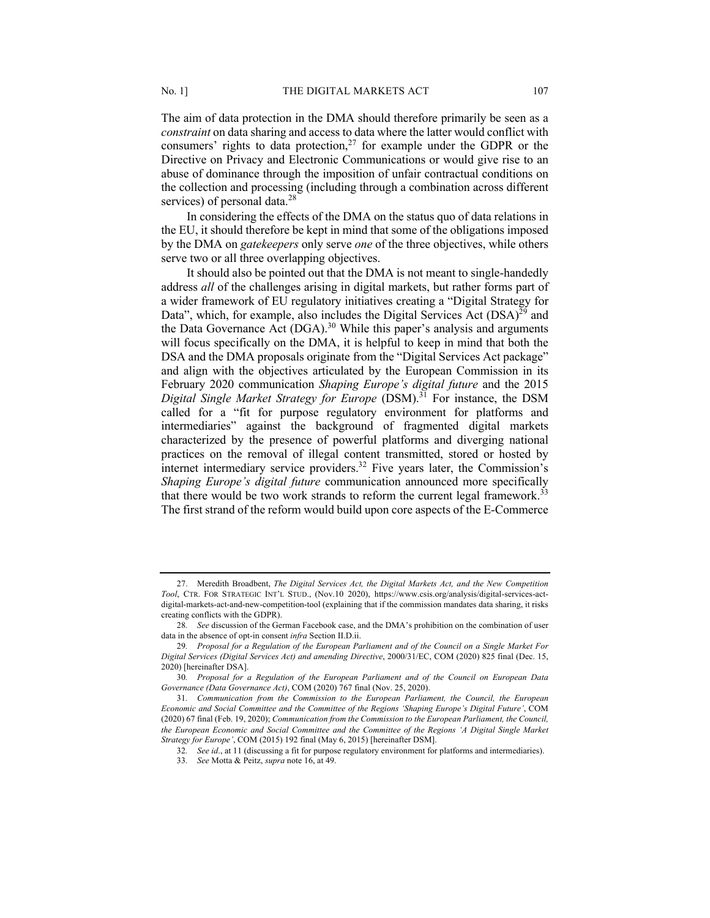The aim of data protection in the DMA should therefore primarily be seen as a *constraint* on data sharing and access to data where the latter would conflict with consumers' rights to data protection,[27] for example under the GDPR or the Directive on Privacy and Electronic Communications or would give rise to an abuse of dominance through the imposition of unfair contractual conditions on the collection and processing (including through a combination across different services) of personal data.[28]

In considering the effects of the DMA on the status quo of data relations in the EU, it should therefore be kept in mind that some of the obligations imposed by the DMA on *gatekeepers* only serve *one* of the three objectives, while others serve two or all three overlapping objectives.

It should also be pointed out that the DMA is not meant to single-handedly address *all* of the challenges arising in digital markets, but rather forms part of a wider framework of EU regulatory initiatives creating a "Digital Strategy for Data", which, for example, also includes the Digital Services Act (DSA)[29] and the Data Governance Act (DGA).[30] While this paper's analysis and arguments will focus specifically on the DMA, it is helpful to keep in mind that both the DSA and the DMA proposals originate from the "Digital Services Act package" and align with the objectives articulated by the European Commission in its February 2020 communication *Shaping Europe's digital future* and the 2015 *Digital Single Market Strategy for Europe* (DSM).[31] For instance, the DSM called for a "fit for purpose regulatory environment for platforms and intermediaries" against the background of fragmented digital markets characterized by the presence of powerful platforms and diverging national practices on the removal of illegal content transmitted, stored or hosted by internet intermediary service providers.[32] Five years later, the Commission's *Shaping Europe's digital future* communication announced more specifically that there would be two work strands to reform the current legal framework.[33] The first strand of the reform would build upon core aspects of the E-Commerce

---

27. Meredith Broadbent, *The Digital Services Act, the Digital Markets Act, and the New Competition Tool*, CTR. FOR STRATEGIC INT'L STUD., (Nov.10 2020), https://www.csis.org/analysis/digital-services-act-digital-markets-act-and-new-competition-tool (explaining that if the commission mandates data sharing, it risks creating conflicts with the GDPR).

28. *See* discussion of the German Facebook case, and the DMA's prohibition on the combination of user data in the absence of opt-in consent *infra* Section II.D.ii.

29. *Proposal for a Regulation of the European Parliament and of the Council on a Single Market For Digital Services (Digital Services Act) and amending Directive*, 2000/31/EC, COM (2020) 825 final (Dec. 15, 2020) [hereinafter DSA].

30. *Proposal for a Regulation of the European Parliament and of the Council on European Data Governance (Data Governance Act)*, COM (2020) 767 final (Nov. 25, 2020).

31. *Communication from the Commission to the European Parliament, the Council, the European Economic and Social Committee and the Committee of the Regions 'Shaping Europe's Digital Future'*, COM (2020) 67 final (Feb. 19, 2020); *Communication from the Commission to the European Parliament, the Council, the European Economic and Social Committee and the Committee of the Regions 'A Digital Single Market Strategy for Europe'*, COM (2015) 192 final (May 6, 2015) [hereinafter DSM].

32. *See id*., at 11 (discussing a fit for purpose regulatory environment for platforms and intermediaries).

33. *See* Motta & Peitz, *supra* note 16, at 49.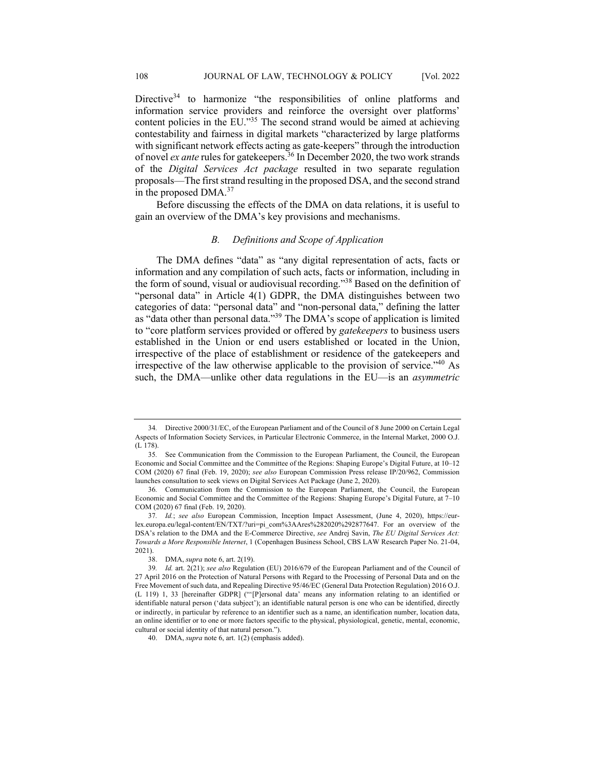Directive[34] to harmonize "the responsibilities of online platforms and information service providers and reinforce the oversight over platforms' content policies in the EU."[35] The second strand would be aimed at achieving contestability and fairness in digital markets "characterized by large platforms with significant network effects acting as gate-keepers" through the introduction of novel *ex ante* rules for gatekeepers.[36] In December 2020, the two work strands of the *Digital Services Act package* resulted in two separate regulation proposals—The first strand resulting in the proposed DSA, and the second strand in the proposed DMA.[37]

Before discussing the effects of the DMA on data relations, it is useful to gain an overview of the DMA's key provisions and mechanisms.

### *B. Definitions and Scope of Application*

The DMA defines "data" as "any digital representation of acts, facts or information and any compilation of such acts, facts or information, including in the form of sound, visual or audiovisual recording."[38] Based on the definition of "personal data" in Article 4(1) GDPR, the DMA distinguishes between two categories of data: "personal data" and "non-personal data," defining the latter as "data other than personal data."[39] The DMA's scope of application is limited to "core platform services provided or offered by *gatekeepers* to business users established in the Union or end users established or located in the Union, irrespective of the place of establishment or residence of the gatekeepers and irrespective of the law otherwise applicable to the provision of service."[40] As such, the DMA—unlike other data regulations in the EU—is an *asymmetric*

---

34. Directive 2000/31/EC, of the European Parliament and of the Council of 8 June 2000 on Certain Legal Aspects of Information Society Services, in Particular Electronic Commerce, in the Internal Market, 2000 O.J. (L 178).

35. See Communication from the Commission to the European Parliament, the Council, the European Economic and Social Committee and the Committee of the Regions: Shaping Europe's Digital Future, at 10–12 COM (2020) 67 final (Feb. 19, 2020); *see also* European Commission Press release IP/20/962, Commission launches consultation to seek views on Digital Services Act Package (June 2, 2020).

36. Communication from the Commission to the European Parliament, the Council, the European Economic and Social Committee and the Committee of the Regions: Shaping Europe's Digital Future, at 7–10 COM (2020) 67 final (Feb. 19, 2020).

37. *Id.*; *see also* European Commission, Inception Impact Assessment, (June 4, 2020), https://eur-lex.europa.eu/legal-content/EN/TXT/?uri=pi_com%3AAres%282020%292877647. For an overview of the DSA's relation to the DMA and the E-Commerce Directive, *see* Andrej Savin, *The EU Digital Services Act: Towards a More Responsible Internet*, 1 (Copenhagen Business School, CBS LAW Research Paper No. 21-04, 2021).

38. DMA, *supra* note 6, art. 2(19).

39. *Id.* art. 2(21); *see also* Regulation (EU) 2016/679 of the European Parliament and of the Council of 27 April 2016 on the Protection of Natural Persons with Regard to the Processing of Personal Data and on the Free Movement of such data, and Repealing Directive 95/46/EC (General Data Protection Regulation) 2016 O.J. (L 119) 1, 33 [hereinafter GDPR] ("'[P]ersonal data' means any information relating to an identified or identifiable natural person ('data subject'); an identifiable natural person is one who can be identified, directly or indirectly, in particular by reference to an identifier such as a name, an identification number, location data, an online identifier or to one or more factors specific to the physical, physiological, genetic, mental, economic, cultural or social identity of that natural person.").

40. DMA, *supra* note 6, art. 1(2) (emphasis added).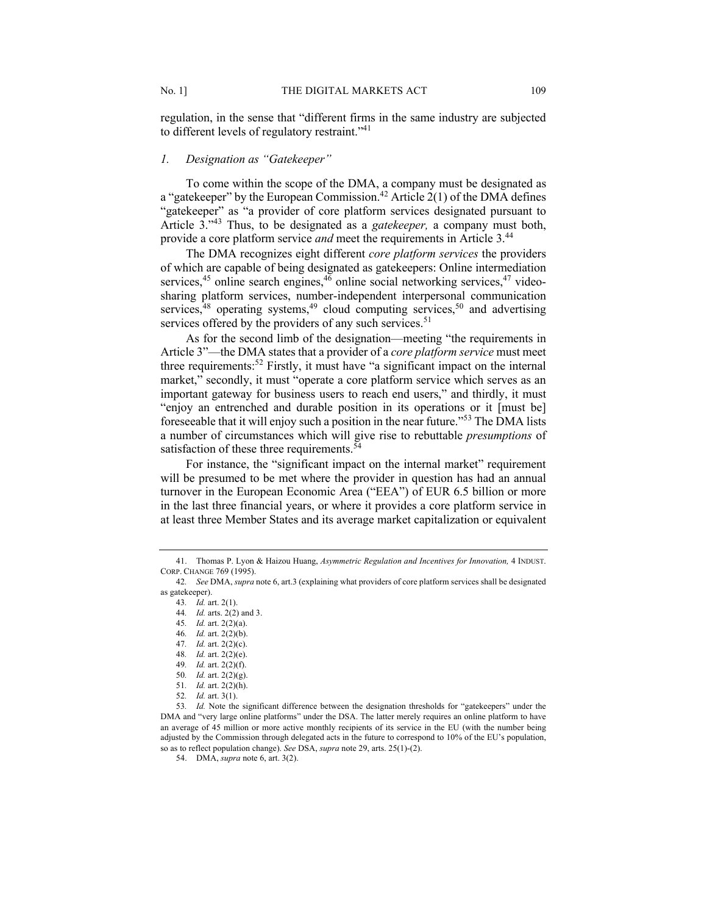regulation, in the sense that "different firms in the same industry are subjected to different levels of regulatory restraint."[41]

### 1. Designation as "Gatekeeper"

To come within the scope of the DMA, a company must be designated as a "gatekeeper" by the European Commission.[42] Article 2(1) of the DMA defines "gatekeeper" as "a provider of core platform services designated pursuant to Article 3."[43] Thus, to be designated as a *gatekeeper,* a company must both, provide a core platform service *and* meet the requirements in Article 3.[44]

The DMA recognizes eight different *core platform services* the providers of which are capable of being designated as gatekeepers: Online intermediation services,[45] online search engines,[46] online social networking services,[47] video-sharing platform services, number-independent interpersonal communication services,[48] operating systems,[49] cloud computing services,[50] and advertising services offered by the providers of any such services.[51]

As for the second limb of the designation—meeting "the requirements in Article 3"—the DMA states that a provider of a *core platform service* must meet three requirements:[52] Firstly, it must have "a significant impact on the internal market," secondly, it must "operate a core platform service which serves as an important gateway for business users to reach end users," and thirdly, it must "enjoy an entrenched and durable position in its operations or it [must be] foreseeable that it will enjoy such a position in the near future."[53] The DMA lists a number of circumstances which will give rise to rebuttable *presumptions* of satisfaction of these three requirements.[54]

For instance, the "significant impact on the internal market" requirement will be presumed to be met where the provider in question has had an annual turnover in the European Economic Area ("EEA") of EUR 6.5 billion or more in the last three financial years, or where it provides a core platform service in at least three Member States and its average market capitalization or equivalent

---

41. Thomas P. Lyon & Haizou Huang, *Asymmetric Regulation and Incentives for Innovation,* 4 INDUST. CORP. CHANGE 769 (1995).

42. *See* DMA, *supra* note 6, art.3 (explaining what providers of core platform services shall be designated as gatekeeper).

43. *Id.* art. 2(1).

44. *Id.* arts. 2(2) and 3.

45. *Id.* art. 2(2)(a).

46. *Id.* art. 2(2)(b).

47. *Id.* art. 2(2)(c).

48. *Id.* art. 2(2)(e).

49. *Id.* art. 2(2)(f).

50. *Id.* art. 2(2)(g).

51. *Id.* art. 2(2)(h).

52. *Id.* art. 3(1).

53. *Id.* Note the significant difference between the designation thresholds for "gatekeepers" under the DMA and "very large online platforms" under the DSA. The latter merely requires an online platform to have an average of 45 million or more active monthly recipients of its service in the EU (with the number being adjusted by the Commission through delegated acts in the future to correspond to 10% of the EU's population, so as to reflect population change). *See* DSA, *supra* note 29, arts. 25(1)-(2).

54. DMA, *supra* note 6, art. 3(2).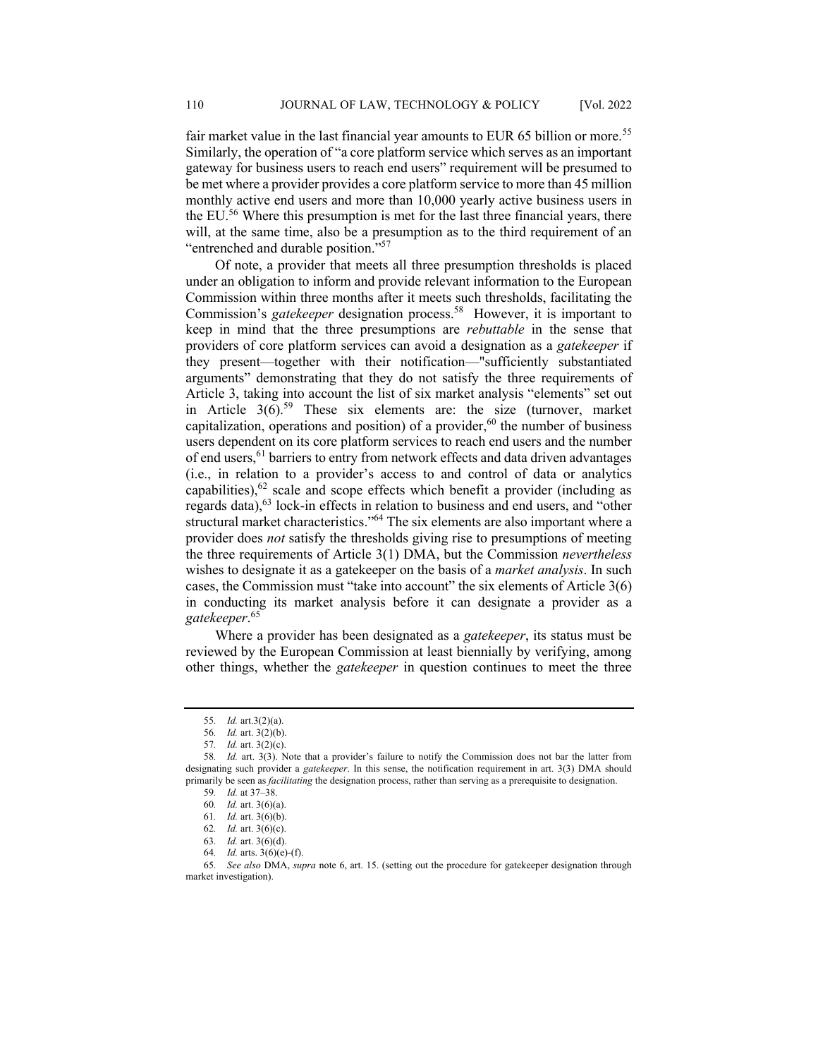fair market value in the last financial year amounts to EUR 65 billion or more.[55] Similarly, the operation of "a core platform service which serves as an important gateway for business users to reach end users" requirement will be presumed to be met where a provider provides a core platform service to more than 45 million monthly active end users and more than 10,000 yearly active business users in the EU.[56] Where this presumption is met for the last three financial years, there will, at the same time, also be a presumption as to the third requirement of an "entrenched and durable position."[57]

Of note, a provider that meets all three presumption thresholds is placed under an obligation to inform and provide relevant information to the European Commission within three months after it meets such thresholds, facilitating the Commission's *gatekeeper* designation process.[58] However, it is important to keep in mind that the three presumptions are *rebuttable* in the sense that providers of core platform services can avoid a designation as a *gatekeeper* if they present—together with their notification—"sufficiently substantiated arguments" demonstrating that they do not satisfy the three requirements of Article 3, taking into account the list of six market analysis "elements" set out in Article 3(6).[59] These six elements are: the size (turnover, market capitalization, operations and position) of a provider,[60] the number of business users dependent on its core platform services to reach end users and the number of end users,[61] barriers to entry from network effects and data driven advantages (i.e., in relation to a provider's access to and control of data or analytics capabilities),[62] scale and scope effects which benefit a provider (including as regards data),[63] lock-in effects in relation to business and end users, and "other structural market characteristics."[64] The six elements are also important where a provider does *not* satisfy the thresholds giving rise to presumptions of meeting the three requirements of Article 3(1) DMA, but the Commission *nevertheless* wishes to designate it as a gatekeeper on the basis of a *market analysis*. In such cases, the Commission must "take into account" the six elements of Article 3(6) in conducting its market analysis before it can designate a provider as a *gatekeeper*.[65]

Where a provider has been designated as a *gatekeeper*, its status must be reviewed by the European Commission at least biennially by verifying, among other things, whether the *gatekeeper* in question continues to meet the three

---

55. *Id.* art.3(2)(a).

56. *Id.* art. 3(2)(b).

57. *Id.* art. 3(2)(c).

58. *Id.* art. 3(3). Note that a provider's failure to notify the Commission does not bar the latter from designating such provider a *gatekeeper*. In this sense, the notification requirement in art. 3(3) DMA should primarily be seen as *facilitating* the designation process, rather than serving as a prerequisite to designation.

59. *Id.* at 37–38.

60. *Id.* art. 3(6)(a).

61. *Id.* art. 3(6)(b).

62. *Id.* art. 3(6)(c).

63. *Id.* art. 3(6)(d).

64. *Id.* arts. 3(6)(e)-(f).

65. *See also* DMA, *supra* note 6, art. 15. (setting out the procedure for gatekeeper designation through market investigation).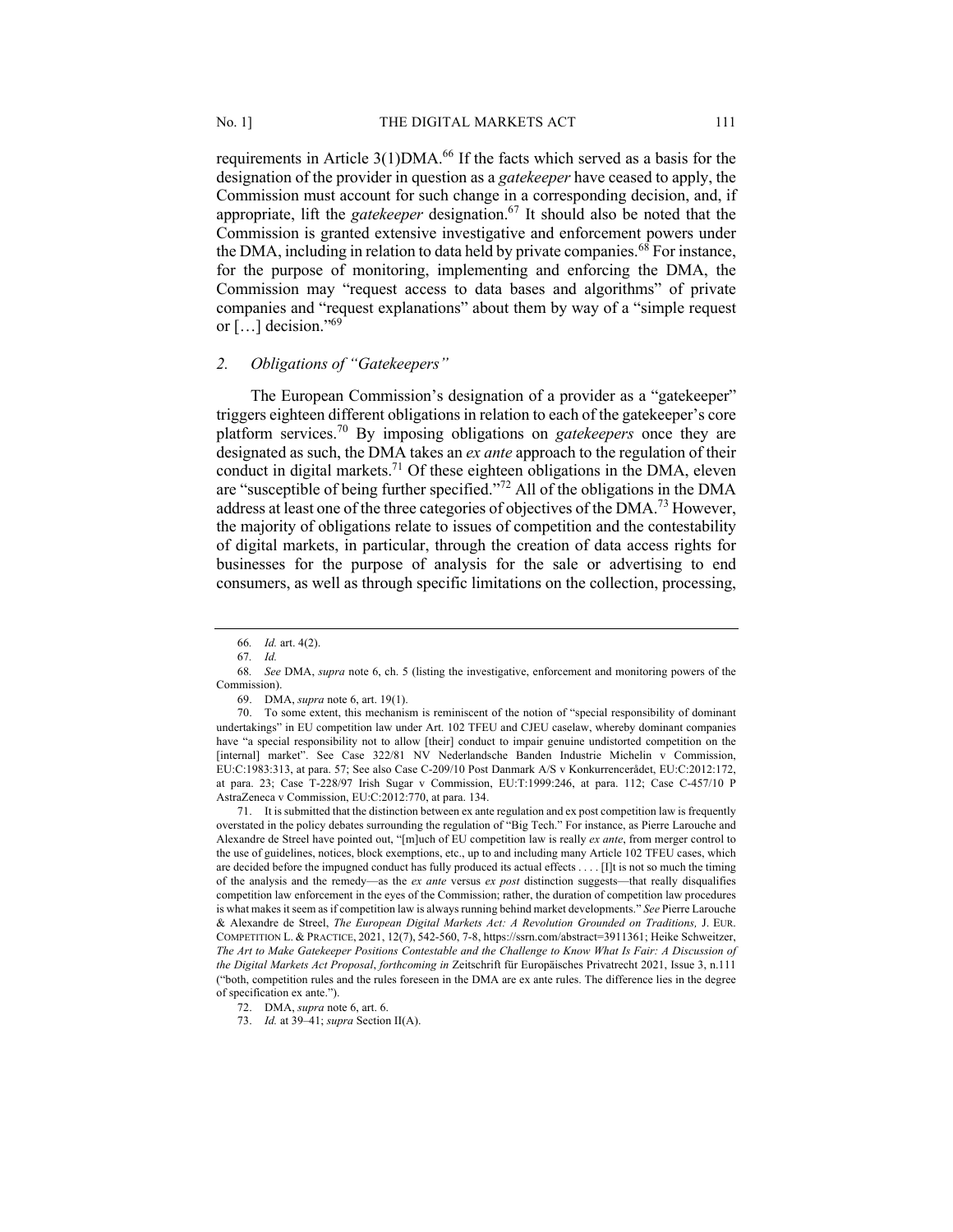requirements in Article 3(1)DMA.[66] If the facts which served as a basis for the designation of the provider in question as a *gatekeeper* have ceased to apply, the Commission must account for such change in a corresponding decision, and, if appropriate, lift the *gatekeeper* designation.[67] It should also be noted that the Commission is granted extensive investigative and enforcement powers under the DMA, including in relation to data held by private companies.[68] For instance, for the purpose of monitoring, implementing and enforcing the DMA, the Commission may "request access to data bases and algorithms" of private companies and "request explanations" about them by way of a "simple request or […] decision."[69]

### *2. Obligations of "Gatekeepers"*

The European Commission's designation of a provider as a "gatekeeper" triggers eighteen different obligations in relation to each of the gatekeeper's core platform services.[70] By imposing obligations on *gatekeepers* once they are designated as such, the DMA takes an *ex ante* approach to the regulation of their conduct in digital markets.[71] Of these eighteen obligations in the DMA, eleven are "susceptible of being further specified."[72] All of the obligations in the DMA address at least one of the three categories of objectives of the DMA.[73] However, the majority of obligations relate to issues of competition and the contestability of digital markets, in particular, through the creation of data access rights for businesses for the purpose of analysis for the sale or advertising to end consumers, as well as through specific limitations on the collection, processing,

---

66. *Id.* art. 4(2).

67. *Id.*

68. *See* DMA, *supra* note 6, ch. 5 (listing the investigative, enforcement and monitoring powers of the Commission).

69. DMA, *supra* note 6, art. 19(1).

70. To some extent, this mechanism is reminiscent of the notion of "special responsibility of dominant undertakings" in EU competition law under Art. 102 TFEU and CJEU caselaw, whereby dominant companies have "a special responsibility not to allow [their] conduct to impair genuine undistorted competition on the [internal] market". See Case 322/81 NV Nederlandsche Banden Industrie Michelin v Commission, EU:C:1983:313, at para. 57; See also Case C-209/10 Post Danmark A/S v Konkurrencerådet, EU:C:2012:172, at para. 23; Case T-228/97 Irish Sugar v Commission, EU:T:1999:246, at para. 112; Case C-457/10 P AstraZeneca v Commission, EU:C:2012:770, at para. 134.

71. It is submitted that the distinction between ex ante regulation and ex post competition law is frequently overstated in the policy debates surrounding the regulation of "Big Tech." For instance, as Pierre Larouche and Alexandre de Streel have pointed out, "[m]uch of EU competition law is really *ex ante*, from merger control to the use of guidelines, notices, block exemptions, etc., up to and including many Article 102 TFEU cases, which are decided before the impugned conduct has fully produced its actual effects . . . . [I]t is not so much the timing of the analysis and the remedy—as the *ex ante* versus *ex post* distinction suggests—that really disqualifies competition law enforcement in the eyes of the Commission; rather, the duration of competition law procedures is what makes it seem as if competition law is always running behind market developments." *See* Pierre Larouche & Alexandre de Streel, *The European Digital Markets Act: A Revolution Grounded on Traditions,* J. EUR. COMPETITION L. & PRACTICE, 2021, 12(7), 542-560, 7-8, https://ssrn.com/abstract=3911361; Heike Schweitzer, *The Art to Make Gatekeeper Positions Contestable and the Challenge to Know What Is Fair: A Discussion of the Digital Markets Act Proposal*, *forthcoming in* Zeitschrift für Europäisches Privatrecht 2021, Issue 3, n.111 ("both, competition rules and the rules foreseen in the DMA are ex ante rules. The difference lies in the degree of specification ex ante.").

72. DMA, *supra* note 6, art. 6.

73. *Id.* at 39–41; *supra* Section II(A).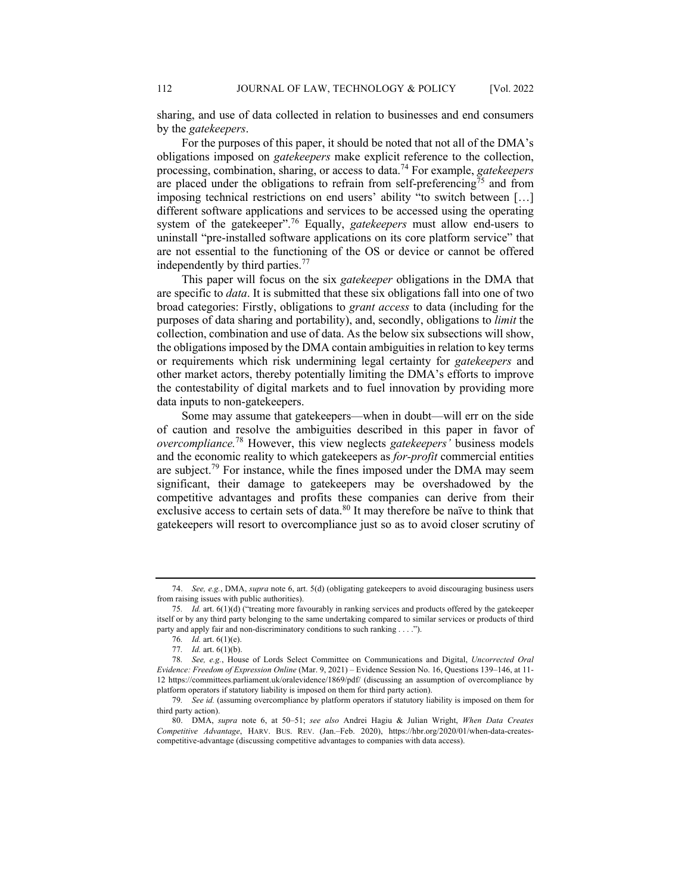sharing, and use of data collected in relation to businesses and end consumers by the *gatekeepers*.

For the purposes of this paper, it should be noted that not all of the DMA's obligations imposed on *gatekeepers* make explicit reference to the collection, processing, combination, sharing, or access to data.[74] For example, *gatekeepers* are placed under the obligations to refrain from self-preferencing[75] and from imposing technical restrictions on end users' ability "to switch between […] different software applications and services to be accessed using the operating system of the gatekeeper".[76] Equally, *gatekeepers* must allow end-users to uninstall "pre-installed software applications on its core platform service" that are not essential to the functioning of the OS or device or cannot be offered independently by third parties.[77]

This paper will focus on the six *gatekeeper* obligations in the DMA that are specific to *data*. It is submitted that these six obligations fall into one of two broad categories: Firstly, obligations to *grant access* to data (including for the purposes of data sharing and portability), and, secondly, obligations to *limit* the collection, combination and use of data. As the below six subsections will show, the obligations imposed by the DMA contain ambiguities in relation to key terms or requirements which risk undermining legal certainty for *gatekeepers* and other market actors, thereby potentially limiting the DMA's efforts to improve the contestability of digital markets and to fuel innovation by providing more data inputs to non-gatekeepers.

Some may assume that gatekeepers—when in doubt—will err on the side of caution and resolve the ambiguities described in this paper in favor of *overcompliance.*[78] However, this view neglects *gatekeepers'* business models and the economic reality to which gatekeepers as *for-profit* commercial entities are subject.[79] For instance, while the fines imposed under the DMA may seem significant, their damage to gatekeepers may be overshadowed by the competitive advantages and profits these companies can derive from their exclusive access to certain sets of data.[80] It may therefore be naïve to think that gatekeepers will resort to overcompliance just so as to avoid closer scrutiny of

---

74. *See, e.g.*, DMA, *supra* note 6, art. 5(d) (obligating gatekeepers to avoid discouraging business users from raising issues with public authorities).

75. *Id.* art. 6(1)(d) ("treating more favourably in ranking services and products offered by the gatekeeper itself or by any third party belonging to the same undertaking compared to similar services or products of third party and apply fair and non-discriminatory conditions to such ranking . . . .").

76. *Id.* art. 6(1)(e).

77. *Id.* art. 6(1)(b).

78. *See, e.g.*, House of Lords Select Committee on Communications and Digital, *Uncorrected Oral Evidence: Freedom of Expression Online* (Mar. 9, 2021) – Evidence Session No. 16, Questions 139–146, at 11-12 https://committees.parliament.uk/oralevidence/1869/pdf/ (discussing an assumption of overcompliance by platform operators if statutory liability is imposed on them for third party action).

79. *See id.* (assuming overcompliance by platform operators if statutory liability is imposed on them for third party action).

80. DMA, *supra* note 6, at 50–51; *see also* Andrei Hagiu & Julian Wright, *When Data Creates Competitive Advantage*, HARV. BUS. REV. (Jan.–Feb. 2020), https://hbr.org/2020/01/when-data-creates-competitive-advantage (discussing competitive advantages to companies with data access).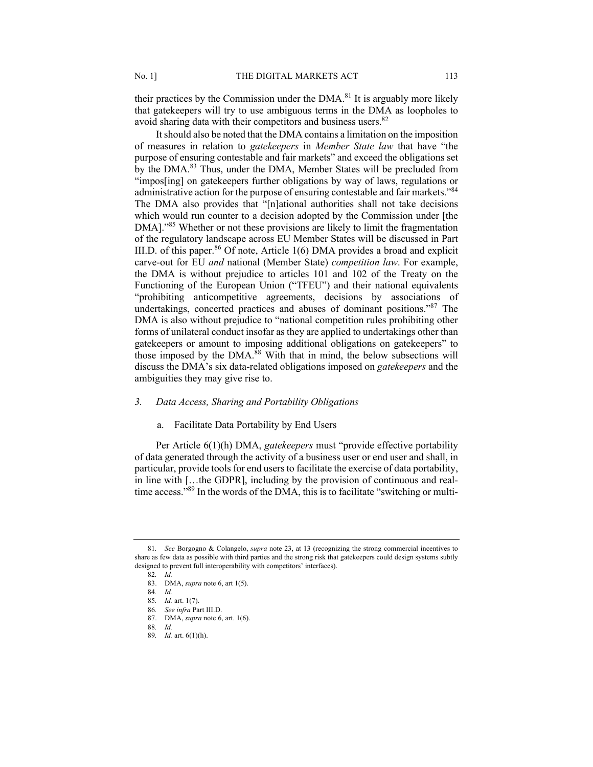their practices by the Commission under the DMA.[81] It is arguably more likely that gatekeepers will try to use ambiguous terms in the DMA as loopholes to avoid sharing data with their competitors and business users.[82]

It should also be noted that the DMA contains a limitation on the imposition of measures in relation to *gatekeepers* in *Member State law* that have "the purpose of ensuring contestable and fair markets" and exceed the obligations set by the DMA.[83] Thus, under the DMA, Member States will be precluded from "impos[ing] on gatekeepers further obligations by way of laws, regulations or administrative action for the purpose of ensuring contestable and fair markets."[84] The DMA also provides that "[n]ational authorities shall not take decisions which would run counter to a decision adopted by the Commission under [the DMA]."[85] Whether or not these provisions are likely to limit the fragmentation of the regulatory landscape across EU Member States will be discussed in Part III.D. of this paper.[86] Of note, Article 1(6) DMA provides a broad and explicit carve-out for EU *and* national (Member State) *competition law*. For example, the DMA is without prejudice to articles 101 and 102 of the Treaty on the Functioning of the European Union ("TFEU") and their national equivalents "prohibiting anticompetitive agreements, decisions by associations of undertakings, concerted practices and abuses of dominant positions."[87] The DMA is also without prejudice to "national competition rules prohibiting other forms of unilateral conduct insofar as they are applied to undertakings other than gatekeepers or amount to imposing additional obligations on gatekeepers" to those imposed by the DMA.[88] With that in mind, the below subsections will discuss the DMA's six data-related obligations imposed on *gatekeepers* and the ambiguities they may give rise to.

### *3. Data Access, Sharing and Portability Obligations*

#### a. Facilitate Data Portability by End Users

Per Article 6(1)(h) DMA, *gatekeepers* must "provide effective portability of data generated through the activity of a business user or end user and shall, in particular, provide tools for end users to facilitate the exercise of data portability, in line with […the GDPR], including by the provision of continuous and real-time access."[89] In the words of the DMA, this is to facilitate "switching or multi-

---

81. *See* Borgogno & Colangelo, *supra* note 23, at 13 (recognizing the strong commercial incentives to share as few data as possible with third parties and the strong risk that gatekeepers could design systems subtly designed to prevent full interoperability with competitors' interfaces).

82. *Id.*

83. DMA, *supra* note 6, art 1(5).

84. *Id.*

85. *Id.* art. 1(7).

86. *See infra* Part III.D.

87. DMA, *supra* note 6, art. 1(6).

88. *Id.*

89. *Id.* art. 6(1)(h).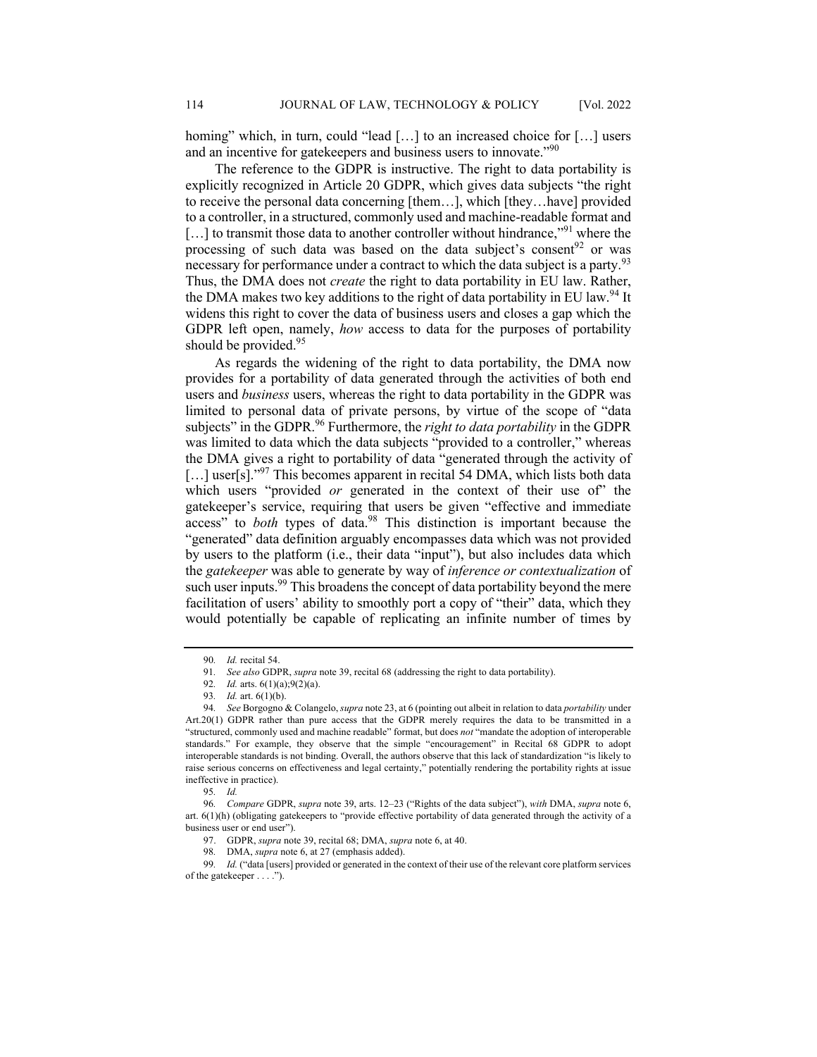homing" which, in turn, could "lead […] to an increased choice for […] users and an incentive for gatekeepers and business users to innovate."[90]

The reference to the GDPR is instructive. The right to data portability is explicitly recognized in Article 20 GDPR, which gives data subjects "the right to receive the personal data concerning [them…], which [they…have] provided to a controller, in a structured, commonly used and machine-readable format and […] to transmit those data to another controller without hindrance,"[91] where the processing of such data was based on the data subject's consent[92] or was necessary for performance under a contract to which the data subject is a party.[93] Thus, the DMA does not *create* the right to data portability in EU law. Rather, the DMA makes two key additions to the right of data portability in EU law.[94] It widens this right to cover the data of business users and closes a gap which the GDPR left open, namely, *how* access to data for the purposes of portability should be provided.[95]

As regards the widening of the right to data portability, the DMA now provides for a portability of data generated through the activities of both end users and *business* users, whereas the right to data portability in the GDPR was limited to personal data of private persons, by virtue of the scope of "data subjects" in the GDPR.[96] Furthermore, the *right to data portability* in the GDPR was limited to data which the data subjects "provided to a controller," whereas the DMA gives a right to portability of data "generated through the activity of […] user[s]."[97] This becomes apparent in recital 54 DMA, which lists both data which users "provided *or* generated in the context of their use of" the gatekeeper's service, requiring that users be given "effective and immediate access" to *both* types of data.[98] This distinction is important because the "generated" data definition arguably encompasses data which was not provided by users to the platform (i.e., their data "input"), but also includes data which the *gatekeeper* was able to generate by way of *inference or contextualization* of such user inputs.[99] This broadens the concept of data portability beyond the mere facilitation of users' ability to smoothly port a copy of "their" data, which they would potentially be capable of replicating an infinite number of times by

---

90. *Id.* recital 54.

91. *See also* GDPR, *supra* note 39, recital 68 (addressing the right to data portability).

92. *Id.* arts. 6(1)(a);9(2)(a).

93. *Id.* art. 6(1)(b).

94. *See* Borgogno & Colangelo, *supra* note 23, at 6 (pointing out albeit in relation to data *portability* under Art.20(1) GDPR rather than pure access that the GDPR merely requires the data to be transmitted in a "structured, commonly used and machine readable" format, but does *not* "mandate the adoption of interoperable standards." For example, they observe that the simple "encouragement" in Recital 68 GDPR to adopt interoperable standards is not binding. Overall, the authors observe that this lack of standardization "is likely to raise serious concerns on effectiveness and legal certainty," potentially rendering the portability rights at issue ineffective in practice).

95. *Id.*

96. *Compare* GDPR, *supra* note 39, arts. 12–23 ("Rights of the data subject"), *with* DMA, *supra* note 6, art. 6(1)(h) (obligating gatekeepers to "provide effective portability of data generated through the activity of a business user or end user").

97. GDPR, *supra* note 39, recital 68; DMA, *supra* note 6, at 40.

98. DMA, *supra* note 6, at 27 (emphasis added).

99. *Id.* ("data [users] provided or generated in the context of their use of the relevant core platform services of the gatekeeper . . . .").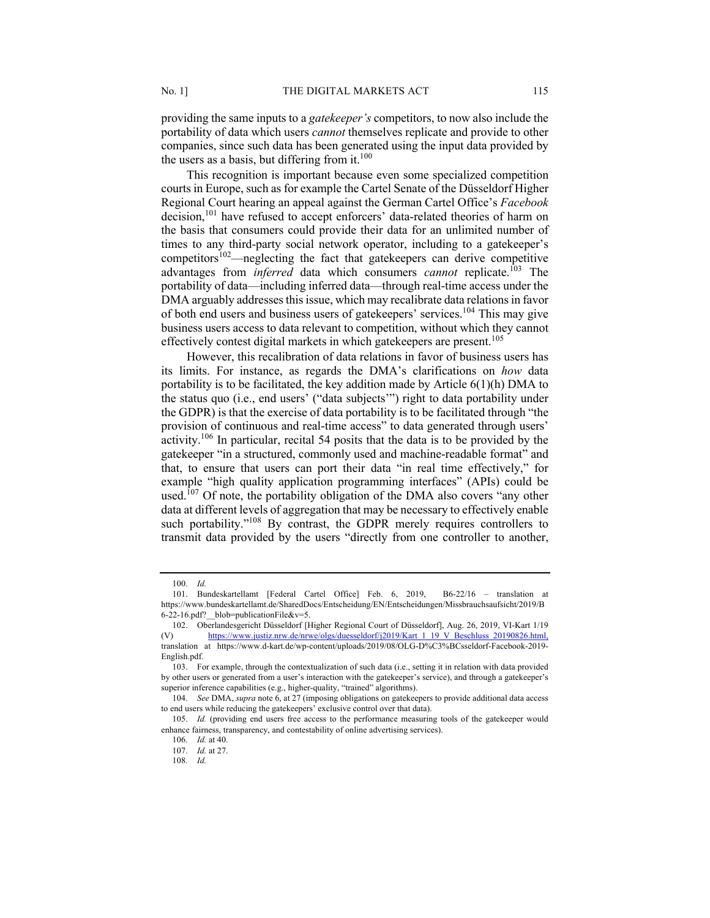providing the same inputs to a *gatekeeper's* competitors, to now also include the portability of data which users *cannot* themselves replicate and provide to other companies, since such data has been generated using the input data provided by the users as a basis, but differing from it.[100]

This recognition is important because even some specialized competition courts in Europe, such as for example the Cartel Senate of the Düsseldorf Higher Regional Court hearing an appeal against the German Cartel Office's *Facebook* decision,[101] have refused to accept enforcers' data-related theories of harm on the basis that consumers could provide their data for an unlimited number of times to any third-party social network operator, including to a gatekeeper's competitors[102]—neglecting the fact that gatekeepers can derive competitive advantages from *inferred* data which consumers *cannot* replicate.[103] The portability of data—including inferred data—through real-time access under the DMA arguably addresses this issue, which may recalibrate data relations in favor of both end users and business users of gatekeepers' services.[104] This may give business users access to data relevant to competition, without which they cannot effectively contest digital markets in which gatekeepers are present.[105]

However, this recalibration of data relations in favor of business users has its limits. For instance, as regards the DMA's clarifications on *how* data portability is to be facilitated, the key addition made by Article 6(1)(h) DMA to the status quo (i.e., end users' ("data subjects'") right to data portability under the GDPR) is that the exercise of data portability is to be facilitated through "the provision of continuous and real-time access" to data generated through users' activity.[106] In particular, recital 54 posits that the data is to be provided by the gatekeeper "in a structured, commonly used and machine-readable format" and that, to ensure that users can port their data "in real time effectively," for example "high quality application programming interfaces" (APIs) could be used.[107] Of note, the portability obligation of the DMA also covers "any other data at different levels of aggregation that may be necessary to effectively enable such portability."[108] By contrast, the GDPR merely requires controllers to transmit data provided by the users "directly from one controller to another,

---

100. *Id.*

101. Bundeskartellamt [Federal Cartel Office] Feb. 6, 2019, B6-22/16 – translation at https://www.bundeskartellamt.de/SharedDocs/Entscheidung/EN/Entscheidungen/Missbrauchsaufsicht/2019/B6-22-16.pdf?__blob=publicationFile&v=5.

102. Oberlandesgericht Düsseldorf [Higher Regional Court of Düsseldorf], Aug. 26, 2019, VI-Kart 1/19 (V) https://www.justiz.nrw.de/nrwe/olgs/duesseldorf/j2019/Kart_1_19_V_Beschluss_20190826.html, translation at https://www.d-kart.de/wp-content/uploads/2019/08/OLG-D%C3%BCsseldorf-Facebook-2019-English.pdf.

103. For example, through the contextualization of such data (i.e., setting it in relation with data provided by other users or generated from a user's interaction with the gatekeeper's service), and through a gatekeeper's superior inference capabilities (e.g., higher-quality, "trained" algorithms).

104. *See* DMA, *supra* note 6, at 27 (imposing obligations on gatekeepers to provide additional data access to end users while reducing the gatekeepers' exclusive control over that data).

105. *Id.* (providing end users free access to the performance measuring tools of the gatekeeper would enhance fairness, transparency, and contestability of online advertising services).

106. *Id.* at 40.

107. *Id.* at 27.

108. *Id.*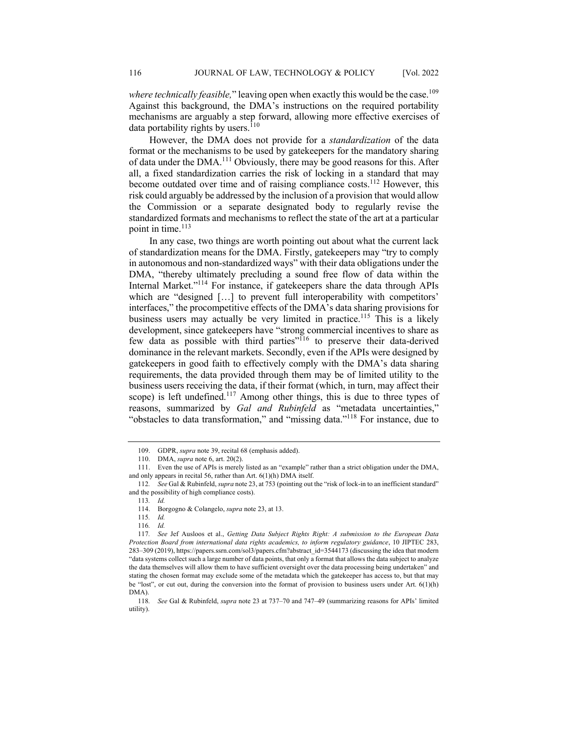*where technically feasible,*" leaving open when exactly this would be the case.[109] Against this background, the DMA's instructions on the required portability mechanisms are arguably a step forward, allowing more effective exercises of data portability rights by users.[110]

However, the DMA does not provide for a *standardization* of the data format or the mechanisms to be used by gatekeepers for the mandatory sharing of data under the DMA.[111] Obviously, there may be good reasons for this. After all, a fixed standardization carries the risk of locking in a standard that may become outdated over time and of raising compliance costs.[112] However, this risk could arguably be addressed by the inclusion of a provision that would allow the Commission or a separate designated body to regularly revise the standardized formats and mechanisms to reflect the state of the art at a particular point in time.[113]

In any case, two things are worth pointing out about what the current lack of standardization means for the DMA. Firstly, gatekeepers may "try to comply in autonomous and non-standardized ways" with their data obligations under the DMA, "thereby ultimately precluding a sound free flow of data within the Internal Market."[114] For instance, if gatekeepers share the data through APIs which are "designed […] to prevent full interoperability with competitors' interfaces," the procompetitive effects of the DMA's data sharing provisions for business users may actually be very limited in practice.[115] This is a likely development, since gatekeepers have "strong commercial incentives to share as few data as possible with third parties"[116] to preserve their data-derived dominance in the relevant markets. Secondly, even if the APIs were designed by gatekeepers in good faith to effectively comply with the DMA's data sharing requirements, the data provided through them may be of limited utility to the business users receiving the data, if their format (which, in turn, may affect their scope) is left undefined.[117] Among other things, this is due to three types of reasons, summarized by *Gal and Rubinfeld* as "metadata uncertainties," "obstacles to data transformation," and "missing data."[118] For instance, due to

---

109. GDPR, *supra* note 39, recital 68 (emphasis added).

110. DMA, *supra* note 6, art. 20(2).

111. Even the use of APIs is merely listed as an "example" rather than a strict obligation under the DMA, and only appears in recital 56, rather than Art. 6(1)(h) DMA itself.

112. *See* Gal & Rubinfeld, *supra* note 23, at 753 (pointing out the "risk of lock-in to an inefficient standard" and the possibility of high compliance costs).

113. *Id.*

114. Borgogno & Colangelo, *supra* note 23, at 13.

115. *Id.*

116. *Id.*

117. *See* Jef Ausloos et al., *Getting Data Subject Rights Right: A submission to the European Data Protection Board from international data rights academics, to inform regulatory guidance*, 10 JIPTEC 283, 283–309 (2019), https://papers.ssrn.com/sol3/papers.cfm?abstract_id=3544173 (discussing the idea that modern "data systems collect such a large number of data points, that only a format that allows the data subject to analyze the data themselves will allow them to have sufficient oversight over the data processing being undertaken" and stating the chosen format may exclude some of the metadata which the gatekeeper has access to, but that may be "lost", or cut out, during the conversion into the format of provision to business users under Art. 6(1)(h) DMA).

118. *See* Gal & Rubinfeld, *supra* note 23 at 737–70 and 747–49 (summarizing reasons for APIs' limited utility).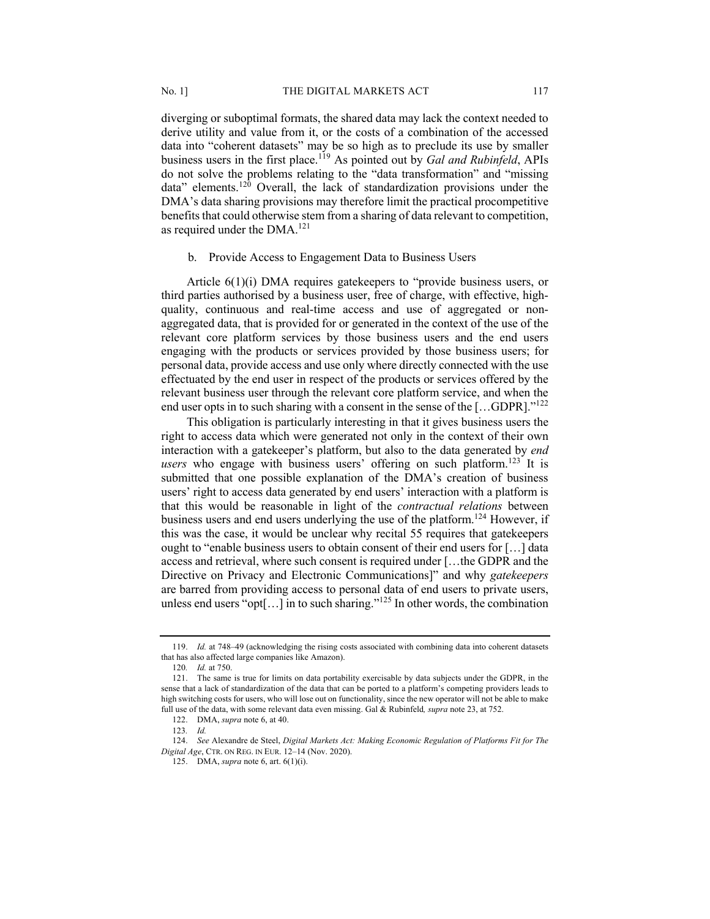diverging or suboptimal formats, the shared data may lack the context needed to derive utility and value from it, or the costs of a combination of the accessed data into "coherent datasets" may be so high as to preclude its use by smaller business users in the first place.[119] As pointed out by *Gal and Rubinfeld*, APIs do not solve the problems relating to the "data transformation" and "missing data" elements.[120] Overall, the lack of standardization provisions under the DMA's data sharing provisions may therefore limit the practical procompetitive benefits that could otherwise stem from a sharing of data relevant to competition, as required under the DMA.[121]

b. Provide Access to Engagement Data to Business Users

Article 6(1)(i) DMA requires gatekeepers to "provide business users, or third parties authorised by a business user, free of charge, with effective, high-quality, continuous and real-time access and use of aggregated or non-aggregated data, that is provided for or generated in the context of the use of the relevant core platform services by those business users and the end users engaging with the products or services provided by those business users; for personal data, provide access and use only where directly connected with the use effectuated by the end user in respect of the products or services offered by the relevant business user through the relevant core platform service, and when the end user opts in to such sharing with a consent in the sense of the […GDPR]."[122]

This obligation is particularly interesting in that it gives business users the right to access data which were generated not only in the context of their own interaction with a gatekeeper's platform, but also to the data generated by *end users* who engage with business users' offering on such platform.[123] It is submitted that one possible explanation of the DMA's creation of business users' right to access data generated by end users' interaction with a platform is that this would be reasonable in light of the *contractual relations* between business users and end users underlying the use of the platform.[124] However, if this was the case, it would be unclear why recital 55 requires that gatekeepers ought to "enable business users to obtain consent of their end users for […] data access and retrieval, where such consent is required under […the GDPR and the Directive on Privacy and Electronic Communications]" and why *gatekeepers* are barred from providing access to personal data of end users to private users, unless end users "opt[…] in to such sharing."[125] In other words, the combination

---

119. *Id.* at 748–49 (acknowledging the rising costs associated with combining data into coherent datasets that has also affected large companies like Amazon).

120. *Id.* at 750.

121. The same is true for limits on data portability exercisable by data subjects under the GDPR, in the sense that a lack of standardization of the data that can be ported to a platform's competing providers leads to high switching costs for users, who will lose out on functionality, since the new operator will not be able to make full use of the data, with some relevant data even missing. Gal & Rubinfeld*, supra* note 23, at 752.

122. DMA, *supra* note 6, at 40.

123. *Id.*

124. *See* Alexandre de Steel, *Digital Markets Act: Making Economic Regulation of Platforms Fit for The Digital Age*, CTR. ON REG. IN EUR. 12–14 (Nov. 2020).

125. DMA, *supra* note 6, art. 6(1)(i).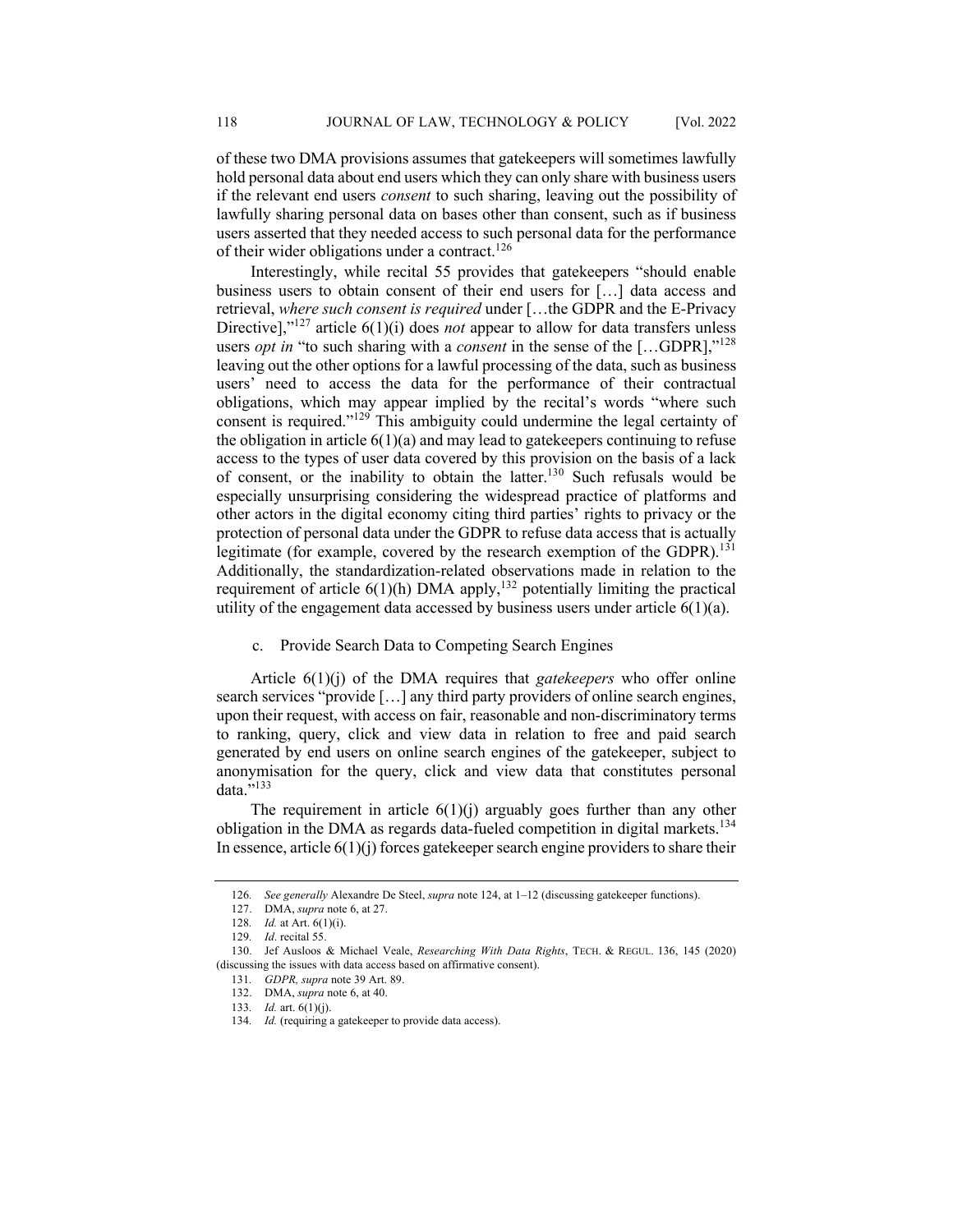of these two DMA provisions assumes that gatekeepers will sometimes lawfully hold personal data about end users which they can only share with business users if the relevant end users *consent* to such sharing, leaving out the possibility of lawfully sharing personal data on bases other than consent, such as if business users asserted that they needed access to such personal data for the performance of their wider obligations under a contract.[126]

Interestingly, while recital 55 provides that gatekeepers "should enable business users to obtain consent of their end users for […] data access and retrieval, *where such consent is required* under […the GDPR and the E-Privacy Directive],"[127] article 6(1)(i) does *not* appear to allow for data transfers unless users *opt in* "to such sharing with a *consent* in the sense of the […GDPR],"[128] leaving out the other options for a lawful processing of the data, such as business users' need to access the data for the performance of their contractual obligations, which may appear implied by the recital's words "where such consent is required."[129] This ambiguity could undermine the legal certainty of the obligation in article 6(1)(a) and may lead to gatekeepers continuing to refuse access to the types of user data covered by this provision on the basis of a lack of consent, or the inability to obtain the latter.[130] Such refusals would be especially unsurprising considering the widespread practice of platforms and other actors in the digital economy citing third parties' rights to privacy or the protection of personal data under the GDPR to refuse data access that is actually legitimate (for example, covered by the research exemption of the GDPR).[131] Additionally, the standardization-related observations made in relation to the requirement of article 6(1)(h) DMA apply,[132] potentially limiting the practical utility of the engagement data accessed by business users under article 6(1)(a).

c. Provide Search Data to Competing Search Engines

Article 6(1)(j) of the DMA requires that *gatekeepers* who offer online search services "provide […] any third party providers of online search engines, upon their request, with access on fair, reasonable and non-discriminatory terms to ranking, query, click and view data in relation to free and paid search generated by end users on online search engines of the gatekeeper, subject to anonymisation for the query, click and view data that constitutes personal data."[133]

The requirement in article 6(1)(j) arguably goes further than any other obligation in the DMA as regards data-fueled competition in digital markets.[134] In essence, article 6(1)(j) forces gatekeeper search engine providers to share their

126. *See generally* Alexandre De Steel, *supra* note 124, at 1–12 (discussing gatekeeper functions).

127. DMA, *supra* note 6, at 27.

128. *Id.* at Art. 6(1)(i).

129. *Id*. recital 55.

130. Jef Ausloos & Michael Veale, *Researching With Data Rights*, TECH. & REGUL. 136, 145 (2020) (discussing the issues with data access based on affirmative consent).

131. *GDPR, supra* note 39 Art. 89.

132. DMA, *supra* note 6, at 40.

133. *Id.* art. 6(1)(j).

134. *Id.* (requiring a gatekeeper to provide data access).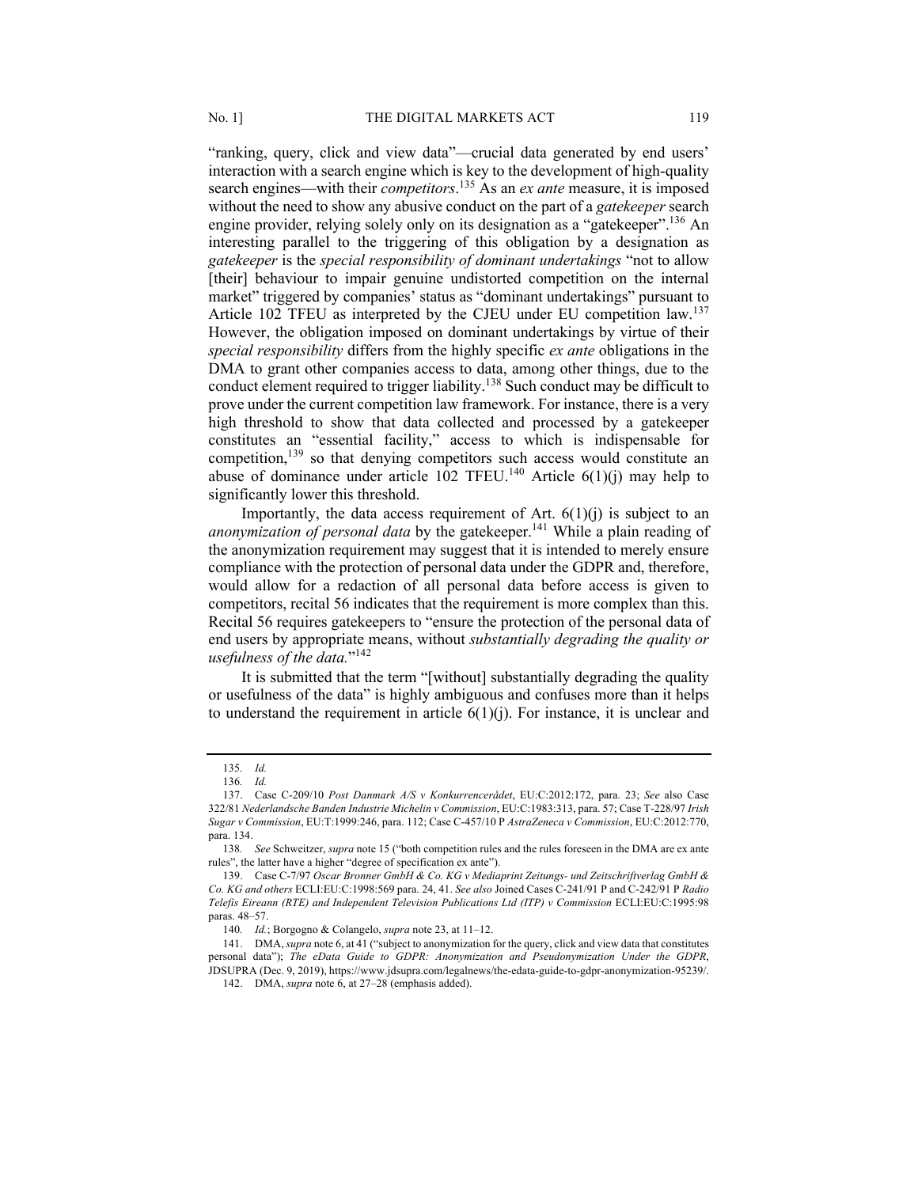"ranking, query, click and view data"—crucial data generated by end users' interaction with a search engine which is key to the development of high-quality search engines—with their *competitors*.[135] As an *ex ante* measure, it is imposed without the need to show any abusive conduct on the part of a *gatekeeper* search engine provider, relying solely only on its designation as a "gatekeeper".[136] An interesting parallel to the triggering of this obligation by a designation as *gatekeeper* is the *special responsibility of dominant undertakings* "not to allow [their] behaviour to impair genuine undistorted competition on the internal market" triggered by companies' status as "dominant undertakings" pursuant to Article 102 TFEU as interpreted by the CJEU under EU competition law.[137] However, the obligation imposed on dominant undertakings by virtue of their *special responsibility* differs from the highly specific *ex ante* obligations in the DMA to grant other companies access to data, among other things, due to the conduct element required to trigger liability.[138] Such conduct may be difficult to prove under the current competition law framework. For instance, there is a very high threshold to show that data collected and processed by a gatekeeper constitutes an "essential facility," access to which is indispensable for competition,[139] so that denying competitors such access would constitute an abuse of dominance under article 102 TFEU.[140] Article 6(1)(j) may help to significantly lower this threshold.

Importantly, the data access requirement of Art. 6(1)(j) is subject to an *anonymization of personal data* by the gatekeeper.[141] While a plain reading of the anonymization requirement may suggest that it is intended to merely ensure compliance with the protection of personal data under the GDPR and, therefore, would allow for a redaction of all personal data before access is given to competitors, recital 56 indicates that the requirement is more complex than this. Recital 56 requires gatekeepers to "ensure the protection of the personal data of end users by appropriate means, without *substantially degrading the quality or usefulness of the data.*"[142]

It is submitted that the term "[without] substantially degrading the quality or usefulness of the data" is highly ambiguous and confuses more than it helps to understand the requirement in article 6(1)(j). For instance, it is unclear and

135. *Id.*

136. *Id.*

137. Case C-209/10 *Post Danmark A/S v Konkurrencerådet*, EU:C:2012:172, para. 23; *See* also Case 322/81 *Nederlandsche Banden Industrie Michelin v Commission*, EU:C:1983:313, para. 57; Case T-228/97 *Irish Sugar v Commission*, EU:T:1999:246, para. 112; Case C-457/10 P *AstraZeneca v Commission*, EU:C:2012:770, para. 134.

138. *See* Schweitzer, *supra* note 15 ("both competition rules and the rules foreseen in the DMA are ex ante rules", the latter have a higher "degree of specification ex ante").

139. Case C-7/97 *Oscar Bronner GmbH & Co. KG v Mediaprint Zeitungs- und Zeitschriftverlag GmbH & Co. KG and others* ECLI:EU:C:1998:569 para. 24, 41. *See also* Joined Cases C-241/91 P and C-242/91 P *Radio Telefis Eireann (RTE) and Independent Television Publications Ltd (ITP) v Commission* ECLI:EU:C:1995:98 paras. 48–57.

140. *Id.*; Borgogno & Colangelo, *supra* note 23, at 11–12.

141. DMA, *supra* note 6, at 41 ("subject to anonymization for the query, click and view data that constitutes personal data"); *The eData Guide to GDPR: Anonymization and Pseudonymization Under the GDPR*, JDSUPRA (Dec. 9, 2019), https://www.jdsupra.com/legalnews/the-edata-guide-to-gdpr-anonymization-95239/.

142. DMA, *supra* note 6, at 27–28 (emphasis added).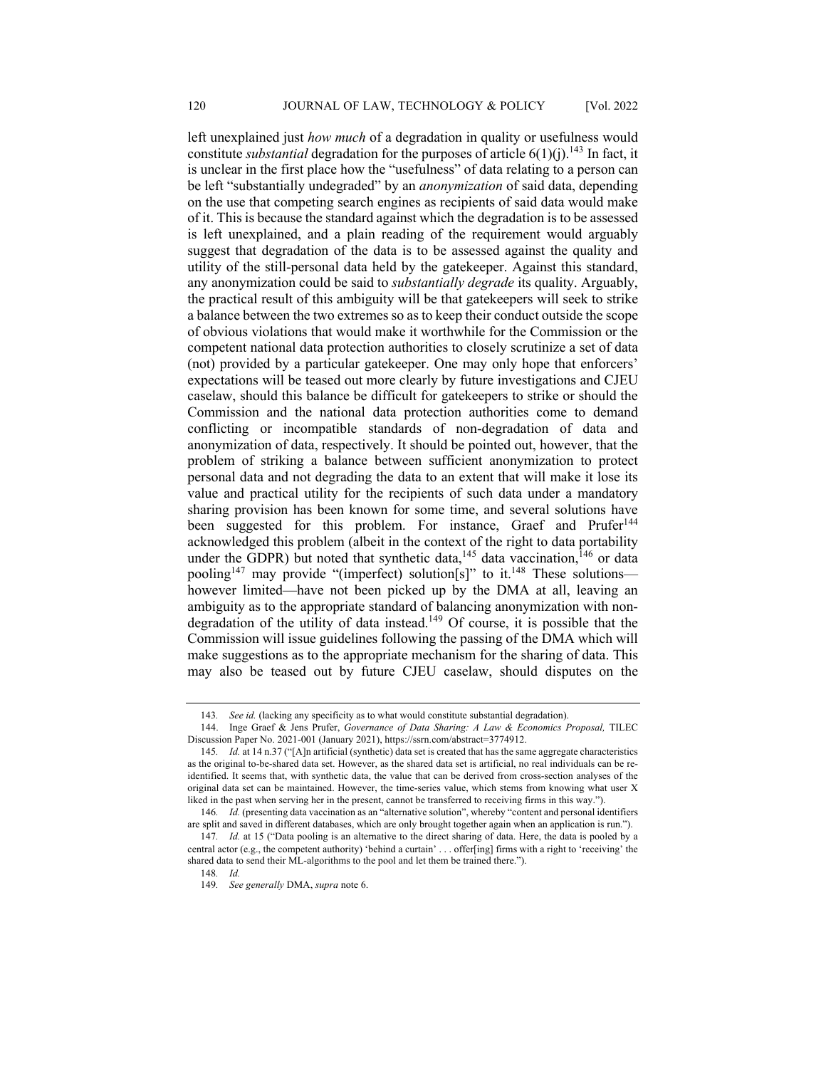left unexplained just *how much* of a degradation in quality or usefulness would constitute *substantial* degradation for the purposes of article 6(1)(j).[143] In fact, it is unclear in the first place how the "usefulness" of data relating to a person can be left "substantially undegraded" by an *anonymization* of said data, depending on the use that competing search engines as recipients of said data would make of it. This is because the standard against which the degradation is to be assessed is left unexplained, and a plain reading of the requirement would arguably suggest that degradation of the data is to be assessed against the quality and utility of the still-personal data held by the gatekeeper. Against this standard, any anonymization could be said to *substantially degrade* its quality. Arguably, the practical result of this ambiguity will be that gatekeepers will seek to strike a balance between the two extremes so as to keep their conduct outside the scope of obvious violations that would make it worthwhile for the Commission or the competent national data protection authorities to closely scrutinize a set of data (not) provided by a particular gatekeeper. One may only hope that enforcers' expectations will be teased out more clearly by future investigations and CJEU caselaw, should this balance be difficult for gatekeepers to strike or should the Commission and the national data protection authorities come to demand conflicting or incompatible standards of non-degradation of data and anonymization of data, respectively. It should be pointed out, however, that the problem of striking a balance between sufficient anonymization to protect personal data and not degrading the data to an extent that will make it lose its value and practical utility for the recipients of such data under a mandatory sharing provision has been known for some time, and several solutions have been suggested for this problem. For instance, Graef and Prufer[144] acknowledged this problem (albeit in the context of the right to data portability under the GDPR) but noted that synthetic data,[145] data vaccination,[146] or data pooling[147] may provide "(imperfect) solution[s]" to it.[148] These solutions—however limited—have not been picked up by the DMA at all, leaving an ambiguity as to the appropriate standard of balancing anonymization with non-degradation of the utility of data instead.[149] Of course, it is possible that the Commission will issue guidelines following the passing of the DMA which will make suggestions as to the appropriate mechanism for the sharing of data. This may also be teased out by future CJEU caselaw, should disputes on the

---

143. *See id.* (lacking any specificity as to what would constitute substantial degradation).

144. Inge Graef & Jens Prufer, *Governance of Data Sharing: A Law & Economics Proposal,* TILEC Discussion Paper No. 2021-001 (January 2021), https://ssrn.com/abstract=3774912.

145. *Id.* at 14 n.37 ("[A]n artificial (synthetic) data set is created that has the same aggregate characteristics as the original to-be-shared data set. However, as the shared data set is artificial, no real individuals can be re-identified. It seems that, with synthetic data, the value that can be derived from cross-section analyses of the original data set can be maintained. However, the time-series value, which stems from knowing what user X liked in the past when serving her in the present, cannot be transferred to receiving firms in this way.").

146. *Id.* (presenting data vaccination as an "alternative solution", whereby "content and personal identifiers are split and saved in different databases, which are only brought together again when an application is run.").

147. *Id.* at 15 ("Data pooling is an alternative to the direct sharing of data. Here, the data is pooled by a central actor (e.g., the competent authority) 'behind a curtain' . . . offer[ing] firms with a right to 'receiving' the shared data to send their ML-algorithms to the pool and let them be trained there.").

148. *Id.*

149. *See generally* DMA, *supra* note 6.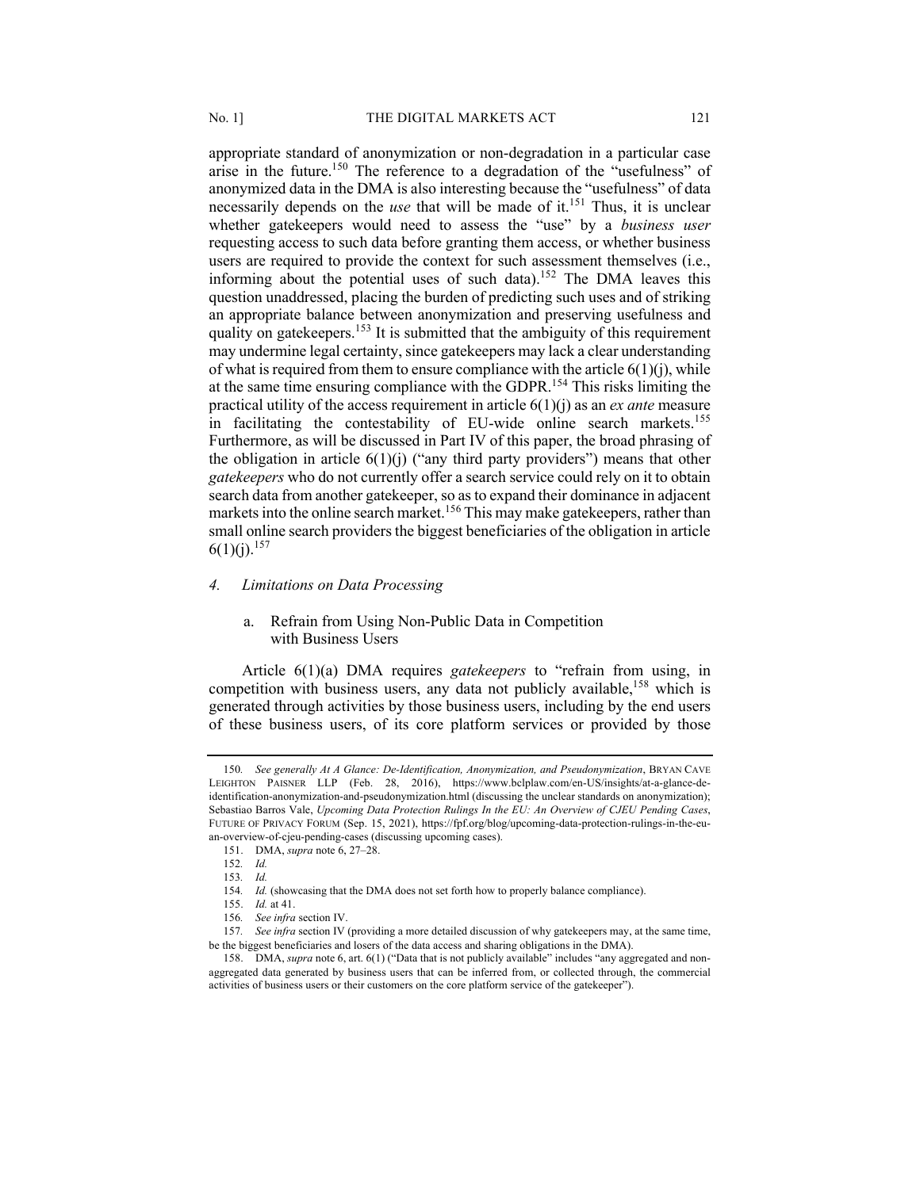appropriate standard of anonymization or non-degradation in a particular case arise in the future.[150] The reference to a degradation of the "usefulness" of anonymized data in the DMA is also interesting because the "usefulness" of data necessarily depends on the *use* that will be made of it.[151] Thus, it is unclear whether gatekeepers would need to assess the "use" by a *business user* requesting access to such data before granting them access, or whether business users are required to provide the context for such assessment themselves (i.e., informing about the potential uses of such data).[152] The DMA leaves this question unaddressed, placing the burden of predicting such uses and of striking an appropriate balance between anonymization and preserving usefulness and quality on gatekeepers.[153] It is submitted that the ambiguity of this requirement may undermine legal certainty, since gatekeepers may lack a clear understanding of what is required from them to ensure compliance with the article 6(1)(j), while at the same time ensuring compliance with the GDPR.[154] This risks limiting the practical utility of the access requirement in article 6(1)(j) as an *ex ante* measure in facilitating the contestability of EU-wide online search markets.[155] Furthermore, as will be discussed in Part IV of this paper, the broad phrasing of the obligation in article 6(1)(j) ("any third party providers") means that other *gatekeepers* who do not currently offer a search service could rely on it to obtain search data from another gatekeeper, so as to expand their dominance in adjacent markets into the online search market.[156] This may make gatekeepers, rather than small online search providers the biggest beneficiaries of the obligation in article 6(1)(j).[157]

#### *4. Limitations on Data Processing*

##### a. Refrain from Using Non-Public Data in Competition with Business Users

Article 6(1)(a) DMA requires *gatekeepers* to "refrain from using, in competition with business users, any data not publicly available,[158] which is generated through activities by those business users, including by the end users of these business users, of its core platform services or provided by those

---

150. *See generally At A Glance: De-Identification, Anonymization, and Pseudonymization*, BRYAN CAVE LEIGHTON PAISNER LLP (Feb. 28, 2016), https://www.bclplaw.com/en-US/insights/at-a-glance-de-identification-anonymization-and-pseudonymization.html (discussing the unclear standards on anonymization); Sebastiao Barros Vale, *Upcoming Data Protection Rulings In the EU: An Overview of CJEU Pending Cases*, FUTURE OF PRIVACY FORUM (Sep. 15, 2021), https://fpf.org/blog/upcoming-data-protection-rulings-in-the-eu-an-overview-of-cjeu-pending-cases (discussing upcoming cases).

151. DMA, *supra* note 6, 27–28.

152. *Id.*

153. *Id.*

154. *Id.* (showcasing that the DMA does not set forth how to properly balance compliance).

155. *Id.* at 41.

156. *See infra* section IV.

157. *See infra* section IV (providing a more detailed discussion of why gatekeepers may, at the same time, be the biggest beneficiaries and losers of the data access and sharing obligations in the DMA).

158. DMA, *supra* note 6, art. 6(1) ("Data that is not publicly available" includes "any aggregated and non-aggregated data generated by business users that can be inferred from, or collected through, the commercial activities of business users or their customers on the core platform service of the gatekeeper").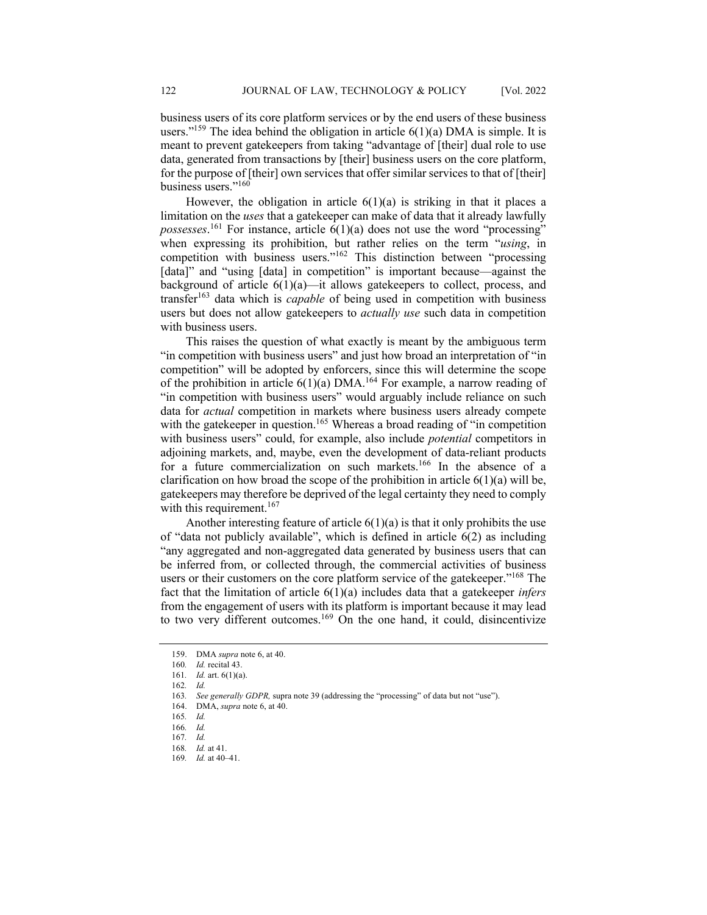business users of its core platform services or by the end users of these business users."[159] The idea behind the obligation in article 6(1)(a) DMA is simple. It is meant to prevent gatekeepers from taking "advantage of [their] dual role to use data, generated from transactions by [their] business users on the core platform, for the purpose of [their] own services that offer similar services to that of [their] business users."[160]

However, the obligation in article 6(1)(a) is striking in that it places a limitation on the *uses* that a gatekeeper can make of data that it already lawfully *possesses*.[161] For instance, article 6(1)(a) does not use the word "processing" when expressing its prohibition, but rather relies on the term "*using*, in competition with business users."[162] This distinction between "processing [data]" and "using [data] in competition" is important because—against the background of article 6(1)(a)—it allows gatekeepers to collect, process, and transfer[163] data which is *capable* of being used in competition with business users but does not allow gatekeepers to *actually use* such data in competition with business users.

This raises the question of what exactly is meant by the ambiguous term "in competition with business users" and just how broad an interpretation of "in competition" will be adopted by enforcers, since this will determine the scope of the prohibition in article 6(1)(a) DMA.[164] For example, a narrow reading of "in competition with business users" would arguably include reliance on such data for *actual* competition in markets where business users already compete with the gatekeeper in question.[165] Whereas a broad reading of "in competition with business users" could, for example, also include *potential* competitors in adjoining markets, and, maybe, even the development of data-reliant products for a future commercialization on such markets.[166] In the absence of a clarification on how broad the scope of the prohibition in article 6(1)(a) will be, gatekeepers may therefore be deprived of the legal certainty they need to comply with this requirement.[167]

Another interesting feature of article 6(1)(a) is that it only prohibits the use of "data not publicly available", which is defined in article 6(2) as including "any aggregated and non-aggregated data generated by business users that can be inferred from, or collected through, the commercial activities of business users or their customers on the core platform service of the gatekeeper."[168] The fact that the limitation of article 6(1)(a) includes data that a gatekeeper *infers* from the engagement of users with its platform is important because it may lead to two very different outcomes.[169] On the one hand, it could, disincentivize

---

159. DMA *supra* note 6, at 40.
160. *Id.* recital 43.
161. *Id.* art. 6(1)(a).
162. *Id.*
163. *See generally GDPR,* supra note 39 (addressing the "processing" of data but not "use").
164. DMA, *supra* note 6, at 40.
165. *Id.*
166. *Id.*
167. *Id.*
168. *Id.* at 41.
169. *Id.* at 40–41.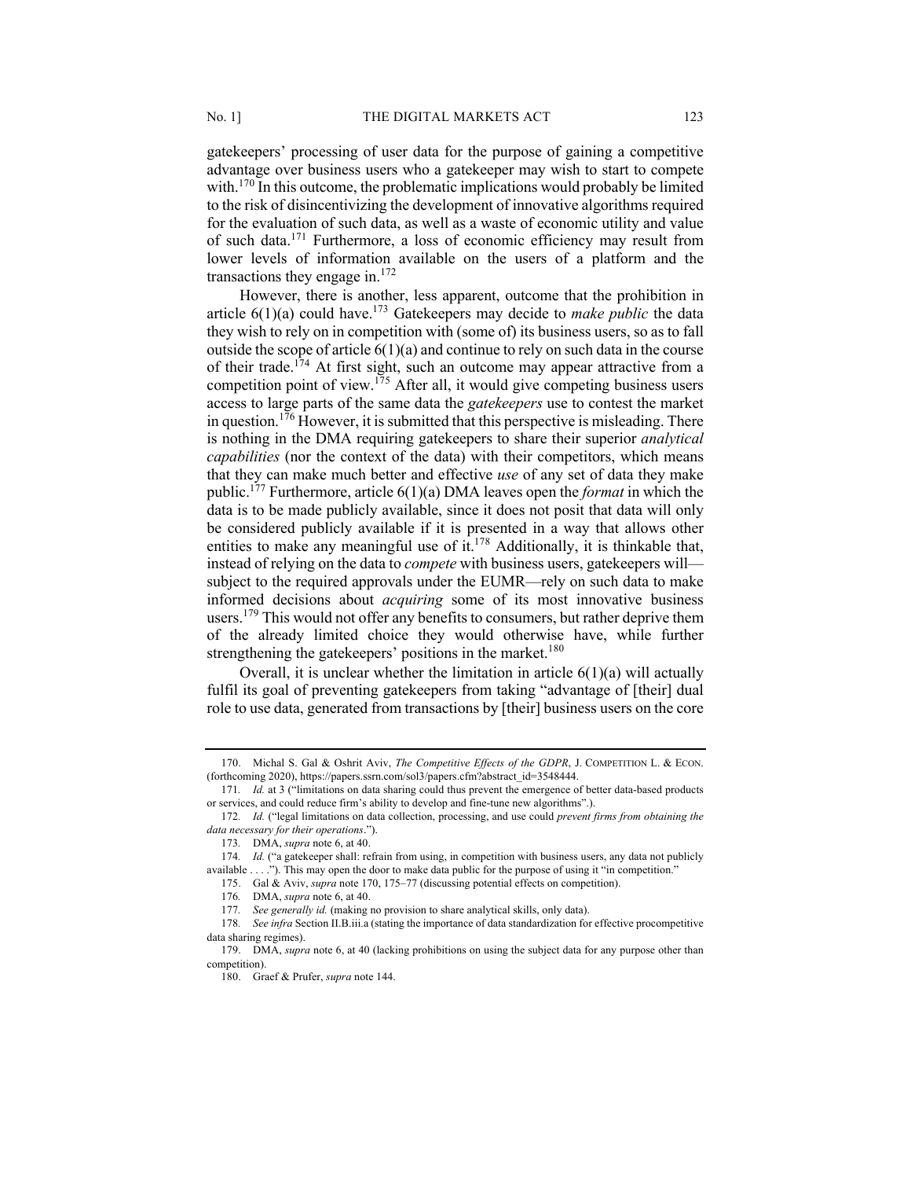gatekeepers' processing of user data for the purpose of gaining a competitive advantage over business users who a gatekeeper may wish to start to compete with.[170] In this outcome, the problematic implications would probably be limited to the risk of disincentivizing the development of innovative algorithms required for the evaluation of such data, as well as a waste of economic utility and value of such data.[171] Furthermore, a loss of economic efficiency may result from lower levels of information available on the users of a platform and the transactions they engage in.[172]

However, there is another, less apparent, outcome that the prohibition in article 6(1)(a) could have.[173] Gatekeepers may decide to *make public* the data they wish to rely on in competition with (some of) its business users, so as to fall outside the scope of article 6(1)(a) and continue to rely on such data in the course of their trade.[174] At first sight, such an outcome may appear attractive from a competition point of view.[175] After all, it would give competing business users access to large parts of the same data the *gatekeepers* use to contest the market in question.[176] However, it is submitted that this perspective is misleading. There is nothing in the DMA requiring gatekeepers to share their superior *analytical capabilities* (nor the context of the data) with their competitors, which means that they can make much better and effective *use* of any set of data they make public.[177] Furthermore, article 6(1)(a) DMA leaves open the *format* in which the data is to be made publicly available, since it does not posit that data will only be considered publicly available if it is presented in a way that allows other entities to make any meaningful use of it.[178] Additionally, it is thinkable that, instead of relying on the data to *compete* with business users, gatekeepers will—subject to the required approvals under the EUMR—rely on such data to make informed decisions about *acquiring* some of its most innovative business users.[179] This would not offer any benefits to consumers, but rather deprive them of the already limited choice they would otherwise have, while further strengthening the gatekeepers' positions in the market.[180]

Overall, it is unclear whether the limitation in article 6(1)(a) will actually fulfil its goal of preventing gatekeepers from taking "advantage of [their] dual role to use data, generated from transactions by [their] business users on the core

---

170. Michal S. Gal & Oshrit Aviv, *The Competitive Effects of the GDPR*, J. COMPETITION L. & ECON. (forthcoming 2020), https://papers.ssrn.com/sol3/papers.cfm?abstract_id=3548444.

171. *Id.* at 3 ("limitations on data sharing could thus prevent the emergence of better data-based products or services, and could reduce firm's ability to develop and fine-tune new algorithms".).

172. *Id.* ("legal limitations on data collection, processing, and use could *prevent firms from obtaining the data necessary for their operations*.").

173. DMA, *supra* note 6, at 40.

174. *Id.* ("a gatekeeper shall: refrain from using, in competition with business users, any data not publicly available . . . ."). This may open the door to make data public for the purpose of using it "in competition."

175. Gal & Aviv, *supra* note 170, 175–77 (discussing potential effects on competition).

176. DMA, *supra* note 6, at 40.

177. *See generally id.* (making no provision to share analytical skills, only data).

178. *See infra* Section II.B.iii.a (stating the importance of data standardization for effective procompetitive data sharing regimes).

179. DMA, *supra* note 6, at 40 (lacking prohibitions on using the subject data for any purpose other than competition).

180. Graef & Prufer, *supra* note 144.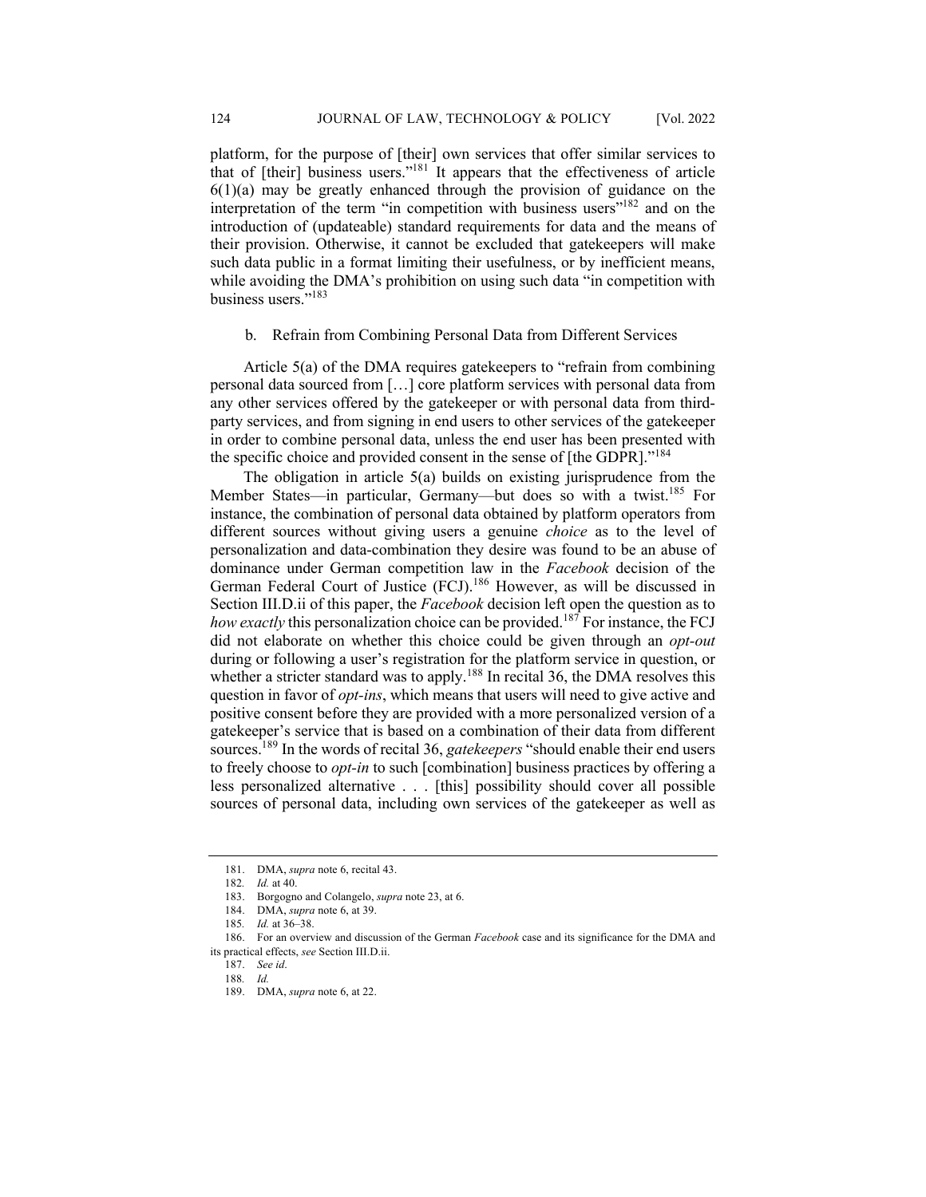platform, for the purpose of [their] own services that offer similar services to that of [their] business users."[181] It appears that the effectiveness of article 6(1)(a) may be greatly enhanced through the provision of guidance on the interpretation of the term "in competition with business users"[182] and on the introduction of (updateable) standard requirements for data and the means of their provision. Otherwise, it cannot be excluded that gatekeepers will make such data public in a format limiting their usefulness, or by inefficient means, while avoiding the DMA's prohibition on using such data "in competition with business users."[183]

### b. Refrain from Combining Personal Data from Different Services

Article 5(a) of the DMA requires gatekeepers to "refrain from combining personal data sourced from […] core platform services with personal data from any other services offered by the gatekeeper or with personal data from third-party services, and from signing in end users to other services of the gatekeeper in order to combine personal data, unless the end user has been presented with the specific choice and provided consent in the sense of [the GDPR]."[184]

The obligation in article 5(a) builds on existing jurisprudence from the Member States—in particular, Germany—but does so with a twist.[185] For instance, the combination of personal data obtained by platform operators from different sources without giving users a genuine *choice* as to the level of personalization and data-combination they desire was found to be an abuse of dominance under German competition law in the *Facebook* decision of the German Federal Court of Justice (FCJ).[186] However, as will be discussed in Section III.D.ii of this paper, the *Facebook* decision left open the question as to *how exactly* this personalization choice can be provided.[187] For instance, the FCJ did not elaborate on whether this choice could be given through an *opt-out* during or following a user's registration for the platform service in question, or whether a stricter standard was to apply.[188] In recital 36, the DMA resolves this question in favor of *opt-ins*, which means that users will need to give active and positive consent before they are provided with a more personalized version of a gatekeeper's service that is based on a combination of their data from different sources.[189] In the words of recital 36, *gatekeepers* "should enable their end users to freely choose to *opt-in* to such [combination] business practices by offering a less personalized alternative . . . [this] possibility should cover all possible sources of personal data, including own services of the gatekeeper as well as

---

181. DMA, *supra* note 6, recital 43.

182. *Id.* at 40.

183. Borgogno and Colangelo, *supra* note 23, at 6.

184. DMA, *supra* note 6, at 39.

185. *Id.* at 36–38.

186. For an overview and discussion of the German *Facebook* case and its significance for the DMA and its practical effects, *see* Section III.D.ii.

187. *See id*.

188. *Id.*

189. DMA, *supra* note 6, at 22.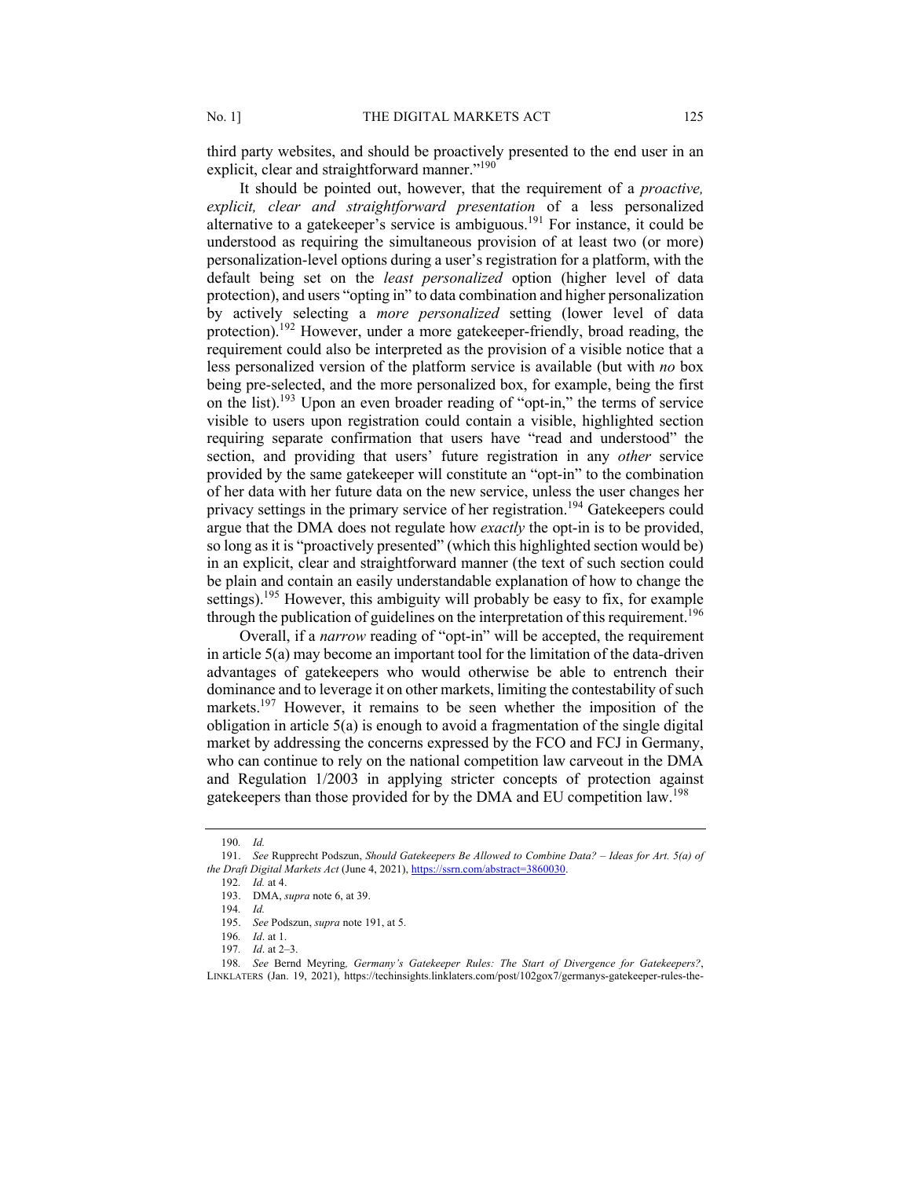third party websites, and should be proactively presented to the end user in an explicit, clear and straightforward manner."[190]

It should be pointed out, however, that the requirement of a *proactive, explicit, clear and straightforward presentation* of a less personalized alternative to a gatekeeper's service is ambiguous.[191] For instance, it could be understood as requiring the simultaneous provision of at least two (or more) personalization-level options during a user's registration for a platform, with the default being set on the *least personalized* option (higher level of data protection), and users "opting in" to data combination and higher personalization by actively selecting a *more personalized* setting (lower level of data protection).[192] However, under a more gatekeeper-friendly, broad reading, the requirement could also be interpreted as the provision of a visible notice that a less personalized version of the platform service is available (but with *no* box being pre-selected, and the more personalized box, for example, being the first on the list).[193] Upon an even broader reading of "opt-in," the terms of service visible to users upon registration could contain a visible, highlighted section requiring separate confirmation that users have "read and understood" the section, and providing that users' future registration in any *other* service provided by the same gatekeeper will constitute an "opt-in" to the combination of her data with her future data on the new service, unless the user changes her privacy settings in the primary service of her registration.[194] Gatekeepers could argue that the DMA does not regulate how *exactly* the opt-in is to be provided, so long as it is "proactively presented" (which this highlighted section would be) in an explicit, clear and straightforward manner (the text of such section could be plain and contain an easily understandable explanation of how to change the settings).[195] However, this ambiguity will probably be easy to fix, for example through the publication of guidelines on the interpretation of this requirement.[196]

Overall, if a *narrow* reading of "opt-in" will be accepted, the requirement in article 5(a) may become an important tool for the limitation of the data-driven advantages of gatekeepers who would otherwise be able to entrench their dominance and to leverage it on other markets, limiting the contestability of such markets.[197] However, it remains to be seen whether the imposition of the obligation in article 5(a) is enough to avoid a fragmentation of the single digital market by addressing the concerns expressed by the FCO and FCJ in Germany, who can continue to rely on the national competition law carveout in the DMA and Regulation 1/2003 in applying stricter concepts of protection against gatekeepers than those provided for by the DMA and EU competition law.[198]

---

190. *Id.*

191. *See* Rupprecht Podszun, *Should Gatekeepers Be Allowed to Combine Data? – Ideas for Art. 5(a) of the Draft Digital Markets Act* (June 4, 2021), https://ssrn.com/abstract=3860030.

192. *Id.* at 4.

193. DMA, *supra* note 6, at 39.

194. *Id.*

195. *See* Podszun, *supra* note 191, at 5.

196. *Id*. at 1.

197. *Id*. at 2–3.

198. *See* Bernd Meyring, *Germany's Gatekeeper Rules: The Start of Divergence for Gatekeepers?*, LINKLATERS (Jan. 19, 2021), https://techinsights.linklaters.com/post/102gox7/germanys-gatekeeper-rules-the-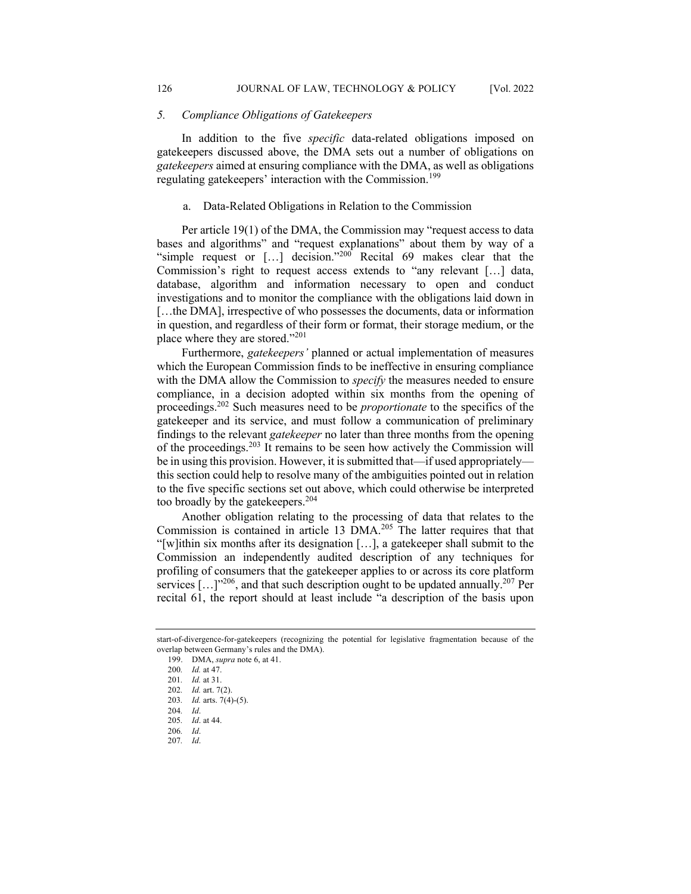### 5. *Compliance Obligations of Gatekeepers*

In addition to the five *specific* data-related obligations imposed on gatekeepers discussed above, the DMA sets out a number of obligations on *gatekeepers* aimed at ensuring compliance with the DMA, as well as obligations regulating gatekeepers' interaction with the Commission.[199]

#### a. Data-Related Obligations in Relation to the Commission

Per article 19(1) of the DMA, the Commission may "request access to data bases and algorithms" and "request explanations" about them by way of a "simple request or […] decision."[200] Recital 69 makes clear that the Commission's right to request access extends to "any relevant […] data, database, algorithm and information necessary to open and conduct investigations and to monitor the compliance with the obligations laid down in […the DMA], irrespective of who possesses the documents, data or information in question, and regardless of their form or format, their storage medium, or the place where they are stored."[201]

Furthermore, *gatekeepers'* planned or actual implementation of measures which the European Commission finds to be ineffective in ensuring compliance with the DMA allow the Commission to *specify* the measures needed to ensure compliance, in a decision adopted within six months from the opening of proceedings.[202] Such measures need to be *proportionate* to the specifics of the gatekeeper and its service, and must follow a communication of preliminary findings to the relevant *gatekeeper* no later than three months from the opening of the proceedings.[203] It remains to be seen how actively the Commission will be in using this provision. However, it is submitted that—if used appropriately—this section could help to resolve many of the ambiguities pointed out in relation to the five specific sections set out above, which could otherwise be interpreted too broadly by the gatekeepers.[204]

Another obligation relating to the processing of data that relates to the Commission is contained in article 13 DMA.[205] The latter requires that that "[w]ithin six months after its designation […], a gatekeeper shall submit to the Commission an independently audited description of any techniques for profiling of consumers that the gatekeeper applies to or across its core platform services […]"[206], and that such description ought to be updated annually.[207] Per recital 61, the report should at least include "a description of the basis upon

---

start-of-divergence-for-gatekeepers (recognizing the potential for legislative fragmentation because of the overlap between Germany's rules and the DMA).

199. DMA, *supra* note 6, at 41.
200. *Id.* at 47.
201. *Id.* at 31.
202. *Id.* art. 7(2).
203. *Id.* arts. 7(4)-(5).
204. *Id*.
205. *Id*. at 44.
206. *Id*.
207. *Id*.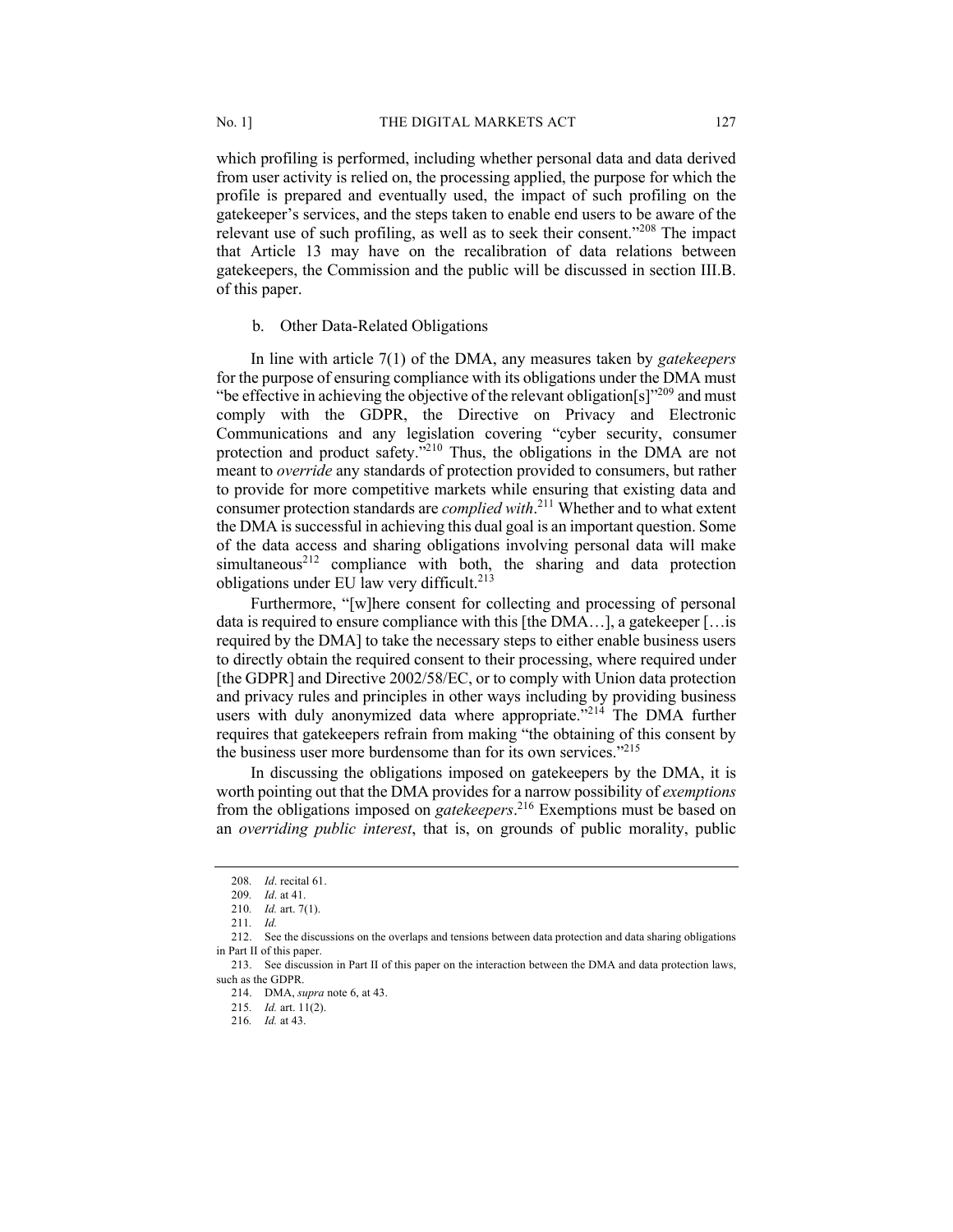which profiling is performed, including whether personal data and data derived from user activity is relied on, the processing applied, the purpose for which the profile is prepared and eventually used, the impact of such profiling on the gatekeeper's services, and the steps taken to enable end users to be aware of the relevant use of such profiling, as well as to seek their consent."[208] The impact that Article 13 may have on the recalibration of data relations between gatekeepers, the Commission and the public will be discussed in section III.B. of this paper.

#### b. Other Data-Related Obligations

In line with article 7(1) of the DMA, any measures taken by *gatekeepers* for the purpose of ensuring compliance with its obligations under the DMA must "be effective in achieving the objective of the relevant obligation[s]"[209] and must comply with the GDPR, the Directive on Privacy and Electronic Communications and any legislation covering "cyber security, consumer protection and product safety."[210] Thus, the obligations in the DMA are not meant to *override* any standards of protection provided to consumers, but rather to provide for more competitive markets while ensuring that existing data and consumer protection standards are *complied with*.[211] Whether and to what extent the DMA is successful in achieving this dual goal is an important question. Some of the data access and sharing obligations involving personal data will make simultaneous[212] compliance with both, the sharing and data protection obligations under EU law very difficult.[213]

Furthermore, "[w]here consent for collecting and processing of personal data is required to ensure compliance with this [the DMA…], a gatekeeper […is required by the DMA] to take the necessary steps to either enable business users to directly obtain the required consent to their processing, where required under [the GDPR] and Directive 2002/58/EC, or to comply with Union data protection and privacy rules and principles in other ways including by providing business users with duly anonymized data where appropriate."[214] The DMA further requires that gatekeepers refrain from making "the obtaining of this consent by the business user more burdensome than for its own services."[215]

In discussing the obligations imposed on gatekeepers by the DMA, it is worth pointing out that the DMA provides for a narrow possibility of *exemptions* from the obligations imposed on *gatekeepers*.[216] Exemptions must be based on an *overriding public interest*, that is, on grounds of public morality, public

---

208. *Id*. recital 61.

209. *Id*. at 41.

210. *Id.* art. 7(1).

211. *Id.*

212. See the discussions on the overlaps and tensions between data protection and data sharing obligations in Part II of this paper.

213. See discussion in Part II of this paper on the interaction between the DMA and data protection laws, such as the GDPR.

214. DMA, *supra* note 6, at 43.

215. *Id.* art. 11(2).

216. *Id.* at 43.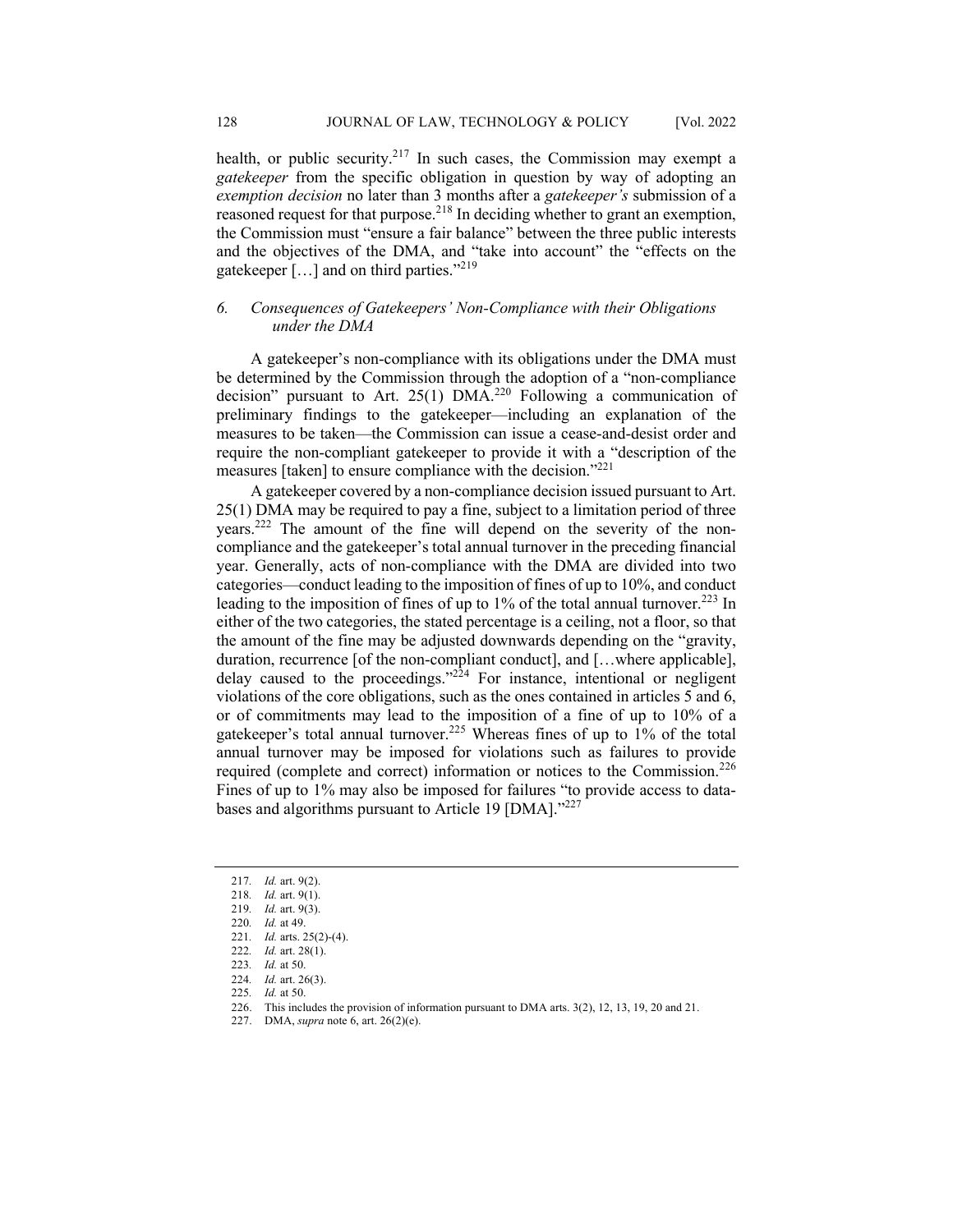health, or public security.[217] In such cases, the Commission may exempt a *gatekeeper* from the specific obligation in question by way of adopting an *exemption decision* no later than 3 months after a *gatekeeper's* submission of a reasoned request for that purpose.[218] In deciding whether to grant an exemption, the Commission must "ensure a fair balance" between the three public interests and the objectives of the DMA, and "take into account" the "effects on the gatekeeper […] and on third parties."[219]

### *6. Consequences of Gatekeepers' Non-Compliance with their Obligations under the DMA*

A gatekeeper's non-compliance with its obligations under the DMA must be determined by the Commission through the adoption of a "non-compliance decision" pursuant to Art. 25(1) DMA.[220] Following a communication of preliminary findings to the gatekeeper—including an explanation of the measures to be taken—the Commission can issue a cease-and-desist order and require the non-compliant gatekeeper to provide it with a "description of the measures [taken] to ensure compliance with the decision."[221]

A gatekeeper covered by a non-compliance decision issued pursuant to Art. 25(1) DMA may be required to pay a fine, subject to a limitation period of three years.[222] The amount of the fine will depend on the severity of the non-compliance and the gatekeeper's total annual turnover in the preceding financial year. Generally, acts of non-compliance with the DMA are divided into two categories—conduct leading to the imposition of fines of up to 10%, and conduct leading to the imposition of fines of up to 1% of the total annual turnover.[223] In either of the two categories, the stated percentage is a ceiling, not a floor, so that the amount of the fine may be adjusted downwards depending on the "gravity, duration, recurrence [of the non-compliant conduct], and […where applicable], delay caused to the proceedings."[224] For instance, intentional or negligent violations of the core obligations, such as the ones contained in articles 5 and 6, or of commitments may lead to the imposition of a fine of up to 10% of a gatekeeper's total annual turnover.[225] Whereas fines of up to 1% of the total annual turnover may be imposed for violations such as failures to provide required (complete and correct) information or notices to the Commission.[226] Fines of up to 1% may also be imposed for failures "to provide access to databases and algorithms pursuant to Article 19 [DMA]."[227]

---

217. *Id.* art. 9(2).
218. *Id.* art. 9(1).
219. *Id.* art. 9(3).
220. *Id.* at 49.
221. *Id.* arts. 25(2)-(4).
222. *Id.* art. 28(1).
223. *Id.* at 50.
224. *Id.* art. 26(3).
225. *Id.* at 50.
226. This includes the provision of information pursuant to DMA arts. 3(2), 12, 13, 19, 20 and 21.
227. DMA, *supra* note 6, art. 26(2)(e).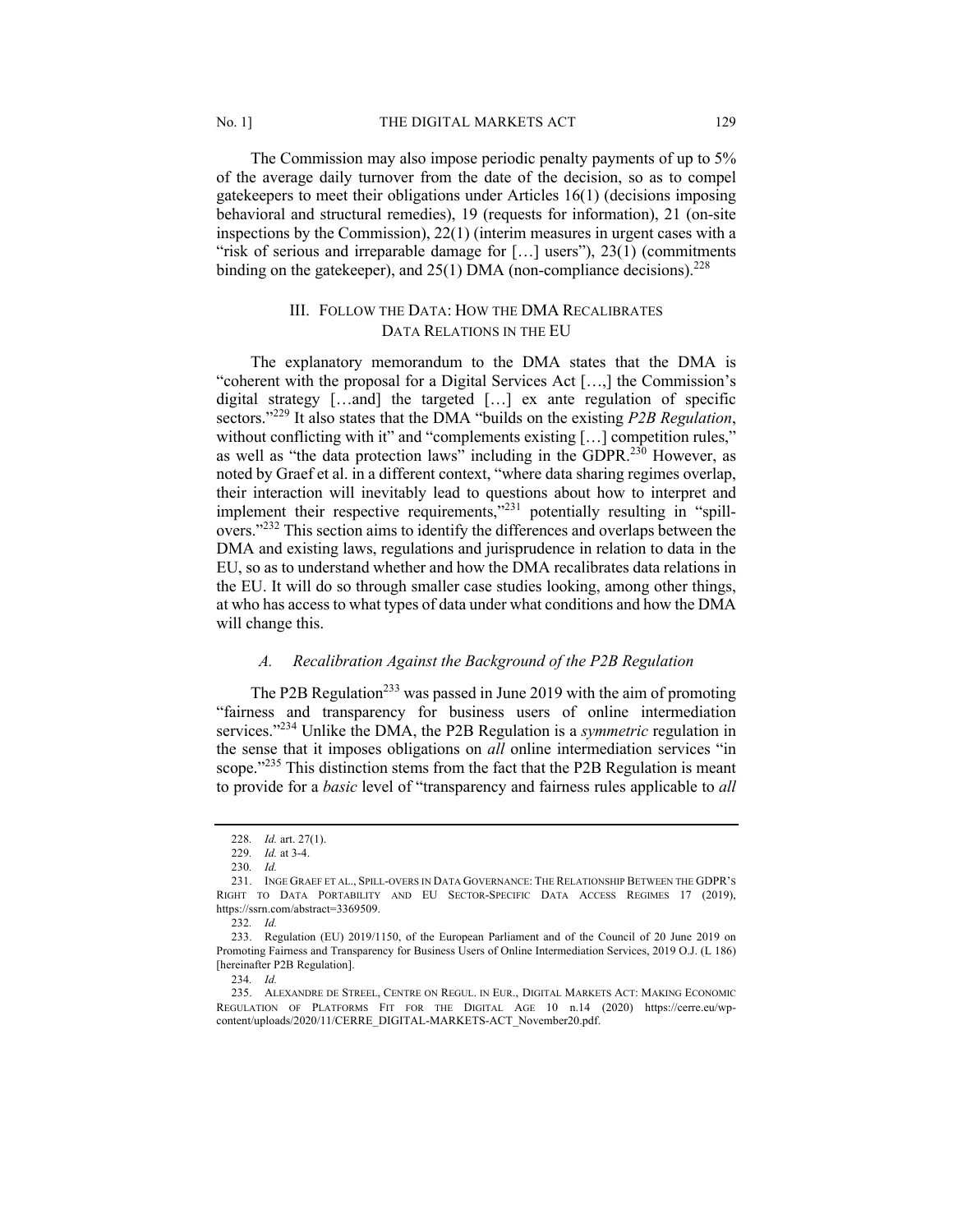The Commission may also impose periodic penalty payments of up to 5% of the average daily turnover from the date of the decision, so as to compel gatekeepers to meet their obligations under Articles 16(1) (decisions imposing behavioral and structural remedies), 19 (requests for information), 21 (on-site inspections by the Commission), 22(1) (interim measures in urgent cases with a "risk of serious and irreparable damage for […] users"), 23(1) (commitments binding on the gatekeeper), and 25(1) DMA (non-compliance decisions).[228]

## III. Follow the Data: How the DMA Recalibrates Data Relations in the EU

The explanatory memorandum to the DMA states that the DMA is "coherent with the proposal for a Digital Services Act […,] the Commission's digital strategy […and] the targeted […] ex ante regulation of specific sectors."[229] It also states that the DMA "builds on the existing *P2B Regulation*, without conflicting with it" and "complements existing […] competition rules," as well as "the data protection laws" including in the GDPR.[230] However, as noted by Graef et al. in a different context, "where data sharing regimes overlap, their interaction will inevitably lead to questions about how to interpret and implement their respective requirements,"[231] potentially resulting in "spill-overs."[232] This section aims to identify the differences and overlaps between the DMA and existing laws, regulations and jurisprudence in relation to data in the EU, so as to understand whether and how the DMA recalibrates data relations in the EU. It will do so through smaller case studies looking, among other things, at who has access to what types of data under what conditions and how the DMA will change this.

### *A. Recalibration Against the Background of the P2B Regulation*

The P2B Regulation[233] was passed in June 2019 with the aim of promoting "fairness and transparency for business users of online intermediation services."[234] Unlike the DMA, the P2B Regulation is a *symmetric* regulation in the sense that it imposes obligations on *all* online intermediation services "in scope."[235] This distinction stems from the fact that the P2B Regulation is meant to provide for a *basic* level of "transparency and fairness rules applicable to *all*

---

228. *Id.* art. 27(1).

229. *Id.* at 3-4.

230. *Id.*

231. Inge Graef et al., Spill-overs in Data Governance: The Relationship Between the GDPR's Right to Data Portability and EU Sector-Specific Data Access Regimes 17 (2019), https://ssrn.com/abstract=3369509.

232. *Id.*

233. Regulation (EU) 2019/1150, of the European Parliament and of the Council of 20 June 2019 on Promoting Fairness and Transparency for Business Users of Online Intermediation Services, 2019 O.J. (L 186) [hereinafter P2B Regulation].

234. *Id.*

235. Alexandre de Streel, Centre on Regul. in Eur., Digital Markets Act: Making Economic Regulation of Platforms Fit for the Digital Age 10 n.14 (2020) https://cerre.eu/wp-content/uploads/2020/11/CERRE_DIGITAL-MARKETS-ACT_November20.pdf.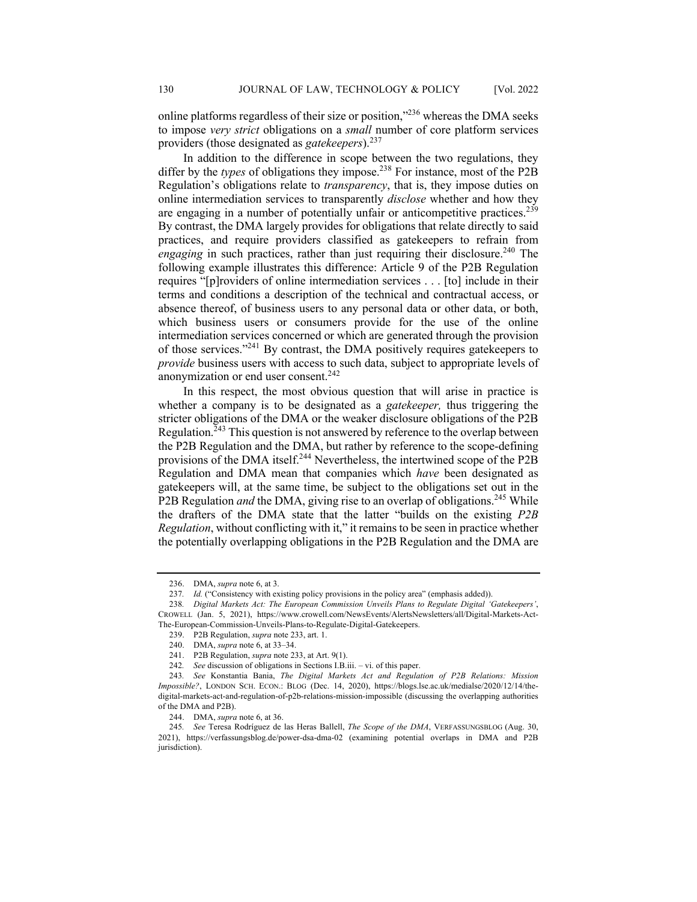online platforms regardless of their size or position,"[236] whereas the DMA seeks to impose *very strict* obligations on a *small* number of core platform services providers (those designated as *gatekeepers*).[237]

In addition to the difference in scope between the two regulations, they differ by the *types* of obligations they impose.[238] For instance, most of the P2B Regulation's obligations relate to *transparency*, that is, they impose duties on online intermediation services to transparently *disclose* whether and how they are engaging in a number of potentially unfair or anticompetitive practices.[239] By contrast, the DMA largely provides for obligations that relate directly to said practices, and require providers classified as gatekeepers to refrain from *engaging* in such practices, rather than just requiring their disclosure.[240] The following example illustrates this difference: Article 9 of the P2B Regulation requires "[p]roviders of online intermediation services . . . [to] include in their terms and conditions a description of the technical and contractual access, or absence thereof, of business users to any personal data or other data, or both, which business users or consumers provide for the use of the online intermediation services concerned or which are generated through the provision of those services."[241] By contrast, the DMA positively requires gatekeepers to *provide* business users with access to such data, subject to appropriate levels of anonymization or end user consent.[242]

In this respect, the most obvious question that will arise in practice is whether a company is to be designated as a *gatekeeper,* thus triggering the stricter obligations of the DMA or the weaker disclosure obligations of the P2B Regulation.[243] This question is not answered by reference to the overlap between the P2B Regulation and the DMA, but rather by reference to the scope-defining provisions of the DMA itself.[244] Nevertheless, the intertwined scope of the P2B Regulation and DMA mean that companies which *have* been designated as gatekeepers will, at the same time, be subject to the obligations set out in the P2B Regulation *and* the DMA, giving rise to an overlap of obligations.[245] While the drafters of the DMA state that the latter "builds on the existing *P2B Regulation*, without conflicting with it," it remains to be seen in practice whether the potentially overlapping obligations in the P2B Regulation and the DMA are

---

236. DMA, *supra* note 6, at 3.

237. *Id.* ("Consistency with existing policy provisions in the policy area" (emphasis added)).

238. *Digital Markets Act: The European Commission Unveils Plans to Regulate Digital 'Gatekeepers'*, CROWELL (Jan. 5, 2021), https://www.crowell.com/NewsEvents/AlertsNewsletters/all/Digital-Markets-Act-The-European-Commission-Unveils-Plans-to-Regulate-Digital-Gatekeepers.

239. P2B Regulation, *supra* note 233, art. 1.

240. DMA, *supra* note 6, at 33–34.

241. P2B Regulation, *supra* note 233, at Art. 9(1).

242. *See* discussion of obligations in Sections I.B.iii. – vi. of this paper.

243. *See* Konstantia Bania, *The Digital Markets Act and Regulation of P2B Relations: Mission Impossible?*, LONDON SCH. ECON.: BLOG (Dec. 14, 2020), https://blogs.lse.ac.uk/medialse/2020/12/14/the-digital-markets-act-and-regulation-of-p2b-relations-mission-impossible (discussing the overlapping authorities of the DMA and P2B).

244. DMA, *supra* note 6, at 36.

245. *See* Teresa Rodríguez de las Heras Ballell, *The Scope of the DMA*, VERFASSUNGSBLOG (Aug. 30, 2021), https://verfassungsblog.de/power-dsa-dma-02 (examining potential overlaps in DMA and P2B jurisdiction).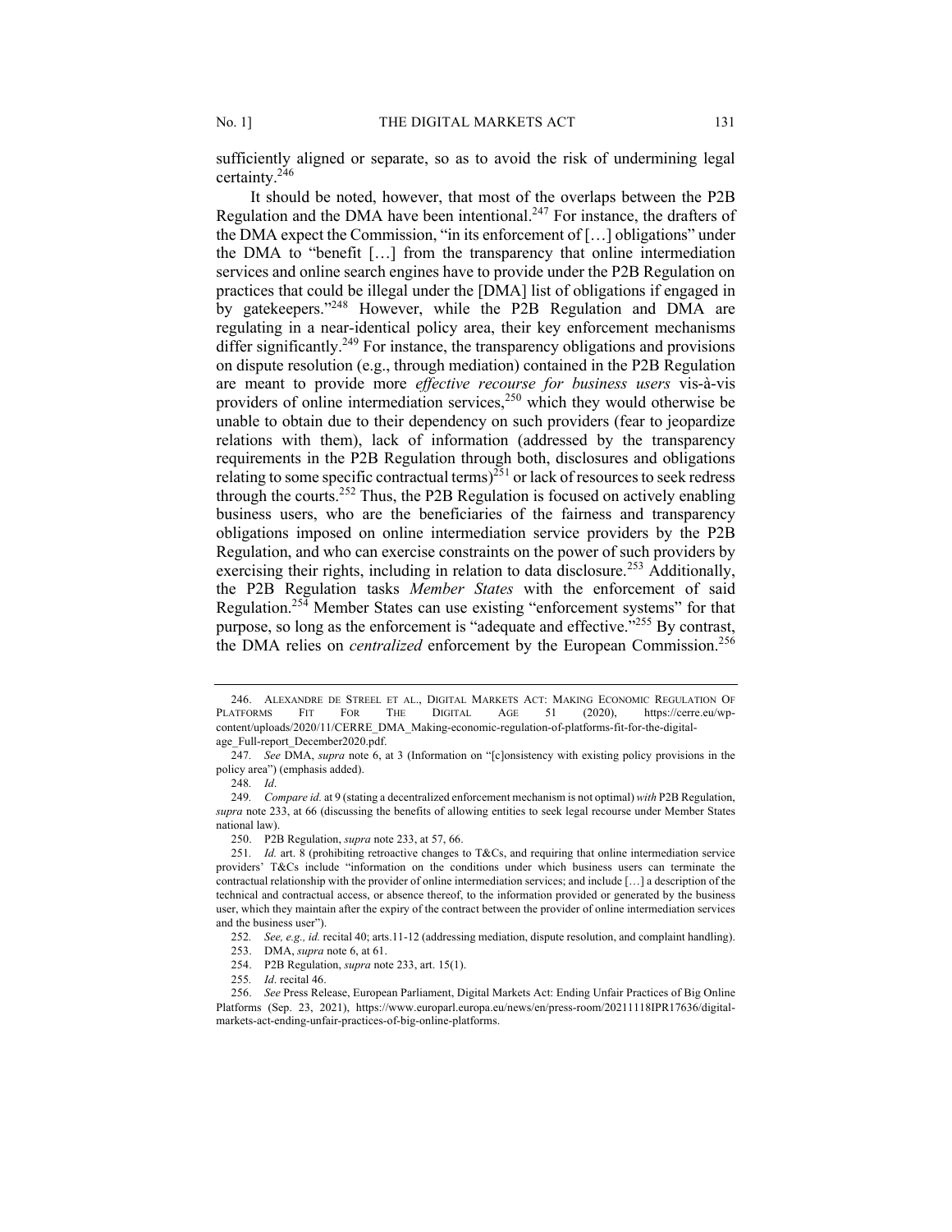sufficiently aligned or separate, so as to avoid the risk of undermining legal certainty.[246]

It should be noted, however, that most of the overlaps between the P2B Regulation and the DMA have been intentional.[247] For instance, the drafters of the DMA expect the Commission, "in its enforcement of […] obligations" under the DMA to "benefit […] from the transparency that online intermediation services and online search engines have to provide under the P2B Regulation on practices that could be illegal under the [DMA] list of obligations if engaged in by gatekeepers."[248] However, while the P2B Regulation and DMA are regulating in a near-identical policy area, their key enforcement mechanisms differ significantly.[249] For instance, the transparency obligations and provisions on dispute resolution (e.g., through mediation) contained in the P2B Regulation are meant to provide more *effective recourse for business users* vis-à-vis providers of online intermediation services,[250] which they would otherwise be unable to obtain due to their dependency on such providers (fear to jeopardize relations with them), lack of information (addressed by the transparency requirements in the P2B Regulation through both, disclosures and obligations relating to some specific contractual terms)[251] or lack of resources to seek redress through the courts.[252] Thus, the P2B Regulation is focused on actively enabling business users, who are the beneficiaries of the fairness and transparency obligations imposed on online intermediation service providers by the P2B Regulation, and who can exercise constraints on the power of such providers by exercising their rights, including in relation to data disclosure.[253] Additionally, the P2B Regulation tasks *Member States* with the enforcement of said Regulation.[254] Member States can use existing "enforcement systems" for that purpose, so long as the enforcement is "adequate and effective."[255] By contrast, the DMA relies on *centralized* enforcement by the European Commission.[256]

---

246. ALEXANDRE DE STREEL ET AL., DIGITAL MARKETS ACT: MAKING ECONOMIC REGULATION OF PLATFORMS FIT FOR THE DIGITAL AGE 51 (2020), https://cerre.eu/wp-content/uploads/2020/11/CERRE_DMA_Making-economic-regulation-of-platforms-fit-for-the-digital-age_Full-report_December2020.pdf.

247. *See* DMA, *supra* note 6, at 3 (Information on "[c]onsistency with existing policy provisions in the policy area") (emphasis added).

248. *Id*.

249. *Compare id.* at 9 (stating a decentralized enforcement mechanism is not optimal) *with* P2B Regulation, *supra* note 233, at 66 (discussing the benefits of allowing entities to seek legal recourse under Member States national law).

250. P2B Regulation, *supra* note 233, at 57, 66.

251. *Id.* art. 8 (prohibiting retroactive changes to T&Cs, and requiring that online intermediation service providers' T&Cs include "information on the conditions under which business users can terminate the contractual relationship with the provider of online intermediation services; and include […] a description of the technical and contractual access, or absence thereof, to the information provided or generated by the business user, which they maintain after the expiry of the contract between the provider of online intermediation services and the business user").

252. *See, e.g., id.* recital 40; arts.11-12 (addressing mediation, dispute resolution, and complaint handling).

253. DMA, *supra* note 6, at 61.

254. P2B Regulation, *supra* note 233, art. 15(1).

255. *Id*. recital 46.

256. *See* Press Release, European Parliament, Digital Markets Act: Ending Unfair Practices of Big Online Platforms (Sep. 23, 2021), https://www.europarl.europa.eu/news/en/press-room/20211118IPR17636/digital-markets-act-ending-unfair-practices-of-big-online-platforms.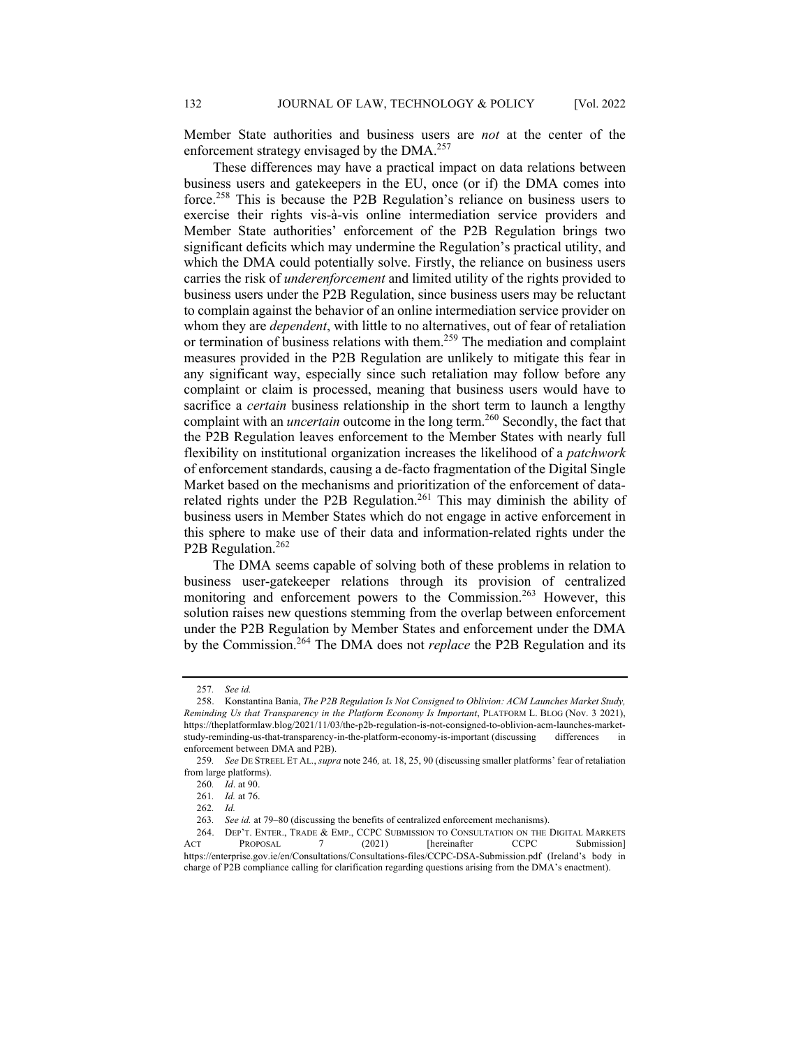Member State authorities and business users are *not* at the center of the enforcement strategy envisaged by the DMA.[257]

These differences may have a practical impact on data relations between business users and gatekeepers in the EU, once (or if) the DMA comes into force.[258] This is because the P2B Regulation's reliance on business users to exercise their rights vis-à-vis online intermediation service providers and Member State authorities' enforcement of the P2B Regulation brings two significant deficits which may undermine the Regulation's practical utility, and which the DMA could potentially solve. Firstly, the reliance on business users carries the risk of *underenforcement* and limited utility of the rights provided to business users under the P2B Regulation, since business users may be reluctant to complain against the behavior of an online intermediation service provider on whom they are *dependent*, with little to no alternatives, out of fear of retaliation or termination of business relations with them.[259] The mediation and complaint measures provided in the P2B Regulation are unlikely to mitigate this fear in any significant way, especially since such retaliation may follow before any complaint or claim is processed, meaning that business users would have to sacrifice a *certain* business relationship in the short term to launch a lengthy complaint with an *uncertain* outcome in the long term.[260] Secondly, the fact that the P2B Regulation leaves enforcement to the Member States with nearly full flexibility on institutional organization increases the likelihood of a *patchwork* of enforcement standards, causing a de-facto fragmentation of the Digital Single Market based on the mechanisms and prioritization of the enforcement of data-related rights under the P2B Regulation.[261] This may diminish the ability of business users in Member States which do not engage in active enforcement in this sphere to make use of their data and information-related rights under the P2B Regulation.[262]

The DMA seems capable of solving both of these problems in relation to business user-gatekeeper relations through its provision of centralized monitoring and enforcement powers to the Commission.[263] However, this solution raises new questions stemming from the overlap between enforcement under the P2B Regulation by Member States and enforcement under the DMA by the Commission.[264] The DMA does not *replace* the P2B Regulation and its

---

257. *See id.*

258. Konstantina Bania, *The P2B Regulation Is Not Consigned to Oblivion: ACM Launches Market Study, Reminding Us that Transparency in the Platform Economy Is Important*, PLATFORM L. BLOG (Nov. 3 2021), https://theplatformlaw.blog/2021/11/03/the-p2b-regulation-is-not-consigned-to-oblivion-acm-launches-market-study-reminding-us-that-transparency-in-the-platform-economy-is-important (discussing differences in enforcement between DMA and P2B).

259. *See* DE STREEL ET AL., *supra* note 246*,* at. 18, 25, 90 (discussing smaller platforms' fear of retaliation from large platforms).

260. *Id*. at 90.

261. *Id.* at 76.

262. *Id.*

263. *See id.* at 79–80 (discussing the benefits of centralized enforcement mechanisms).

264. DEP'T. ENTER., TRADE & EMP., CCPC SUBMISSION TO CONSULTATION ON THE DIGITAL MARKETS ACT PROPOSAL 7 (2021) [hereinafter CCPC Submission] https://enterprise.gov.ie/en/Consultations/Consultations-files/CCPC-DSA-Submission.pdf (Ireland's body in charge of P2B compliance calling for clarification regarding questions arising from the DMA's enactment).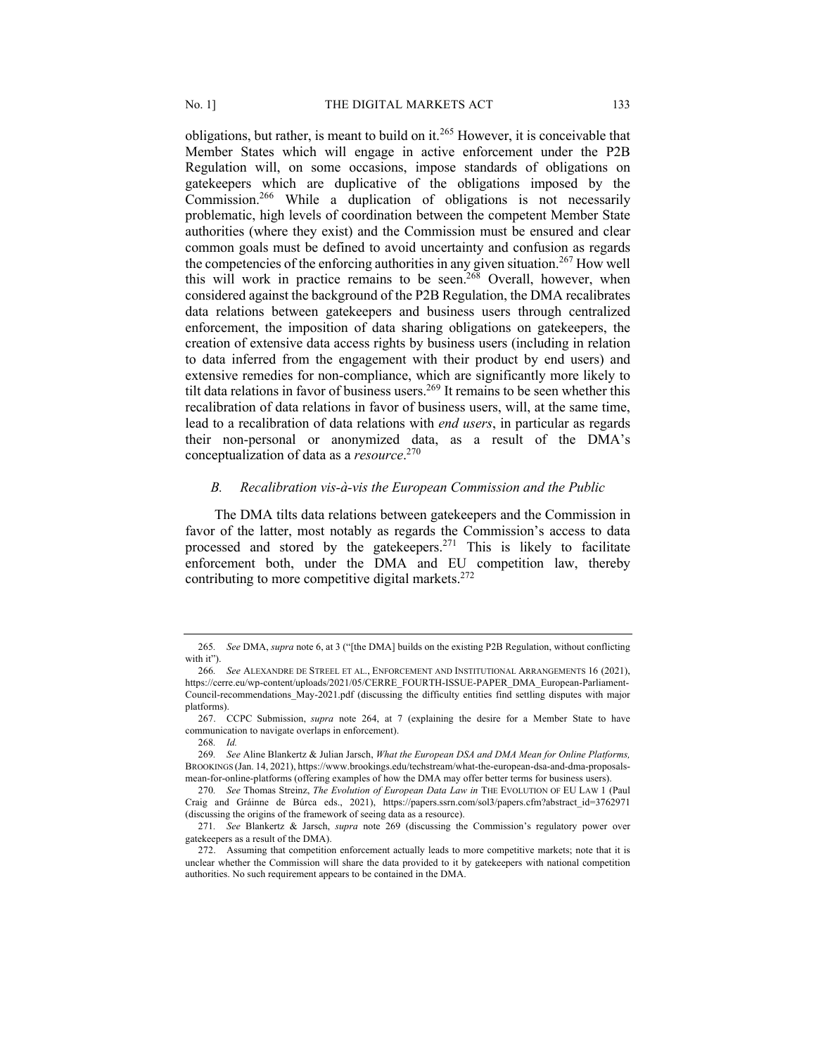obligations, but rather, is meant to build on it.[265] However, it is conceivable that Member States which will engage in active enforcement under the P2B Regulation will, on some occasions, impose standards of obligations on gatekeepers which are duplicative of the obligations imposed by the Commission.[266] While a duplication of obligations is not necessarily problematic, high levels of coordination between the competent Member State authorities (where they exist) and the Commission must be ensured and clear common goals must be defined to avoid uncertainty and confusion as regards the competencies of the enforcing authorities in any given situation.[267] How well this will work in practice remains to be seen.[268] Overall, however, when considered against the background of the P2B Regulation, the DMA recalibrates data relations between gatekeepers and business users through centralized enforcement, the imposition of data sharing obligations on gatekeepers, the creation of extensive data access rights by business users (including in relation to data inferred from the engagement with their product by end users) and extensive remedies for non-compliance, which are significantly more likely to tilt data relations in favor of business users.[269] It remains to be seen whether this recalibration of data relations in favor of business users, will, at the same time, lead to a recalibration of data relations with *end users*, in particular as regards their non-personal or anonymized data, as a result of the DMA's conceptualization of data as a *resource*.[270]

### *B. Recalibration vis-à-vis the European Commission and the Public*

The DMA tilts data relations between gatekeepers and the Commission in favor of the latter, most notably as regards the Commission's access to data processed and stored by the gatekeepers.[271] This is likely to facilitate enforcement both, under the DMA and EU competition law, thereby contributing to more competitive digital markets.[272]

---

265. *See* DMA, *supra* note 6, at 3 ("[the DMA] builds on the existing P2B Regulation, without conflicting with it").

266. *See* ALEXANDRE DE STREEL ET AL., ENFORCEMENT AND INSTITUTIONAL ARRANGEMENTS 16 (2021), https://cerre.eu/wp-content/uploads/2021/05/CERRE_FOURTH-ISSUE-PAPER_DMA_European-Parliament-Council-recommendations_May-2021.pdf (discussing the difficulty entities find settling disputes with major platforms).

267. CCPC Submission, *supra* note 264, at 7 (explaining the desire for a Member State to have communication to navigate overlaps in enforcement).

268. *Id.*

269. *See* Aline Blankertz & Julian Jarsch, *What the European DSA and DMA Mean for Online Platforms,* BROOKINGS (Jan. 14, 2021), https://www.brookings.edu/techstream/what-the-european-dsa-and-dma-proposals-mean-for-online-platforms (offering examples of how the DMA may offer better terms for business users).

270. *See* Thomas Streinz, *The Evolution of European Data Law in* THE EVOLUTION OF EU LAW 1 (Paul Craig and Gráinne de Búrca eds., 2021), https://papers.ssrn.com/sol3/papers.cfm?abstract_id=3762971 (discussing the origins of the framework of seeing data as a resource).

271. *See* Blankertz & Jarsch, *supra* note 269 (discussing the Commission's regulatory power over gatekeepers as a result of the DMA).

272. Assuming that competition enforcement actually leads to more competitive markets; note that it is unclear whether the Commission will share the data provided to it by gatekeepers with national competition authorities. No such requirement appears to be contained in the DMA.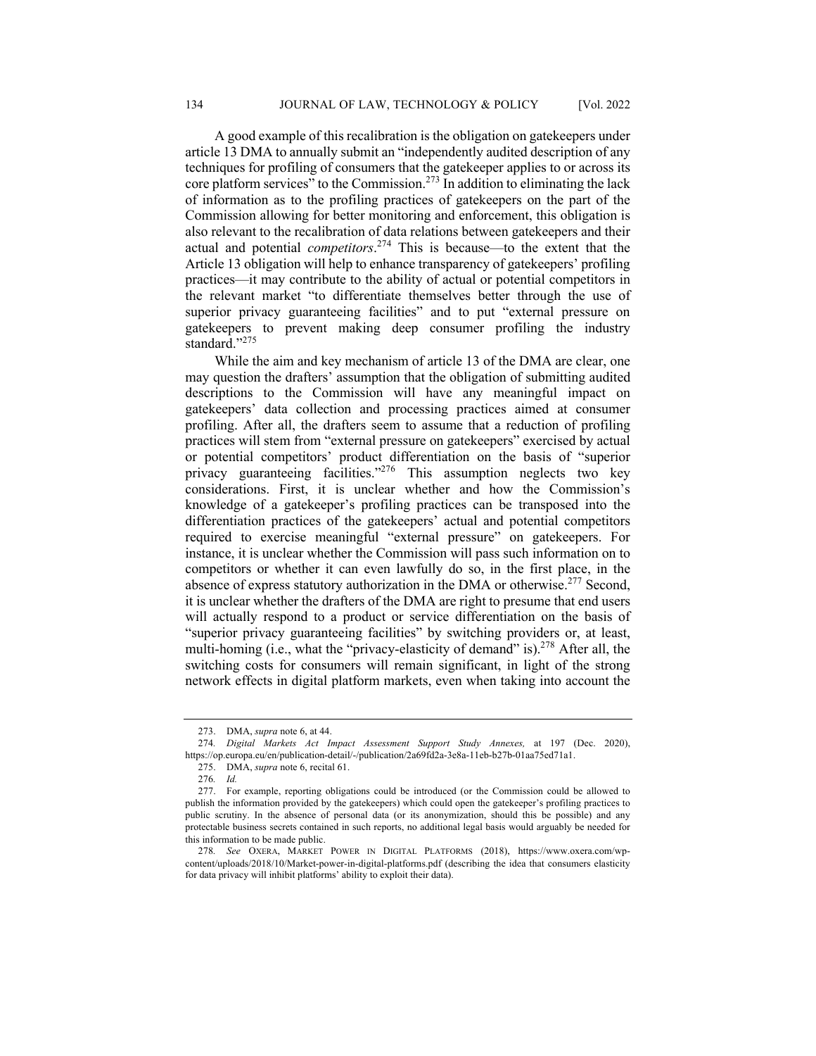A good example of this recalibration is the obligation on gatekeepers under article 13 DMA to annually submit an "independently audited description of any techniques for profiling of consumers that the gatekeeper applies to or across its core platform services" to the Commission.[273] In addition to eliminating the lack of information as to the profiling practices of gatekeepers on the part of the Commission allowing for better monitoring and enforcement, this obligation is also relevant to the recalibration of data relations between gatekeepers and their actual and potential *competitors*.[274] This is because—to the extent that the Article 13 obligation will help to enhance transparency of gatekeepers' profiling practices—it may contribute to the ability of actual or potential competitors in the relevant market "to differentiate themselves better through the use of superior privacy guaranteeing facilities" and to put "external pressure on gatekeepers to prevent making deep consumer profiling the industry standard."[275]

While the aim and key mechanism of article 13 of the DMA are clear, one may question the drafters' assumption that the obligation of submitting audited descriptions to the Commission will have any meaningful impact on gatekeepers' data collection and processing practices aimed at consumer profiling. After all, the drafters seem to assume that a reduction of profiling practices will stem from "external pressure on gatekeepers" exercised by actual or potential competitors' product differentiation on the basis of "superior privacy guaranteeing facilities."[276] This assumption neglects two key considerations. First, it is unclear whether and how the Commission's knowledge of a gatekeeper's profiling practices can be transposed into the differentiation practices of the gatekeepers' actual and potential competitors required to exercise meaningful "external pressure" on gatekeepers. For instance, it is unclear whether the Commission will pass such information on to competitors or whether it can even lawfully do so, in the first place, in the absence of express statutory authorization in the DMA or otherwise.[277] Second, it is unclear whether the drafters of the DMA are right to presume that end users will actually respond to a product or service differentiation on the basis of "superior privacy guaranteeing facilities" by switching providers or, at least, multi-homing (i.e., what the "privacy-elasticity of demand" is).[278] After all, the switching costs for consumers will remain significant, in light of the strong network effects in digital platform markets, even when taking into account the

---

273. DMA, *supra* note 6, at 44.

274. *Digital Markets Act Impact Assessment Support Study Annexes,* at 197 (Dec. 2020), https://op.europa.eu/en/publication-detail/-/publication/2a69fd2a-3e8a-11eb-b27b-01aa75ed71a1.

275. DMA, *supra* note 6, recital 61.

276. *Id.*

277. For example, reporting obligations could be introduced (or the Commission could be allowed to publish the information provided by the gatekeepers) which could open the gatekeeper's profiling practices to public scrutiny. In the absence of personal data (or its anonymization, should this be possible) and any protectable business secrets contained in such reports, no additional legal basis would arguably be needed for this information to be made public.

278. *See* OXERA, MARKET POWER IN DIGITAL PLATFORMS (2018), https://www.oxera.com/wp-content/uploads/2018/10/Market-power-in-digital-platforms.pdf (describing the idea that consumers elasticity for data privacy will inhibit platforms' ability to exploit their data).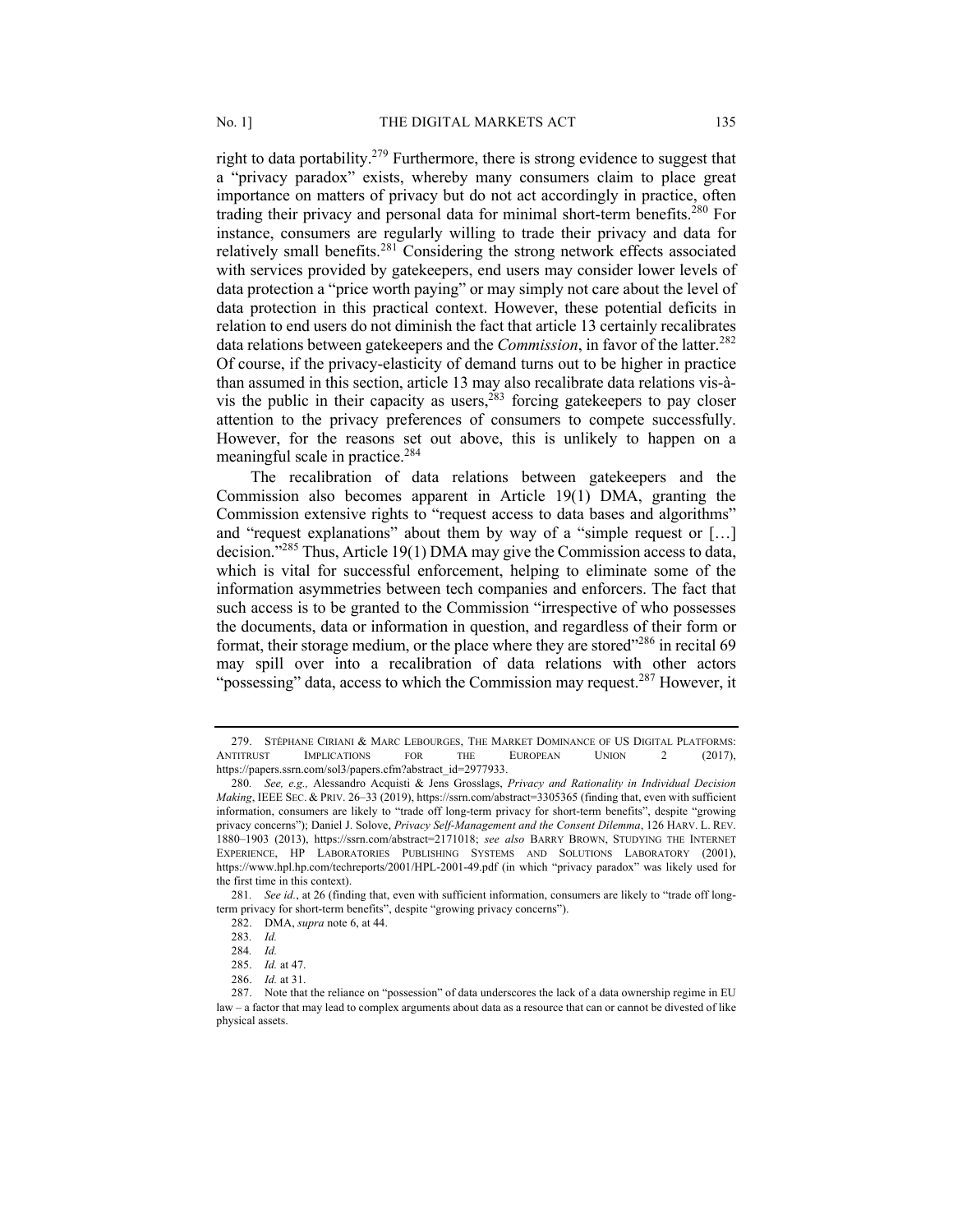right to data portability.[279] Furthermore, there is strong evidence to suggest that a "privacy paradox" exists, whereby many consumers claim to place great importance on matters of privacy but do not act accordingly in practice, often trading their privacy and personal data for minimal short-term benefits.[280] For instance, consumers are regularly willing to trade their privacy and data for relatively small benefits.[281] Considering the strong network effects associated with services provided by gatekeepers, end users may consider lower levels of data protection a "price worth paying" or may simply not care about the level of data protection in this practical context. However, these potential deficits in relation to end users do not diminish the fact that article 13 certainly recalibrates data relations between gatekeepers and the *Commission*, in favor of the latter.[282] Of course, if the privacy-elasticity of demand turns out to be higher in practice than assumed in this section, article 13 may also recalibrate data relations vis-à-vis the public in their capacity as users,[283] forcing gatekeepers to pay closer attention to the privacy preferences of consumers to compete successfully. However, for the reasons set out above, this is unlikely to happen on a meaningful scale in practice.[284]

The recalibration of data relations between gatekeepers and the Commission also becomes apparent in Article 19(1) DMA, granting the Commission extensive rights to "request access to data bases and algorithms" and "request explanations" about them by way of a "simple request or […] decision."[285] Thus, Article 19(1) DMA may give the Commission access to data, which is vital for successful enforcement, helping to eliminate some of the information asymmetries between tech companies and enforcers. The fact that such access is to be granted to the Commission "irrespective of who possesses the documents, data or information in question, and regardless of their form or format, their storage medium, or the place where they are stored"[286] in recital 69 may spill over into a recalibration of data relations with other actors "possessing" data, access to which the Commission may request.[287] However, it

---

279. STÉPHANE CIRIANI & MARC LEBOURGES, THE MARKET DOMINANCE OF US DIGITAL PLATFORMS: ANTITRUST IMPLICATIONS FOR THE EUROPEAN UNION 2 (2017), https://papers.ssrn.com/sol3/papers.cfm?abstract_id=2977933.

280. *See, e.g.,* Alessandro Acquisti & Jens Grosslags, *Privacy and Rationality in Individual Decision Making*, IEEE SEC. & PRIV. 26–33 (2019), https://ssrn.com/abstract=3305365 (finding that, even with sufficient information, consumers are likely to "trade off long-term privacy for short-term benefits", despite "growing privacy concerns"); Daniel J. Solove, *Privacy Self-Management and the Consent Dilemma*, 126 HARV. L. REV. 1880–1903 (2013), https://ssrn.com/abstract=2171018; *see also* BARRY BROWN, STUDYING THE INTERNET EXPERIENCE, HP LABORATORIES PUBLISHING SYSTEMS AND SOLUTIONS LABORATORY (2001), https://www.hpl.hp.com/techreports/2001/HPL-2001-49.pdf (in which "privacy paradox" was likely used for the first time in this context).

281. *See id.*, at 26 (finding that, even with sufficient information, consumers are likely to "trade off long-term privacy for short-term benefits", despite "growing privacy concerns").

282. DMA, *supra* note 6, at 44.

283. *Id.*

284. *Id.*

285. *Id.* at 47.

286. *Id.* at 31.

287. Note that the reliance on "possession" of data underscores the lack of a data ownership regime in EU law – a factor that may lead to complex arguments about data as a resource that can or cannot be divested of like physical assets.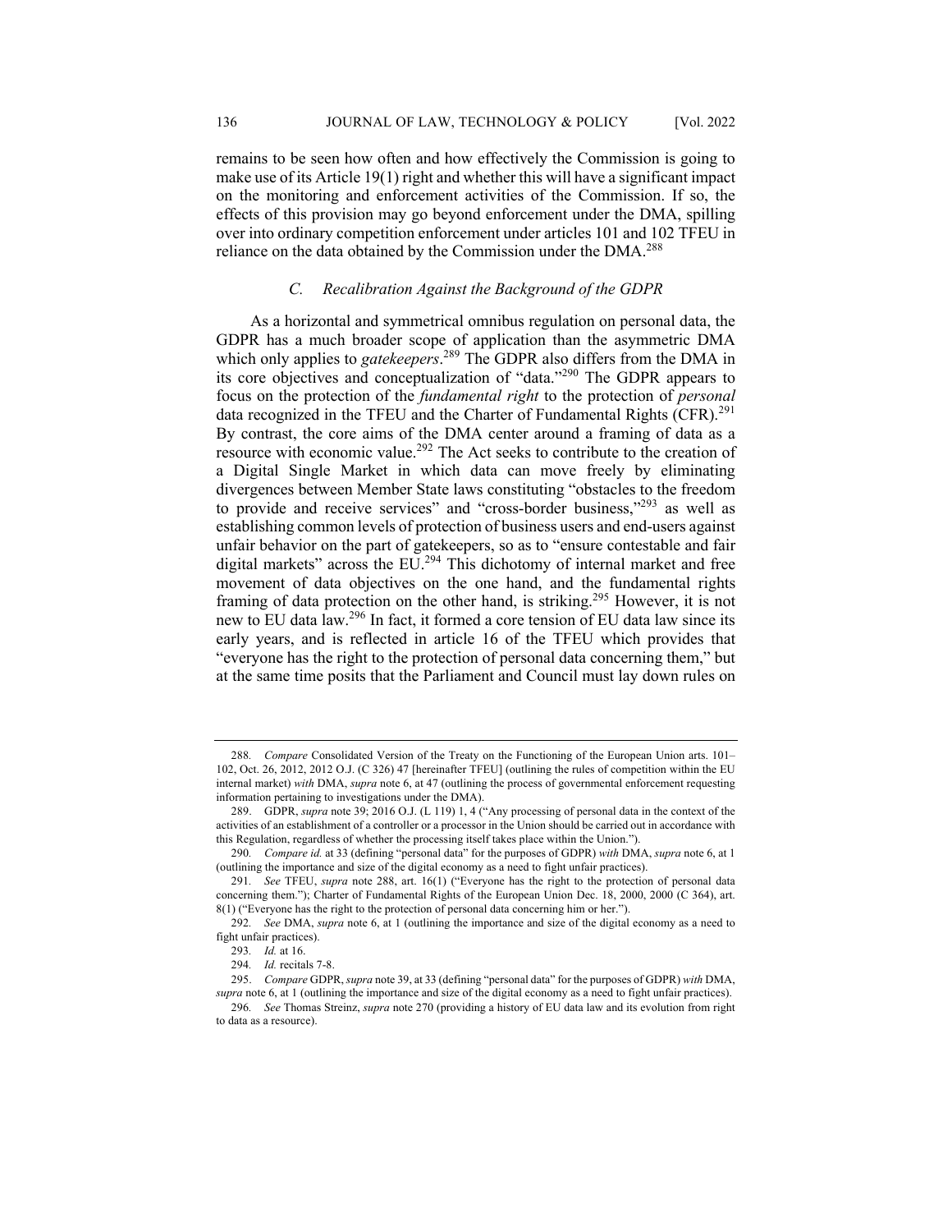remains to be seen how often and how effectively the Commission is going to make use of its Article 19(1) right and whether this will have a significant impact on the monitoring and enforcement activities of the Commission. If so, the effects of this provision may go beyond enforcement under the DMA, spilling over into ordinary competition enforcement under articles 101 and 102 TFEU in reliance on the data obtained by the Commission under the DMA.[288]

### *C. Recalibration Against the Background of the GDPR*

As a horizontal and symmetrical omnibus regulation on personal data, the GDPR has a much broader scope of application than the asymmetric DMA which only applies to *gatekeepers*.[289] The GDPR also differs from the DMA in its core objectives and conceptualization of "data."[290] The GDPR appears to focus on the protection of the *fundamental right* to the protection of *personal* data recognized in the TFEU and the Charter of Fundamental Rights (CFR).[291] By contrast, the core aims of the DMA center around a framing of data as a resource with economic value.[292] The Act seeks to contribute to the creation of a Digital Single Market in which data can move freely by eliminating divergences between Member State laws constituting "obstacles to the freedom to provide and receive services" and "cross-border business,"[293] as well as establishing common levels of protection of business users and end-users against unfair behavior on the part of gatekeepers, so as to "ensure contestable and fair digital markets" across the EU.[294] This dichotomy of internal market and free movement of data objectives on the one hand, and the fundamental rights framing of data protection on the other hand, is striking.[295] However, it is not new to EU data law.[296] In fact, it formed a core tension of EU data law since its early years, and is reflected in article 16 of the TFEU which provides that "everyone has the right to the protection of personal data concerning them," but at the same time posits that the Parliament and Council must lay down rules on

---

288. *Compare* Consolidated Version of the Treaty on the Functioning of the European Union arts. 101–102, Oct. 26, 2012, 2012 O.J. (C 326) 47 [hereinafter TFEU] (outlining the rules of competition within the EU internal market) *with* DMA, *supra* note 6, at 47 (outlining the process of governmental enforcement requesting information pertaining to investigations under the DMA).

289. GDPR, *supra* note 39; 2016 O.J. (L 119) 1, 4 ("Any processing of personal data in the context of the activities of an establishment of a controller or a processor in the Union should be carried out in accordance with this Regulation, regardless of whether the processing itself takes place within the Union.").

290. *Compare id.* at 33 (defining "personal data" for the purposes of GDPR) *with* DMA, *supra* note 6, at 1 (outlining the importance and size of the digital economy as a need to fight unfair practices).

291. *See* TFEU, *supra* note 288, art. 16(1) ("Everyone has the right to the protection of personal data concerning them."); Charter of Fundamental Rights of the European Union Dec. 18, 2000, 2000 (C 364), art. 8(1) ("Everyone has the right to the protection of personal data concerning him or her.").

292. *See* DMA, *supra* note 6, at 1 (outlining the importance and size of the digital economy as a need to fight unfair practices).

293. *Id.* at 16.

294. *Id.* recitals 7-8.

295. *Compare* GDPR, *supra* note 39, at 33 (defining "personal data" for the purposes of GDPR) *with* DMA, *supra* note 6, at 1 (outlining the importance and size of the digital economy as a need to fight unfair practices).

296. *See* Thomas Streinz, *supra* note 270 (providing a history of EU data law and its evolution from right to data as a resource).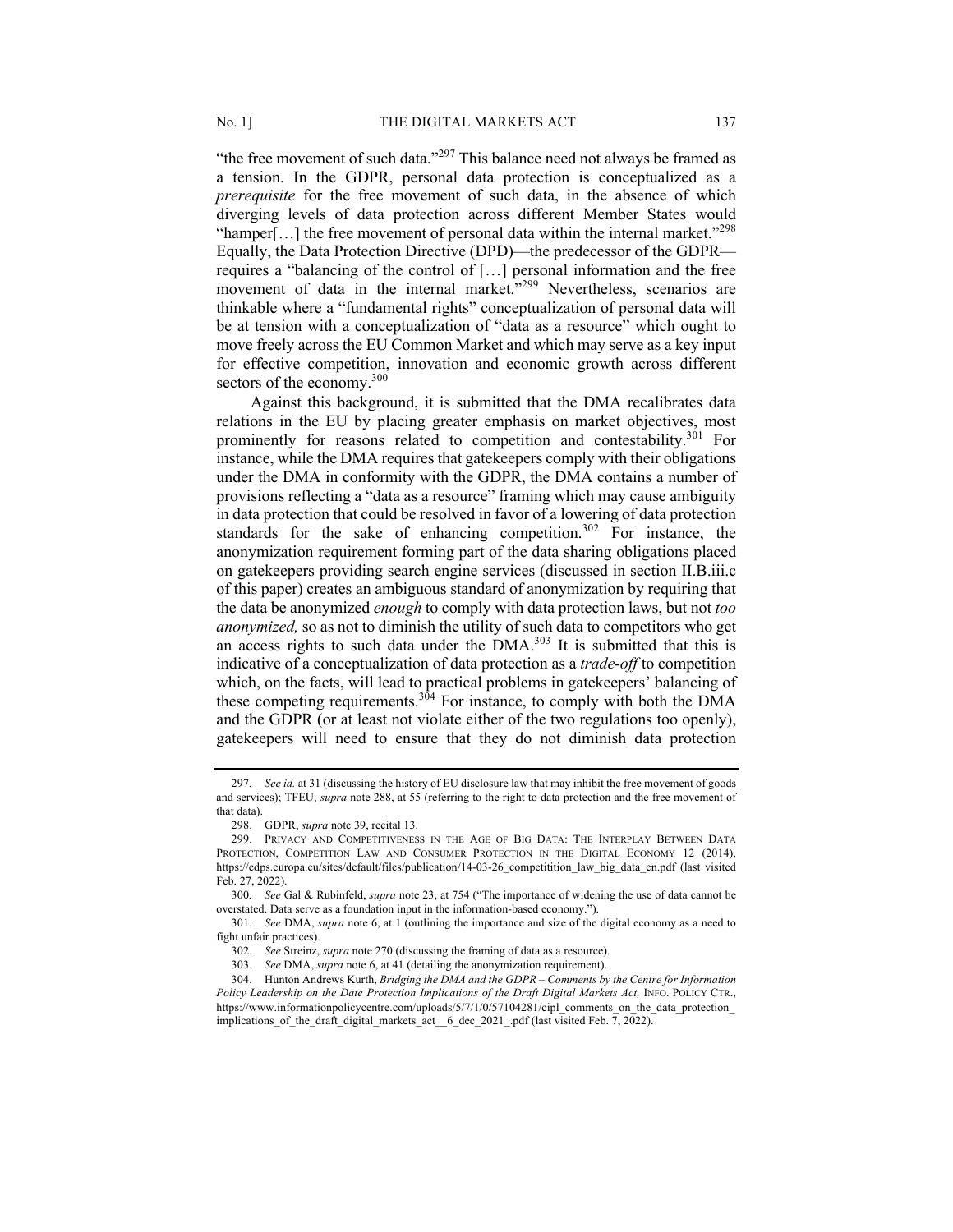"the free movement of such data."[297] This balance need not always be framed as a tension. In the GDPR, personal data protection is conceptualized as a *prerequisite* for the free movement of such data, in the absence of which diverging levels of data protection across different Member States would "hamper[…] the free movement of personal data within the internal market."[298] Equally, the Data Protection Directive (DPD)—the predecessor of the GDPR—requires a "balancing of the control of […] personal information and the free movement of data in the internal market."[299] Nevertheless, scenarios are thinkable where a "fundamental rights" conceptualization of personal data will be at tension with a conceptualization of "data as a resource" which ought to move freely across the EU Common Market and which may serve as a key input for effective competition, innovation and economic growth across different sectors of the economy.[300]

Against this background, it is submitted that the DMA recalibrates data relations in the EU by placing greater emphasis on market objectives, most prominently for reasons related to competition and contestability.[301] For instance, while the DMA requires that gatekeepers comply with their obligations under the DMA in conformity with the GDPR, the DMA contains a number of provisions reflecting a "data as a resource" framing which may cause ambiguity in data protection that could be resolved in favor of a lowering of data protection standards for the sake of enhancing competition.[302] For instance, the anonymization requirement forming part of the data sharing obligations placed on gatekeepers providing search engine services (discussed in section II.B.iii.c of this paper) creates an ambiguous standard of anonymization by requiring that the data be anonymized *enough* to comply with data protection laws, but not *too anonymized,* so as not to diminish the utility of such data to competitors who get an access rights to such data under the DMA.[303] It is submitted that this is indicative of a conceptualization of data protection as a *trade-off* to competition which, on the facts, will lead to practical problems in gatekeepers' balancing of these competing requirements.[304] For instance, to comply with both the DMA and the GDPR (or at least not violate either of the two regulations too openly), gatekeepers will need to ensure that they do not diminish data protection

---

297. *See id.* at 31 (discussing the history of EU disclosure law that may inhibit the free movement of goods and services); TFEU, *supra* note 288, at 55 (referring to the right to data protection and the free movement of that data).

298. GDPR, *supra* note 39, recital 13.

299. PRIVACY AND COMPETITIVENESS IN THE AGE OF BIG DATA: THE INTERPLAY BETWEEN DATA PROTECTION, COMPETITION LAW AND CONSUMER PROTECTION IN THE DIGITAL ECONOMY 12 (2014), https://edps.europa.eu/sites/default/files/publication/14-03-26_competitition_law_big_data_en.pdf (last visited Feb. 27, 2022).

300. *See* Gal & Rubinfeld, *supra* note 23, at 754 ("The importance of widening the use of data cannot be overstated. Data serve as a foundation input in the information-based economy.").

301. *See* DMA, *supra* note 6, at 1 (outlining the importance and size of the digital economy as a need to fight unfair practices).

302. *See* Streinz, *supra* note 270 (discussing the framing of data as a resource).

303. *See* DMA, *supra* note 6, at 41 (detailing the anonymization requirement).

304. Hunton Andrews Kurth, *Bridging the DMA and the GDPR – Comments by the Centre for Information Policy Leadership on the Date Protection Implications of the Draft Digital Markets Act,* INFO. POLICY CTR., https://www.informationpolicycentre.com/uploads/5/7/1/0/57104281/cipl_comments_on_the_data_protection_implications_of_the_draft_digital_markets_act__6_dec_2021_.pdf (last visited Feb. 7, 2022).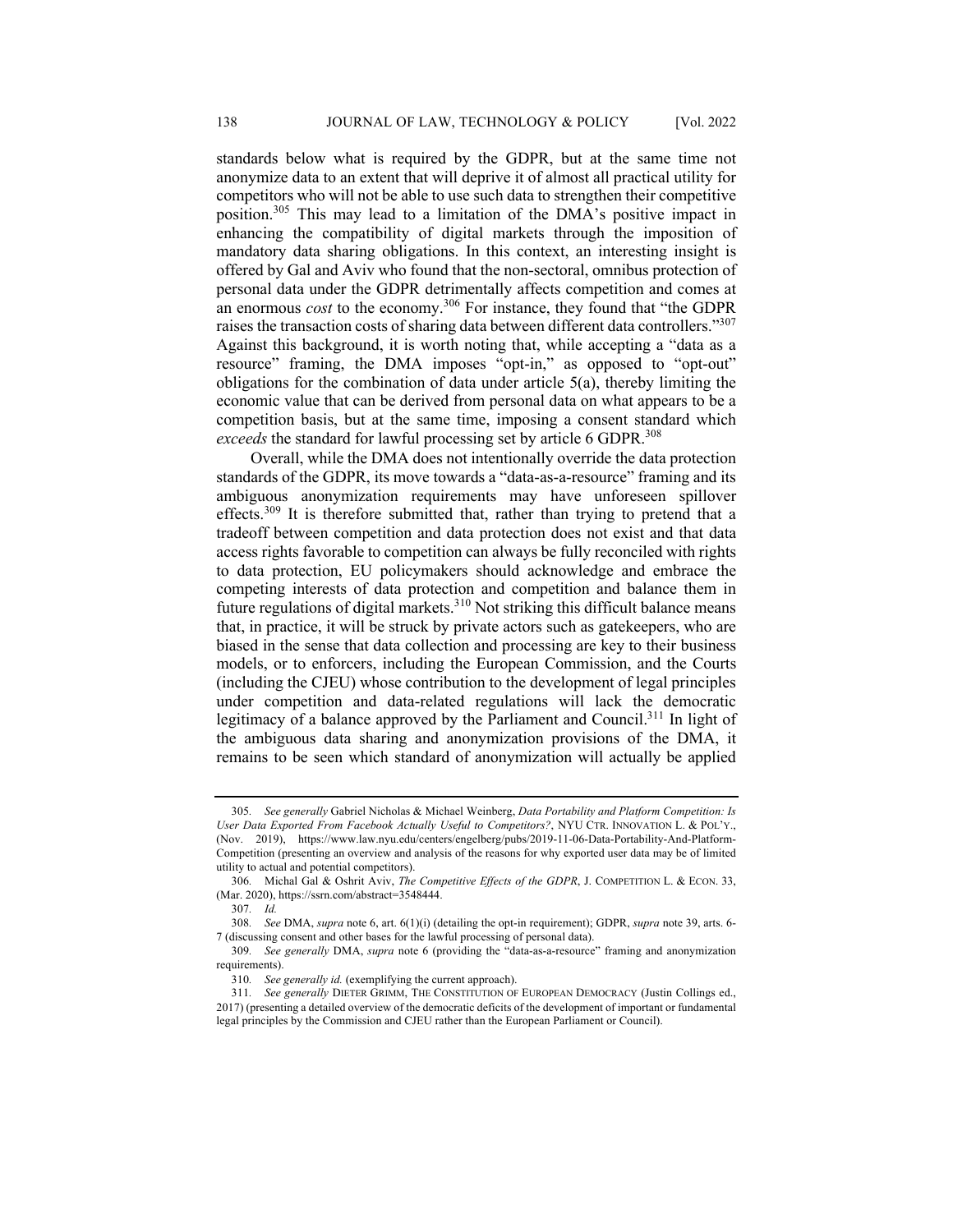standards below what is required by the GDPR, but at the same time not anonymize data to an extent that will deprive it of almost all practical utility for competitors who will not be able to use such data to strengthen their competitive position.[305] This may lead to a limitation of the DMA's positive impact in enhancing the compatibility of digital markets through the imposition of mandatory data sharing obligations. In this context, an interesting insight is offered by Gal and Aviv who found that the non-sectoral, omnibus protection of personal data under the GDPR detrimentally affects competition and comes at an enormous *cost* to the economy.[306] For instance, they found that "the GDPR raises the transaction costs of sharing data between different data controllers."[307] Against this background, it is worth noting that, while accepting a "data as a resource" framing, the DMA imposes "opt-in," as opposed to "opt-out" obligations for the combination of data under article 5(a), thereby limiting the economic value that can be derived from personal data on what appears to be a competition basis, but at the same time, imposing a consent standard which *exceeds* the standard for lawful processing set by article 6 GDPR.[308]

Overall, while the DMA does not intentionally override the data protection standards of the GDPR, its move towards a "data-as-a-resource" framing and its ambiguous anonymization requirements may have unforeseen spillover effects.[309] It is therefore submitted that, rather than trying to pretend that a tradeoff between competition and data protection does not exist and that data access rights favorable to competition can always be fully reconciled with rights to data protection, EU policymakers should acknowledge and embrace the competing interests of data protection and competition and balance them in future regulations of digital markets.[310] Not striking this difficult balance means that, in practice, it will be struck by private actors such as gatekeepers, who are biased in the sense that data collection and processing are key to their business models, or to enforcers, including the European Commission, and the Courts (including the CJEU) whose contribution to the development of legal principles under competition and data-related regulations will lack the democratic legitimacy of a balance approved by the Parliament and Council.[311] In light of the ambiguous data sharing and anonymization provisions of the DMA, it remains to be seen which standard of anonymization will actually be applied

---

305. *See generally* Gabriel Nicholas & Michael Weinberg, *Data Portability and Platform Competition: Is User Data Exported From Facebook Actually Useful to Competitors?*, NYU CTR. INNOVATION L. & POL'Y., (Nov. 2019), https://www.law.nyu.edu/centers/engelberg/pubs/2019-11-06-Data-Portability-And-Platform-Competition (presenting an overview and analysis of the reasons for why exported user data may be of limited utility to actual and potential competitors).

306. Michal Gal & Oshrit Aviv, *The Competitive Effects of the GDPR*, J. COMPETITION L. & ECON. 33, (Mar. 2020), https://ssrn.com/abstract=3548444.

307. *Id.*

308. *See* DMA, *supra* note 6, art. 6(1)(i) (detailing the opt-in requirement); GDPR, *supra* note 39, arts. 6-7 (discussing consent and other bases for the lawful processing of personal data).

309. *See generally* DMA, *supra* note 6 (providing the "data-as-a-resource" framing and anonymization requirements).

310. *See generally id.* (exemplifying the current approach).

311. *See generally* DIETER GRIMM, THE CONSTITUTION OF EUROPEAN DEMOCRACY (Justin Collings ed., 2017) (presenting a detailed overview of the democratic deficits of the development of important or fundamental legal principles by the Commission and CJEU rather than the European Parliament or Council).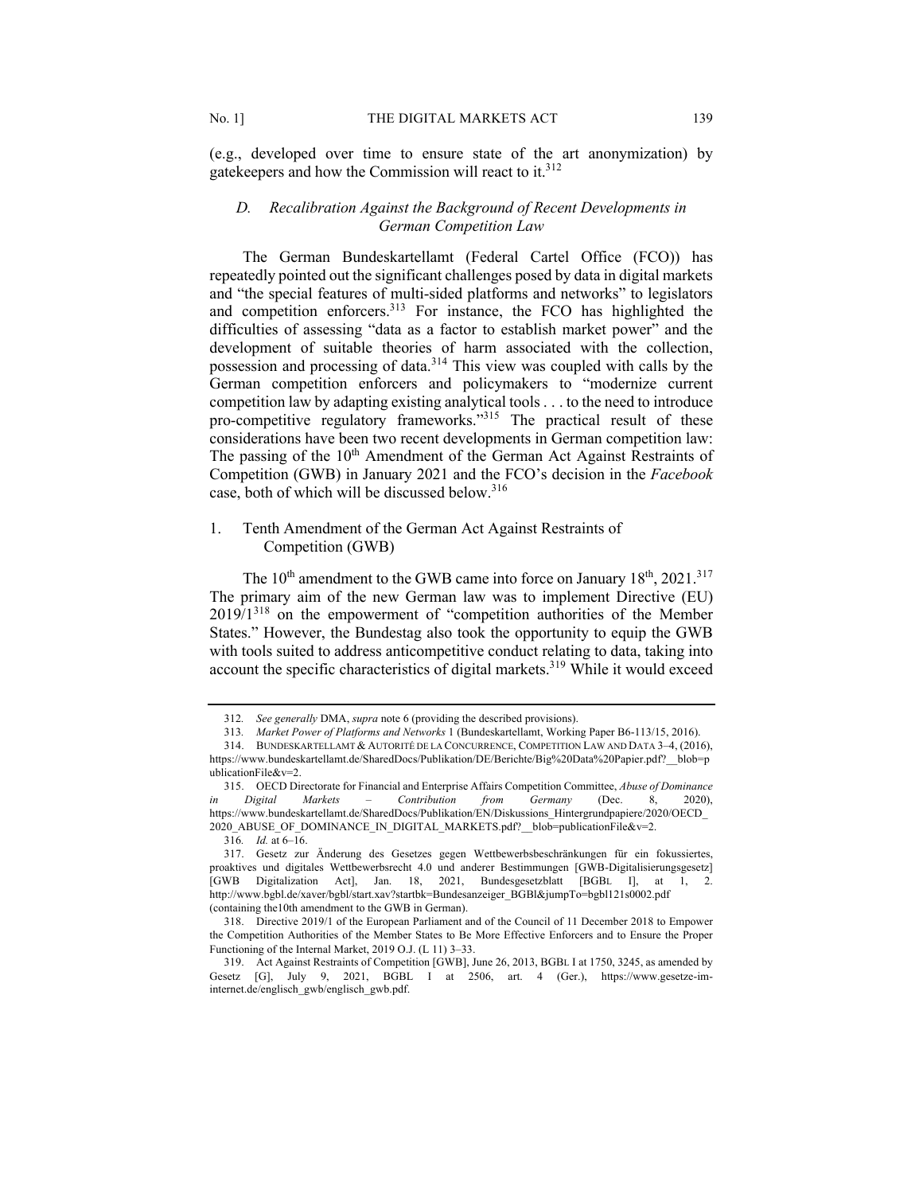(e.g., developed over time to ensure state of the art anonymization) by gatekeepers and how the Commission will react to it.[312]

### *D. Recalibration Against the Background of Recent Developments in German Competition Law*

The German Bundeskartellamt (Federal Cartel Office (FCO)) has repeatedly pointed out the significant challenges posed by data in digital markets and "the special features of multi-sided platforms and networks" to legislators and competition enforcers.[313] For instance, the FCO has highlighted the difficulties of assessing "data as a factor to establish market power" and the development of suitable theories of harm associated with the collection, possession and processing of data.[314] This view was coupled with calls by the German competition enforcers and policymakers to "modernize current competition law by adapting existing analytical tools . . . to the need to introduce pro-competitive regulatory frameworks."[315] The practical result of these considerations have been two recent developments in German competition law: The passing of the 10th Amendment of the German Act Against Restraints of Competition (GWB) in January 2021 and the FCO's decision in the *Facebook* case, both of which will be discussed below.[316]

#### 1. Tenth Amendment of the German Act Against Restraints of Competition (GWB)

The 10th amendment to the GWB came into force on January 18th, 2021.[317] The primary aim of the new German law was to implement Directive (EU) 2019/1[318] on the empowerment of "competition authorities of the Member States." However, the Bundestag also took the opportunity to equip the GWB with tools suited to address anticompetitive conduct relating to data, taking into account the specific characteristics of digital markets.[319] While it would exceed

---

312. *See generally* DMA, *supra* note 6 (providing the described provisions).

313. *Market Power of Platforms and Networks* 1 (Bundeskartellamt, Working Paper B6-113/15, 2016).

314. BUNDESKARTELLAMT & AUTORITÉ DE LA CONCURRENCE, COMPETITION LAW AND DATA 3–4, (2016), https://www.bundeskartellamt.de/SharedDocs/Publikation/DE/Berichte/Big%20Data%20Papier.pdf?__blob=publicationFile&v=2.

315. OECD Directorate for Financial and Enterprise Affairs Competition Committee, *Abuse of Dominance in Digital Markets – Contribution from Germany* (Dec. 8, 2020), https://www.bundeskartellamt.de/SharedDocs/Publikation/EN/Diskussions_Hintergrundpapiere/2020/OECD_2020_ABUSE_OF_DOMINANCE_IN_DIGITAL_MARKETS.pdf?__blob=publicationFile&v=2.

316. *Id.* at 6–16.

317. Gesetz zur Änderung des Gesetzes gegen Wettbewerbsbeschränkungen für ein fokussiertes, proaktives und digitales Wettbewerbsrecht 4.0 und anderer Bestimmungen [GWB-Digitalisierungsgesetz] [GWB Digitalization Act], Jan. 18, 2021, Bundesgesetzblatt [BGBL I], at 1, 2. http://www.bgbl.de/xaver/bgbl/start.xav?startbk=Bundesanzeiger_BGBl&jumpTo=bgbl121s0002.pdf (containing the10th amendment to the GWB in German).

318. Directive 2019/1 of the European Parliament and of the Council of 11 December 2018 to Empower the Competition Authorities of the Member States to Be More Effective Enforcers and to Ensure the Proper Functioning of the Internal Market, 2019 O.J. (L 11) 3–33.

319. Act Against Restraints of Competition [GWB], June 26, 2013, BGBL I at 1750, 3245, as amended by Gesetz [G], July 9, 2021, BGBL I at 2506, art. 4 (Ger.), https://www.gesetze-im-internet.de/englisch_gwb/englisch_gwb.pdf.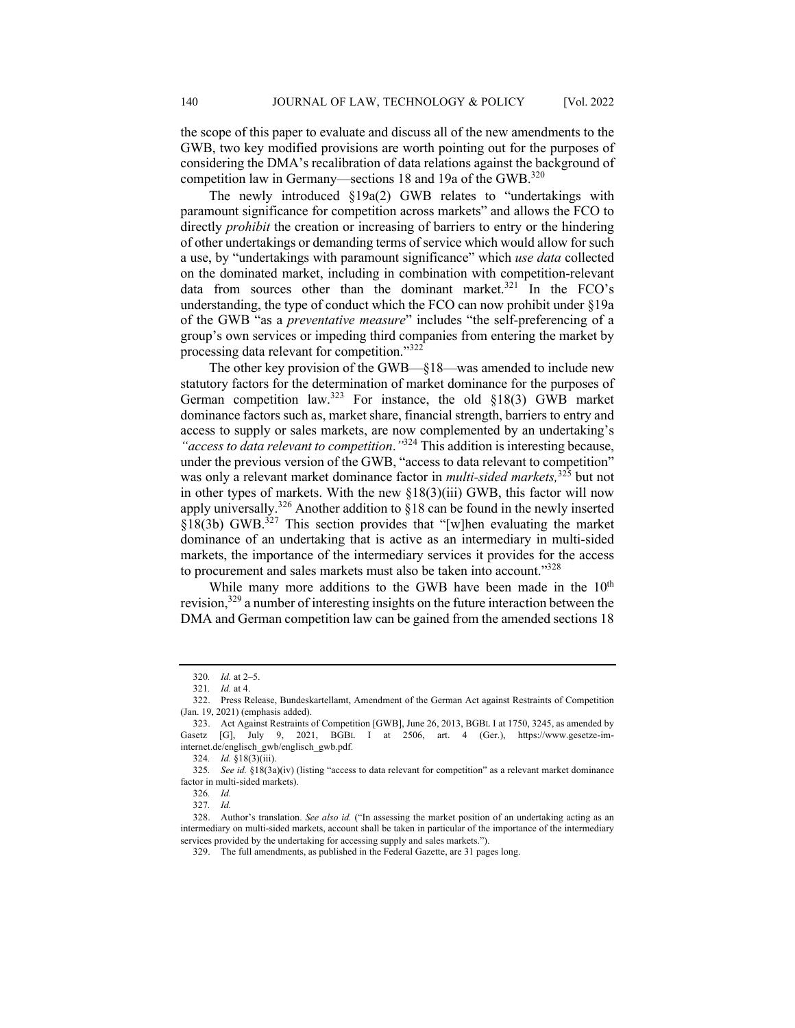the scope of this paper to evaluate and discuss all of the new amendments to the GWB, two key modified provisions are worth pointing out for the purposes of considering the DMA's recalibration of data relations against the background of competition law in Germany—sections 18 and 19a of the GWB.[320]

The newly introduced §19a(2) GWB relates to "undertakings with paramount significance for competition across markets" and allows the FCO to directly *prohibit* the creation or increasing of barriers to entry or the hindering of other undertakings or demanding terms of service which would allow for such a use, by "undertakings with paramount significance" which *use data* collected on the dominated market, including in combination with competition-relevant data from sources other than the dominant market.[321] In the FCO's understanding, the type of conduct which the FCO can now prohibit under §19a of the GWB "as a *preventative measure*" includes "the self-preferencing of a group's own services or impeding third companies from entering the market by processing data relevant for competition."[322]

The other key provision of the GWB—§18—was amended to include new statutory factors for the determination of market dominance for the purposes of German competition law.[323] For instance, the old §18(3) GWB market dominance factors such as, market share, financial strength, barriers to entry and access to supply or sales markets, are now complemented by an undertaking's *"access to data relevant to competition."*[324] This addition is interesting because, under the previous version of the GWB, "access to data relevant to competition" was only a relevant market dominance factor in *multi-sided markets,*[325] but not in other types of markets. With the new §18(3)(iii) GWB, this factor will now apply universally.[326] Another addition to §18 can be found in the newly inserted §18(3b) GWB.[327] This section provides that "[w]hen evaluating the market dominance of an undertaking that is active as an intermediary in multi-sided markets, the importance of the intermediary services it provides for the access to procurement and sales markets must also be taken into account."[328]

While many more additions to the GWB have been made in the 10th revision,[329] a number of interesting insights on the future interaction between the DMA and German competition law can be gained from the amended sections 18

---

320. *Id.* at 2–5.

321. *Id.* at 4.

322. Press Release, Bundeskartellamt, Amendment of the German Act against Restraints of Competition (Jan. 19, 2021) (emphasis added).

323. Act Against Restraints of Competition [GWB], June 26, 2013, BGBL I at 1750, 3245, as amended by Gasetz [G], July 9, 2021, BGBL I at 2506, art. 4 (Ger.), https://www.gesetze-im-internet.de/englisch_gwb/englisch_gwb.pdf.

324. *Id.* §18(3)(iii).

325. *See id.* §18(3a)(iv) (listing "access to data relevant for competition" as a relevant market dominance factor in multi-sided markets).

326. *Id.*

327. *Id.*

328. Author's translation. *See also id.* ("In assessing the market position of an undertaking acting as an intermediary on multi-sided markets, account shall be taken in particular of the importance of the intermediary services provided by the undertaking for accessing supply and sales markets.").

329. The full amendments, as published in the Federal Gazette, are 31 pages long.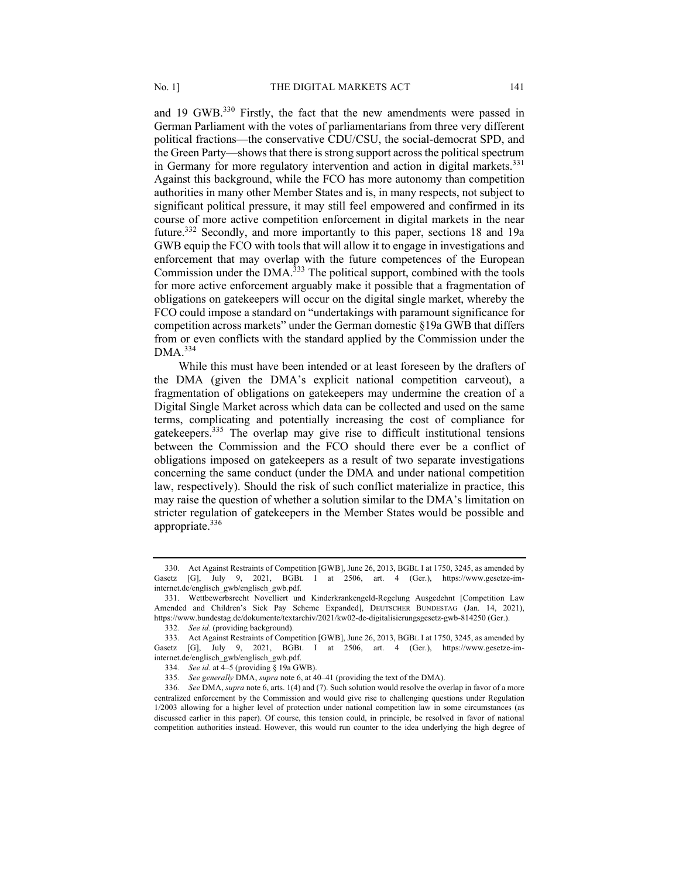and 19 GWB.[330] Firstly, the fact that the new amendments were passed in German Parliament with the votes of parliamentarians from three very different political fractions—the conservative CDU/CSU, the social-democrat SPD, and the Green Party—shows that there is strong support across the political spectrum in Germany for more regulatory intervention and action in digital markets.[331] Against this background, while the FCO has more autonomy than competition authorities in many other Member States and is, in many respects, not subject to significant political pressure, it may still feel empowered and confirmed in its course of more active competition enforcement in digital markets in the near future.[332] Secondly, and more importantly to this paper, sections 18 and 19a GWB equip the FCO with tools that will allow it to engage in investigations and enforcement that may overlap with the future competences of the European Commission under the DMA.[333] The political support, combined with the tools for more active enforcement arguably make it possible that a fragmentation of obligations on gatekeepers will occur on the digital single market, whereby the FCO could impose a standard on "undertakings with paramount significance for competition across markets" under the German domestic §19a GWB that differs from or even conflicts with the standard applied by the Commission under the DMA.[334]

While this must have been intended or at least foreseen by the drafters of the DMA (given the DMA's explicit national competition carveout), a fragmentation of obligations on gatekeepers may undermine the creation of a Digital Single Market across which data can be collected and used on the same terms, complicating and potentially increasing the cost of compliance for gatekeepers.[335] The overlap may give rise to difficult institutional tensions between the Commission and the FCO should there ever be a conflict of obligations imposed on gatekeepers as a result of two separate investigations concerning the same conduct (under the DMA and under national competition law, respectively). Should the risk of such conflict materialize in practice, this may raise the question of whether a solution similar to the DMA's limitation on stricter regulation of gatekeepers in the Member States would be possible and appropriate.[336]

---

330. Act Against Restraints of Competition [GWB], June 26, 2013, BGBL I at 1750, 3245, as amended by Gasetz [G], July 9, 2021, BGBL I at 2506, art. 4 (Ger.), https://www.gesetze-im-internet.de/englisch_gwb/englisch_gwb.pdf.

331. Wettbewerbsrecht Novelliert und Kinderkrankengeld-Regelung Ausgedehnt [Competition Law Amended and Children's Sick Pay Scheme Expanded], DEUTSCHER BUNDESTAG (Jan. 14, 2021), https://www.bundestag.de/dokumente/textarchiv/2021/kw02-de-digitalisierungsgesetz-gwb-814250 (Ger.).

332. *See id.* (providing background).

333. Act Against Restraints of Competition [GWB], June 26, 2013, BGBL I at 1750, 3245, as amended by Gasetz [G], July 9, 2021, BGBL I at 2506, art. 4 (Ger.), https://www.gesetze-im-internet.de/englisch_gwb/englisch_gwb.pdf.

334. *See id.* at 4–5 (providing § 19a GWB).

335. *See generally* DMA, *supra* note 6, at 40–41 (providing the text of the DMA).

336. *See* DMA, *supra* note 6, arts. 1(4) and (7). Such solution would resolve the overlap in favor of a more centralized enforcement by the Commission and would give rise to challenging questions under Regulation 1/2003 allowing for a higher level of protection under national competition law in some circumstances (as discussed earlier in this paper). Of course, this tension could, in principle, be resolved in favor of national competition authorities instead. However, this would run counter to the idea underlying the high degree of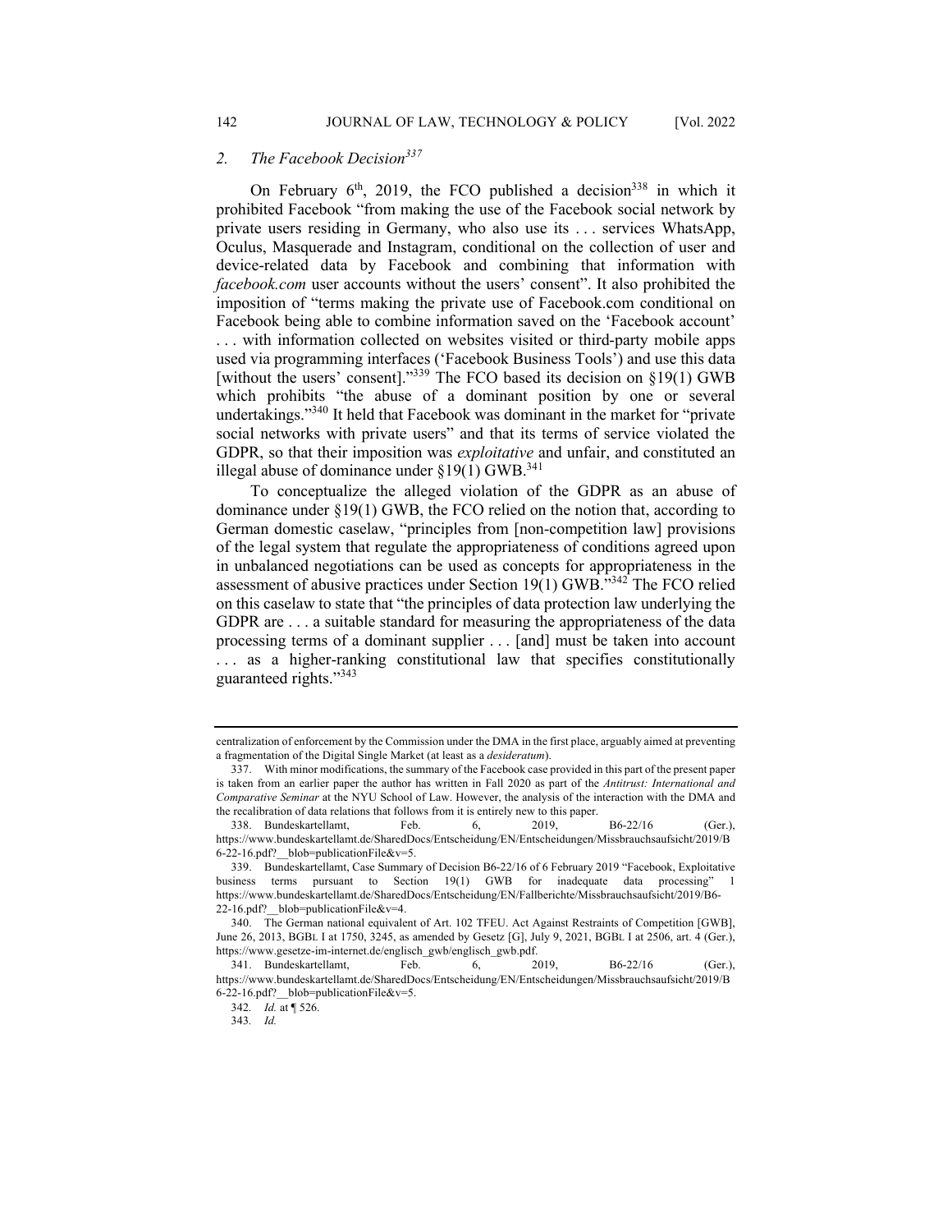## 2. *The Facebook Decision*[337]

On February 6th, 2019, the FCO published a decision[338] in which it prohibited Facebook "from making the use of the Facebook social network by private users residing in Germany, who also use its . . . services WhatsApp, Oculus, Masquerade and Instagram, conditional on the collection of user and device-related data by Facebook and combining that information with *facebook.com* user accounts without the users' consent". It also prohibited the imposition of "terms making the private use of Facebook.com conditional on Facebook being able to combine information saved on the 'Facebook account' . . . with information collected on websites visited or third-party mobile apps used via programming interfaces ('Facebook Business Tools') and use this data [without the users' consent]."[339] The FCO based its decision on §19(1) GWB which prohibits "the abuse of a dominant position by one or several undertakings."[340] It held that Facebook was dominant in the market for "private social networks with private users" and that its terms of service violated the GDPR, so that their imposition was *exploitative* and unfair, and constituted an illegal abuse of dominance under §19(1) GWB.[341]

To conceptualize the alleged violation of the GDPR as an abuse of dominance under §19(1) GWB, the FCO relied on the notion that, according to German domestic caselaw, "principles from [non-competition law] provisions of the legal system that regulate the appropriateness of conditions agreed upon in unbalanced negotiations can be used as concepts for appropriateness in the assessment of abusive practices under Section 19(1) GWB."[342] The FCO relied on this caselaw to state that "the principles of data protection law underlying the GDPR are . . . a suitable standard for measuring the appropriateness of the data processing terms of a dominant supplier . . . [and] must be taken into account . . . as a higher-ranking constitutional law that specifies constitutionally guaranteed rights."[343]

---

centralization of enforcement by the Commission under the DMA in the first place, arguably aimed at preventing a fragmentation of the Digital Single Market (at least as a *desideratum*).

337. With minor modifications, the summary of the Facebook case provided in this part of the present paper is taken from an earlier paper the author has written in Fall 2020 as part of the *Antitrust: International and Comparative Seminar* at the NYU School of Law. However, the analysis of the interaction with the DMA and the recalibration of data relations that follows from it is entirely new to this paper.

338. Bundeskartellamt, Feb. 6, 2019, B6-22/16 (Ger.), https://www.bundeskartellamt.de/SharedDocs/Entscheidung/EN/Entscheidungen/Missbrauchsaufsicht/2019/B6-22-16.pdf?__blob=publicationFile&v=5.

339. Bundeskartellamt, Case Summary of Decision B6-22/16 of 6 February 2019 "Facebook, Exploitative business terms pursuant to Section 19(1) GWB for inadequate data processing" 1 https://www.bundeskartellamt.de/SharedDocs/Entscheidung/EN/Fallberichte/Missbrauchsaufsicht/2019/B6-22-16.pdf?__blob=publicationFile&v=4.

340. The German national equivalent of Art. 102 TFEU. Act Against Restraints of Competition [GWB], June 26, 2013, BGBL I at 1750, 3245, as amended by Gesetz [G], July 9, 2021, BGBL I at 2506, art. 4 (Ger.), https://www.gesetze-im-internet.de/englisch_gwb/englisch_gwb.pdf.

341. Bundeskartellamt, Feb. 6, 2019, B6-22/16 (Ger.), https://www.bundeskartellamt.de/SharedDocs/Entscheidung/EN/Entscheidungen/Missbrauchsaufsicht/2019/B6-22-16.pdf?__blob=publicationFile&v=5.

342. *Id.* at ¶ 526.

343. *Id.*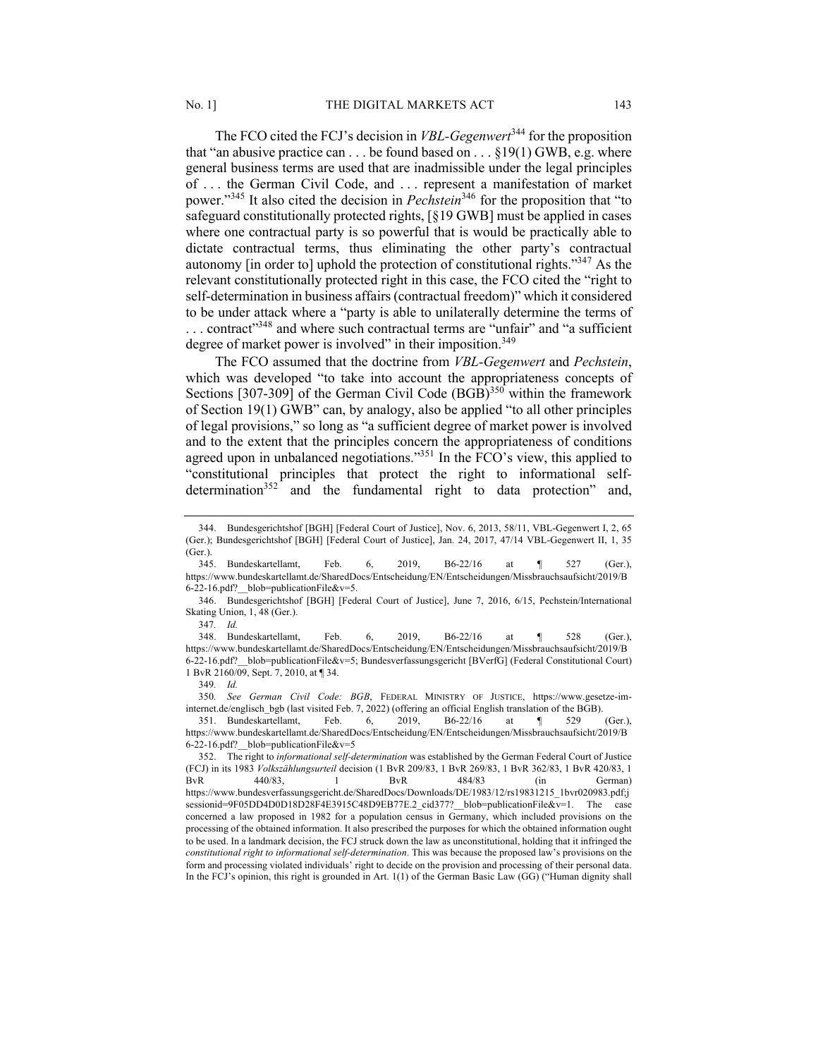The FCO cited the FCJ's decision in *VBL-Gegenwert*[344] for the proposition that "an abusive practice can . . . be found based on . . . §19(1) GWB, e.g. where general business terms are used that are inadmissible under the legal principles of . . . the German Civil Code, and . . . represent a manifestation of market power."[345] It also cited the decision in *Pechstein*[346] for the proposition that "to safeguard constitutionally protected rights, [§19 GWB] must be applied in cases where one contractual party is so powerful that is would be practically able to dictate contractual terms, thus eliminating the other party's contractual autonomy [in order to] uphold the protection of constitutional rights."[347] As the relevant constitutionally protected right in this case, the FCO cited the "right to self-determination in business affairs (contractual freedom)" which it considered to be under attack where a "party is able to unilaterally determine the terms of . . . contract"[348] and where such contractual terms are "unfair" and "a sufficient degree of market power is involved" in their imposition.[349]

The FCO assumed that the doctrine from *VBL-Gegenwert* and *Pechstein*, which was developed "to take into account the appropriateness concepts of Sections [307-309] of the German Civil Code (BGB)[350] within the framework of Section 19(1) GWB" can, by analogy, also be applied "to all other principles of legal provisions," so long as "a sufficient degree of market power is involved and to the extent that the principles concern the appropriateness of conditions agreed upon in unbalanced negotiations."[351] In the FCO's view, this applied to "constitutional principles that protect the right to informational self-determination[352] and the fundamental right to data protection" and,

---

344. Bundesgerichtshof [BGH] [Federal Court of Justice], Nov. 6, 2013, 58/11, VBL-Gegenwert I, 2, 65 (Ger.); Bundesgerichtshof [BGH] [Federal Court of Justice], Jan. 24, 2017, 47/14 VBL-Gegenwert II, 1, 35 (Ger.).

345. Bundeskartellamt, Feb. 6, 2019, B6-22/16 at ¶ 527 (Ger.), https://www.bundeskartellamt.de/SharedDocs/Entscheidung/EN/Entscheidungen/Missbrauchsaufsicht/2019/B6-22-16.pdf?__blob=publicationFile&v=5.

346. Bundesgerichtshof [BGH] [Federal Court of Justice], June 7, 2016, 6/15, Pechstein/International Skating Union, 1, 48 (Ger.).

347. *Id.*

348. Bundeskartellamt, Feb. 6, 2019, B6-22/16 at ¶ 528 (Ger.), https://www.bundeskartellamt.de/SharedDocs/Entscheidung/EN/Entscheidungen/Missbrauchsaufsicht/2019/B6-22-16.pdf?__blob=publicationFile&v=5; Bundesverfassungsgericht [BVerfG] (Federal Constitutional Court) 1 BvR 2160/09, Sept. 7, 2010, at ¶ 34.

349. *Id.*

350. *See German Civil Code: BGB*, FEDERAL MINISTRY OF JUSTICE, https://www.gesetze-im-internet.de/englisch_bgb (last visited Feb. 7, 2022) (offering an official English translation of the BGB).

351. Bundeskartellamt, Feb. 6, 2019, B6-22/16 at ¶ 529 (Ger.), https://www.bundeskartellamt.de/SharedDocs/Entscheidung/EN/Entscheidungen/Missbrauchsaufsicht/2019/B6-22-16.pdf?__blob=publicationFile&v=5

352. The right to *informational self-determination* was established by the German Federal Court of Justice (FCJ) in its 1983 *Volkszählungsurteil* decision (1 BvR 209/83, 1 BvR 269/83, 1 BvR 362/83, 1 BvR 420/83, 1 BvR 440/83, 1 BvR 484/83 (in German) https://www.bundesverfassungsgericht.de/SharedDocs/Downloads/DE/1983/12/rs19831215_1bvr020983.pdf;jsessionid=9F05DD4D0D18D28F4E3915C48D9EB77E.2_cid377?__blob=publicationFile&v=1. The case concerned a law proposed in 1982 for a population census in Germany, which included provisions on the processing of the obtained information. It also prescribed the purposes for which the obtained information ought to be used. In a landmark decision, the FCJ struck down the law as unconstitutional, holding that it infringed the *constitutional right to informational self-determination*. This was because the proposed law's provisions on the form and processing violated individuals' right to decide on the provision and processing of their personal data. In the FCJ's opinion, this right is grounded in Art. 1(1) of the German Basic Law (GG) ("Human dignity shall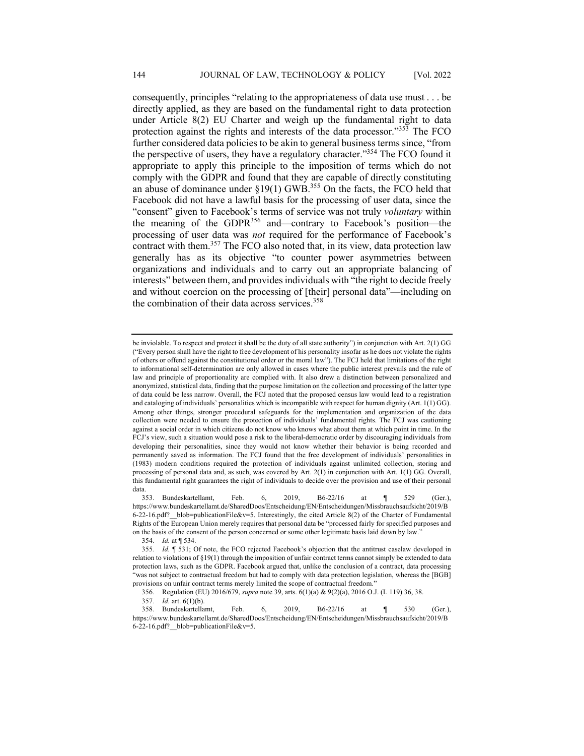consequently, principles "relating to the appropriateness of data use must . . . be directly applied, as they are based on the fundamental right to data protection under Article 8(2) EU Charter and weigh up the fundamental right to data protection against the rights and interests of the data processor."[353] The FCO further considered data policies to be akin to general business terms since, "from the perspective of users, they have a regulatory character."[354] The FCO found it appropriate to apply this principle to the imposition of terms which do not comply with the GDPR and found that they are capable of directly constituting an abuse of dominance under §19(1) GWB.[355] On the facts, the FCO held that Facebook did not have a lawful basis for the processing of user data, since the "consent" given to Facebook's terms of service was not truly *voluntary* within the meaning of the GDPR[356] and—contrary to Facebook's position—the processing of user data was *not* required for the performance of Facebook's contract with them.[357] The FCO also noted that, in its view, data protection law generally has as its objective "to counter power asymmetries between organizations and individuals and to carry out an appropriate balancing of interests" between them, and provides individuals with "the right to decide freely and without coercion on the processing of [their] personal data"—including on the combination of their data across services.[358]

---

be inviolable. To respect and protect it shall be the duty of all state authority") in conjunction with Art. 2(1) GG ("Every person shall have the right to free development of his personality insofar as he does not violate the rights of others or offend against the constitutional order or the moral law"). The FCJ held that limitations of the right to informational self-determination are only allowed in cases where the public interest prevails and the rule of law and principle of proportionality are complied with. It also drew a distinction between personalized and anonymized, statistical data, finding that the purpose limitation on the collection and processing of the latter type of data could be less narrow. Overall, the FCJ noted that the proposed census law would lead to a registration and cataloging of individuals' personalities which is incompatible with respect for human dignity (Art. 1(1) GG). Among other things, stronger procedural safeguards for the implementation and organization of the data collection were needed to ensure the protection of individuals' fundamental rights. The FCJ was cautioning against a social order in which citizens do not know who knows what about them at which point in time. In the FCJ's view, such a situation would pose a risk to the liberal-democratic order by discouraging individuals from developing their personalities, since they would not know whether their behavior is being recorded and permanently saved as information. The FCJ found that the free development of individuals' personalities in (1983) modern conditions required the protection of individuals against unlimited collection, storing and processing of personal data and, as such, was covered by Art. 2(1) in conjunction with Art. 1(1) GG. Overall, this fundamental right guarantees the right of individuals to decide over the provision and use of their personal data.

353. Bundeskartellamt, Feb. 6, 2019, B6-22/16 at ¶ 529 (Ger.), https://www.bundeskartellamt.de/SharedDocs/Entscheidung/EN/Entscheidungen/Missbrauchsaufsicht/2019/B6-22-16.pdf?__blob=publicationFile&v=5. Interestingly, the cited Article 8(2) of the Charter of Fundamental Rights of the European Union merely requires that personal data be "processed fairly for specified purposes and on the basis of the consent of the person concerned or some other legitimate basis laid down by law."

354. *Id.* at ¶ 534.

355. *Id.* ¶ 531; Of note, the FCO rejected Facebook's objection that the antitrust caselaw developed in relation to violations of §19(1) through the imposition of unfair contract terms cannot simply be extended to data protection laws, such as the GDPR. Facebook argued that, unlike the conclusion of a contract, data processing "was not subject to contractual freedom but had to comply with data protection legislation, whereas the [BGB] provisions on unfair contract terms merely limited the scope of contractual freedom."

356. Regulation (EU) 2016/679, *supra* note 39, arts. 6(1)(a) & 9(2)(a), 2016 O.J. (L 119) 36, 38.

357. *Id.* art. 6(1)(b).

358. Bundeskartellamt, Feb. 6, 2019, B6-22/16 at ¶ 530 (Ger.), https://www.bundeskartellamt.de/SharedDocs/Entscheidung/EN/Entscheidungen/Missbrauchsaufsicht/2019/B6-22-16.pdf?__blob=publicationFile&v=5.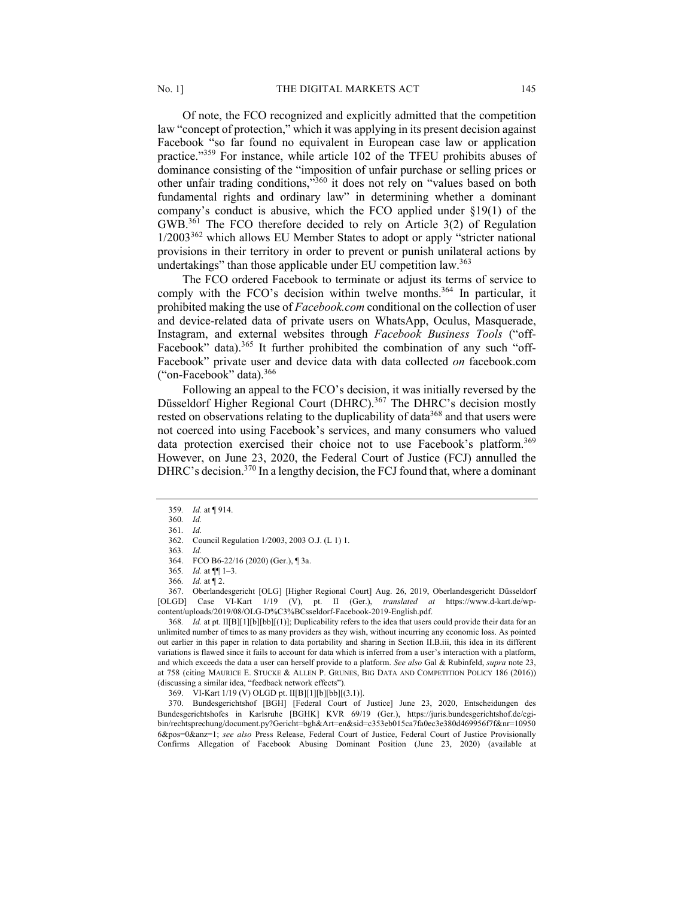Of note, the FCO recognized and explicitly admitted that the competition law "concept of protection," which it was applying in its present decision against Facebook "so far found no equivalent in European case law or application practice."[359] For instance, while article 102 of the TFEU prohibits abuses of dominance consisting of the "imposition of unfair purchase or selling prices or other unfair trading conditions,"[360] it does not rely on "values based on both fundamental rights and ordinary law" in determining whether a dominant company's conduct is abusive, which the FCO applied under §19(1) of the GWB.[361] The FCO therefore decided to rely on Article 3(2) of Regulation 1/2003[362] which allows EU Member States to adopt or apply "stricter national provisions in their territory in order to prevent or punish unilateral actions by undertakings" than those applicable under EU competition law.[363]

The FCO ordered Facebook to terminate or adjust its terms of service to comply with the FCO's decision within twelve months.[364] In particular, it prohibited making the use of *Facebook.com* conditional on the collection of user and device-related data of private users on WhatsApp, Oculus, Masquerade, Instagram, and external websites through *Facebook Business Tools* ("off-Facebook" data).[365] It further prohibited the combination of any such "off-Facebook" private user and device data with data collected *on* facebook.com ("on-Facebook" data).[366]

Following an appeal to the FCO's decision, it was initially reversed by the Düsseldorf Higher Regional Court (DHRC).[367] The DHRC's decision mostly rested on observations relating to the duplicability of data[368] and that users were not coerced into using Facebook's services, and many consumers who valued data protection exercised their choice not to use Facebook's platform.[369] However, on June 23, 2020, the Federal Court of Justice (FCJ) annulled the DHRC's decision.[370] In a lengthy decision, the FCJ found that, where a dominant

---

359. *Id.* at ¶ 914.

360. *Id.*

361. *Id.*

362. Council Regulation 1/2003, 2003 O.J. (L 1) 1.

363. *Id.*

364. FCO B6-22/16 (2020) (Ger.), ¶ 3a.

365. *Id.* at ¶¶ 1–3.

366. *Id.* at ¶ 2.

367. Oberlandesgericht [OLG] [Higher Regional Court] Aug. 26, 2019, Oberlandesgericht Düsseldorf [OLGD] Case VI-Kart 1/19 (V), pt. II (Ger.), *translated at* https://www.d-kart.de/wp-content/uploads/2019/08/OLG-D%C3%BCsseldorf-Facebook-2019-English.pdf.

368. *Id.* at pt. II[B][1][b][bb][(1)]; Duplicability refers to the idea that users could provide their data for an unlimited number of times to as many providers as they wish, without incurring any economic loss. As pointed out earlier in this paper in relation to data portability and sharing in Section II.B.iii, this idea in its different variations is flawed since it fails to account for data which is inferred from a user's interaction with a platform, and which exceeds the data a user can herself provide to a platform. *See also* Gal & Rubinfeld, *supra* note 23, at 758 (citing MAURICE E. STUCKE & ALLEN P. GRUNES, BIG DATA AND COMPETITION POLICY 186 (2016)) (discussing a similar idea, "feedback network effects").

369. VI-Kart 1/19 (V) OLGD pt. II[B][1][b][bb][(3.1)].

370. Bundesgerichtshof [BGH] [Federal Court of Justice] June 23, 2020, Entscheidungen des Bundesgerichtshofes in Karlsruhe [BGHK] KVR 69/19 (Ger.), https://juris.bundesgerichtshof.de/cgi-bin/rechtsprechung/document.py?Gericht=bgh&Art=en&sid=c353eb015ca7fa0ec3e380d469956f7f&nr=109506&pos=0&anz=1; *see also* Press Release, Federal Court of Justice, Federal Court of Justice Provisionally Confirms Allegation of Facebook Abusing Dominant Position (June 23, 2020) (available at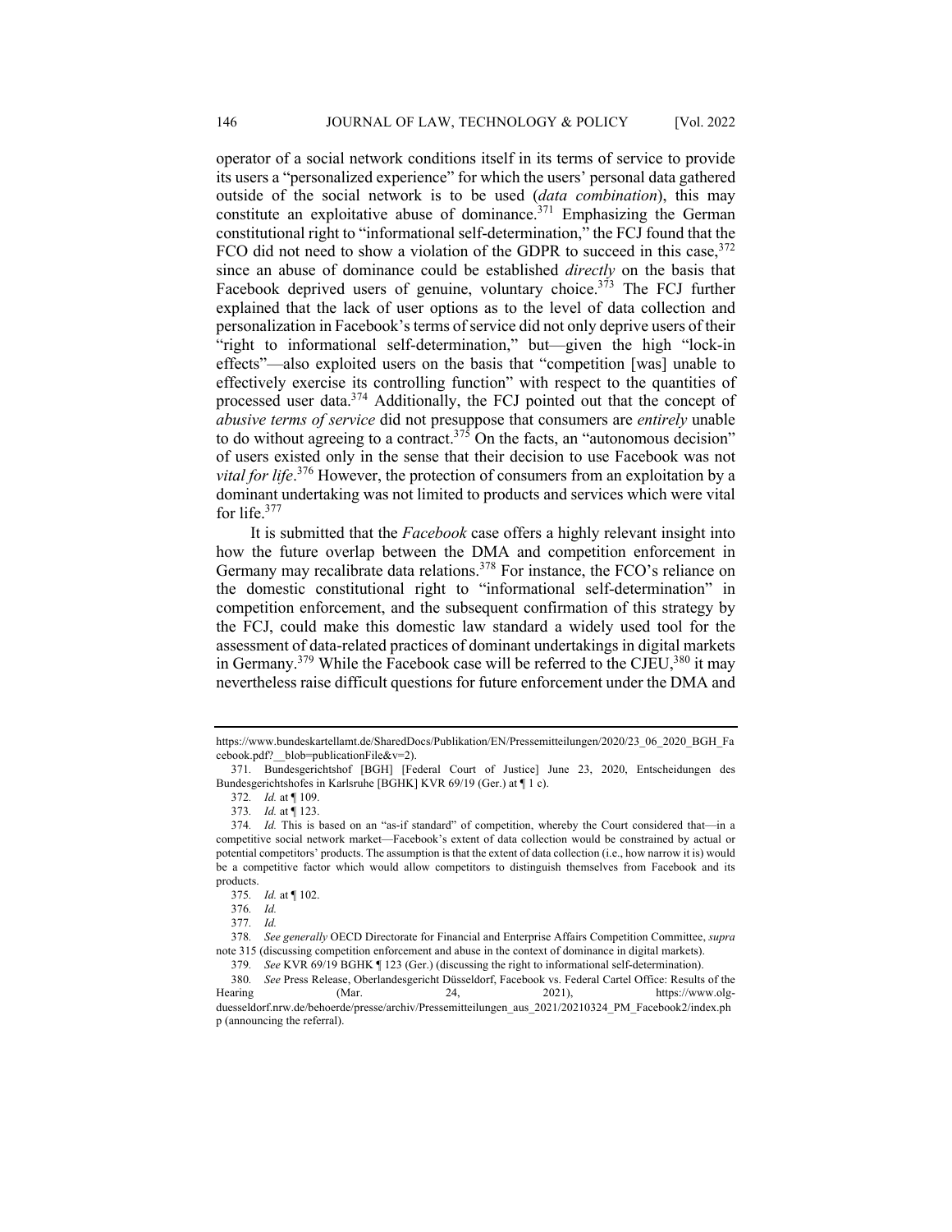operator of a social network conditions itself in its terms of service to provide its users a "personalized experience" for which the users' personal data gathered outside of the social network is to be used (*data combination*), this may constitute an exploitative abuse of dominance.[371] Emphasizing the German constitutional right to "informational self-determination," the FCJ found that the FCO did not need to show a violation of the GDPR to succeed in this case,[372] since an abuse of dominance could be established *directly* on the basis that Facebook deprived users of genuine, voluntary choice.[373] The FCJ further explained that the lack of user options as to the level of data collection and personalization in Facebook's terms of service did not only deprive users of their "right to informational self-determination," but—given the high "lock-in effects"—also exploited users on the basis that "competition [was] unable to effectively exercise its controlling function" with respect to the quantities of processed user data.[374] Additionally, the FCJ pointed out that the concept of *abusive terms of service* did not presuppose that consumers are *entirely* unable to do without agreeing to a contract.[375] On the facts, an "autonomous decision" of users existed only in the sense that their decision to use Facebook was not *vital for life*.[376] However, the protection of consumers from an exploitation by a dominant undertaking was not limited to products and services which were vital for life.[377]

It is submitted that the *Facebook* case offers a highly relevant insight into how the future overlap between the DMA and competition enforcement in Germany may recalibrate data relations.[378] For instance, the FCO's reliance on the domestic constitutional right to "informational self-determination" in competition enforcement, and the subsequent confirmation of this strategy by the FCJ, could make this domestic law standard a widely used tool for the assessment of data-related practices of dominant undertakings in digital markets in Germany.[379] While the Facebook case will be referred to the CJEU,[380] it may nevertheless raise difficult questions for future enforcement under the DMA and

---

https://www.bundeskartellamt.de/SharedDocs/Publikation/EN/Pressemitteilungen/2020/23_06_2020_BGH_Facebook.pdf?__blob=publicationFile&v=2).

371. Bundesgerichtshof [BGH] [Federal Court of Justice] June 23, 2020, Entscheidungen des Bundesgerichtshofes in Karlsruhe [BGHK] KVR 69/19 (Ger.) at ¶ 1 c).

372. *Id.* at ¶ 109.

373. *Id.* at ¶ 123.

374. *Id.* This is based on an "as-if standard" of competition, whereby the Court considered that—in a competitive social network market—Facebook's extent of data collection would be constrained by actual or potential competitors' products. The assumption is that the extent of data collection (i.e., how narrow it is) would be a competitive factor which would allow competitors to distinguish themselves from Facebook and its products.

375. *Id.* at ¶ 102.

376. *Id.*

377. *Id.*

378. *See generally* OECD Directorate for Financial and Enterprise Affairs Competition Committee, *supra* note 315 (discussing competition enforcement and abuse in the context of dominance in digital markets).

379. *See* KVR 69/19 BGHK ¶ 123 (Ger.) (discussing the right to informational self-determination).

380. *See* Press Release, Oberlandesgericht Düsseldorf, Facebook vs. Federal Cartel Office: Results of the Hearing (Mar. 24, 2021), https://www.olg-duesseldorf.nrw.de/behoerde/presse/archiv/Pressemitteilungen_aus_2021/20210324_PM_Facebook2/index.php (announcing the referral).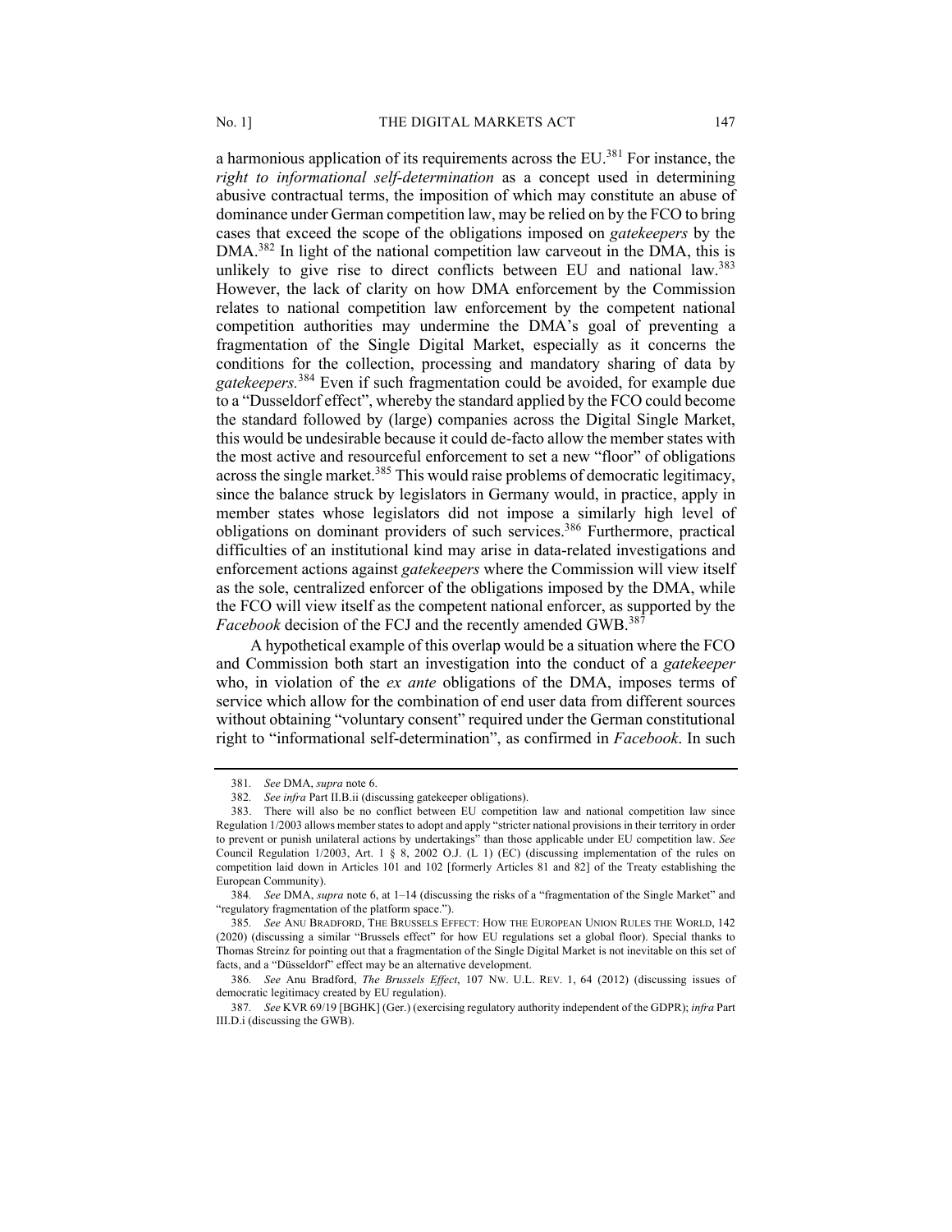a harmonious application of its requirements across the EU.[381] For instance, the *right to informational self-determination* as a concept used in determining abusive contractual terms, the imposition of which may constitute an abuse of dominance under German competition law, may be relied on by the FCO to bring cases that exceed the scope of the obligations imposed on *gatekeepers* by the DMA.[382] In light of the national competition law carveout in the DMA, this is unlikely to give rise to direct conflicts between EU and national law.[383] However, the lack of clarity on how DMA enforcement by the Commission relates to national competition law enforcement by the competent national competition authorities may undermine the DMA's goal of preventing a fragmentation of the Single Digital Market, especially as it concerns the conditions for the collection, processing and mandatory sharing of data by *gatekeepers.*[384] Even if such fragmentation could be avoided, for example due to a "Dusseldorf effect", whereby the standard applied by the FCO could become the standard followed by (large) companies across the Digital Single Market, this would be undesirable because it could de-facto allow the member states with the most active and resourceful enforcement to set a new "floor" of obligations across the single market.[385] This would raise problems of democratic legitimacy, since the balance struck by legislators in Germany would, in practice, apply in member states whose legislators did not impose a similarly high level of obligations on dominant providers of such services.[386] Furthermore, practical difficulties of an institutional kind may arise in data-related investigations and enforcement actions against *gatekeepers* where the Commission will view itself as the sole, centralized enforcer of the obligations imposed by the DMA, while the FCO will view itself as the competent national enforcer, as supported by the *Facebook* decision of the FCJ and the recently amended GWB.[387]

A hypothetical example of this overlap would be a situation where the FCO and Commission both start an investigation into the conduct of a *gatekeeper* who, in violation of the *ex ante* obligations of the DMA, imposes terms of service which allow for the combination of end user data from different sources without obtaining "voluntary consent" required under the German constitutional right to "informational self-determination", as confirmed in *Facebook*. In such

---

381. *See* DMA, *supra* note 6.

382. *See infra* Part II.B.ii (discussing gatekeeper obligations).

383. There will also be no conflict between EU competition law and national competition law since Regulation 1/2003 allows member states to adopt and apply "stricter national provisions in their territory in order to prevent or punish unilateral actions by undertakings" than those applicable under EU competition law. *See* Council Regulation 1/2003, Art. 1 § 8, 2002 O.J. (L 1) (EC) (discussing implementation of the rules on competition laid down in Articles 101 and 102 [formerly Articles 81 and 82] of the Treaty establishing the European Community).

384. *See* DMA, *supra* note 6, at 1–14 (discussing the risks of a "fragmentation of the Single Market" and "regulatory fragmentation of the platform space.").

385. *See* ANU BRADFORD, THE BRUSSELS EFFECT: HOW THE EUROPEAN UNION RULES THE WORLD, 142 (2020) (discussing a similar "Brussels effect" for how EU regulations set a global floor). Special thanks to Thomas Streinz for pointing out that a fragmentation of the Single Digital Market is not inevitable on this set of facts, and a "Düsseldorf" effect may be an alternative development.

386. *See* Anu Bradford, *The Brussels Effect*, 107 NW. U.L. REV. 1, 64 (2012) (discussing issues of democratic legitimacy created by EU regulation).

387. *See* KVR 69/19 [BGHK] (Ger.) (exercising regulatory authority independent of the GDPR); *infra* Part III.D.i (discussing the GWB).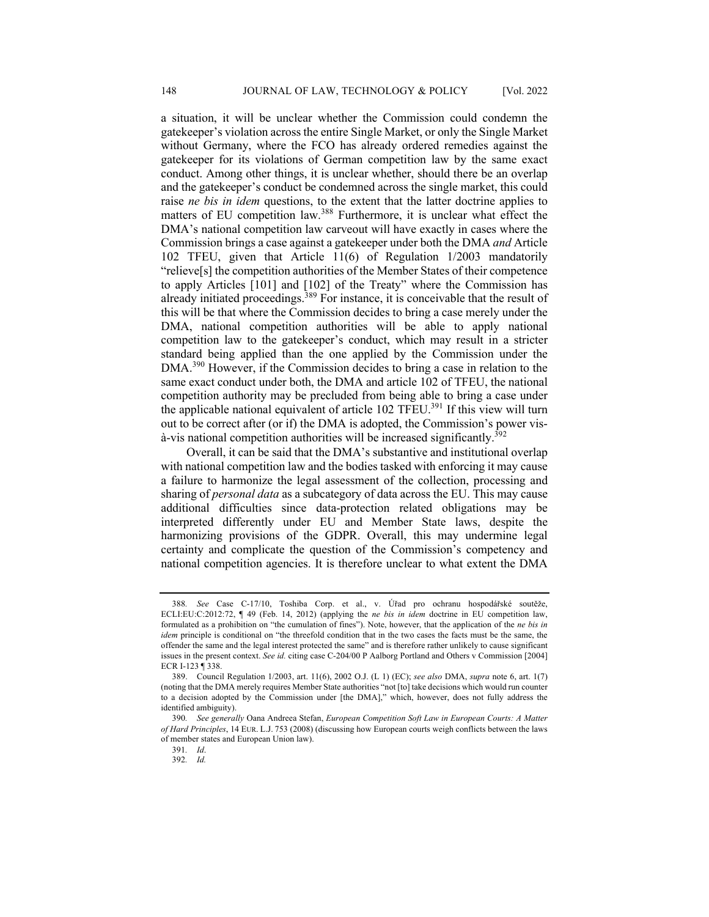a situation, it will be unclear whether the Commission could condemn the gatekeeper's violation across the entire Single Market, or only the Single Market without Germany, where the FCO has already ordered remedies against the gatekeeper for its violations of German competition law by the same exact conduct. Among other things, it is unclear whether, should there be an overlap and the gatekeeper's conduct be condemned across the single market, this could raise *ne bis in idem* questions, to the extent that the latter doctrine applies to matters of EU competition law.[388] Furthermore, it is unclear what effect the DMA's national competition law carveout will have exactly in cases where the Commission brings a case against a gatekeeper under both the DMA *and* Article 102 TFEU, given that Article 11(6) of Regulation 1/2003 mandatorily "relieve[s] the competition authorities of the Member States of their competence to apply Articles [101] and [102] of the Treaty" where the Commission has already initiated proceedings.[389] For instance, it is conceivable that the result of this will be that where the Commission decides to bring a case merely under the DMA, national competition authorities will be able to apply national competition law to the gatekeeper's conduct, which may result in a stricter standard being applied than the one applied by the Commission under the DMA.[390] However, if the Commission decides to bring a case in relation to the same exact conduct under both, the DMA and article 102 of TFEU, the national competition authority may be precluded from being able to bring a case under the applicable national equivalent of article 102 TFEU.[391] If this view will turn out to be correct after (or if) the DMA is adopted, the Commission's power vis-à-vis national competition authorities will be increased significantly.[392]

Overall, it can be said that the DMA's substantive and institutional overlap with national competition law and the bodies tasked with enforcing it may cause a failure to harmonize the legal assessment of the collection, processing and sharing of *personal data* as a subcategory of data across the EU. This may cause additional difficulties since data-protection related obligations may be interpreted differently under EU and Member State laws, despite the harmonizing provisions of the GDPR. Overall, this may undermine legal certainty and complicate the question of the Commission's competency and national competition agencies. It is therefore unclear to what extent the DMA

---

388. *See* Case C-17/10, Toshiba Corp. et al., v. Úřad pro ochranu hospodářské soutěže, ECLI:EU:C:2012:72, ¶ 49 (Feb. 14, 2012) (applying the *ne bis in idem* doctrine in EU competition law, formulated as a prohibition on "the cumulation of fines"). Note, however, that the application of the *ne bis in idem* principle is conditional on "the threefold condition that in the two cases the facts must be the same, the offender the same and the legal interest protected the same" and is therefore rather unlikely to cause significant issues in the present context. *See id.* citing case C-204/00 P Aalborg Portland and Others v Commission [2004] ECR I-123 ¶ 338.

389. Council Regulation 1/2003, art. 11(6), 2002 O.J. (L 1) (EC); *see also* DMA, *supra* note 6, art. 1(7) (noting that the DMA merely requires Member State authorities "not [to] take decisions which would run counter to a decision adopted by the Commission under [the DMA]," which, however, does not fully address the identified ambiguity).

390. *See generally* Oana Andreea Stefan, *European Competition Soft Law in European Courts: A Matter of Hard Principles*, 14 EUR. L.J. 753 (2008) (discussing how European courts weigh conflicts between the laws of member states and European Union law).

391. *Id*.

392. *Id.*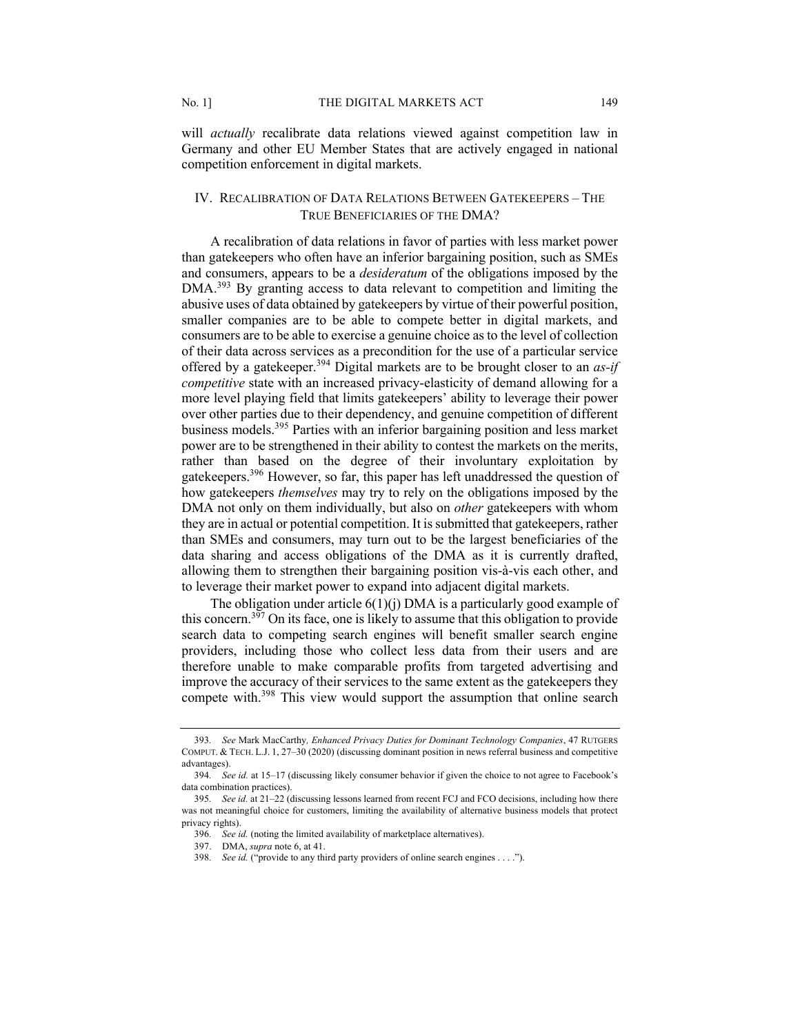will *actually* recalibrate data relations viewed against competition law in Germany and other EU Member States that are actively engaged in national competition enforcement in digital markets.

## IV. Recalibration of Data Relations Between Gatekeepers – The True Beneficiaries of the DMA?

A recalibration of data relations in favor of parties with less market power than gatekeepers who often have an inferior bargaining position, such as SMEs and consumers, appears to be a *desideratum* of the obligations imposed by the DMA.[393] By granting access to data relevant to competition and limiting the abusive uses of data obtained by gatekeepers by virtue of their powerful position, smaller companies are to be able to compete better in digital markets, and consumers are to be able to exercise a genuine choice as to the level of collection of their data across services as a precondition for the use of a particular service offered by a gatekeeper.[394] Digital markets are to be brought closer to an *as-if competitive* state with an increased privacy-elasticity of demand allowing for a more level playing field that limits gatekeepers' ability to leverage their power over other parties due to their dependency, and genuine competition of different business models.[395] Parties with an inferior bargaining position and less market power are to be strengthened in their ability to contest the markets on the merits, rather than based on the degree of their involuntary exploitation by gatekeepers.[396] However, so far, this paper has left unaddressed the question of how gatekeepers *themselves* may try to rely on the obligations imposed by the DMA not only on them individually, but also on *other* gatekeepers with whom they are in actual or potential competition. It is submitted that gatekeepers, rather than SMEs and consumers, may turn out to be the largest beneficiaries of the data sharing and access obligations of the DMA as it is currently drafted, allowing them to strengthen their bargaining position vis-à-vis each other, and to leverage their market power to expand into adjacent digital markets.

The obligation under article 6(1)(j) DMA is a particularly good example of this concern.[397] On its face, one is likely to assume that this obligation to provide search data to competing search engines will benefit smaller search engine providers, including those who collect less data from their users and are therefore unable to make comparable profits from targeted advertising and improve the accuracy of their services to the same extent as the gatekeepers they compete with.[398] This view would support the assumption that online search

---

393. *See* Mark MacCarthy, *Enhanced Privacy Duties for Dominant Technology Companies*, 47 Rutgers Comput. & Tech. L.J. 1, 27–30 (2020) (discussing dominant position in news referral business and competitive advantages).

394. *See id.* at 15–17 (discussing likely consumer behavior if given the choice to not agree to Facebook's data combination practices).

395. *See id.* at 21–22 (discussing lessons learned from recent FCJ and FCO decisions, including how there was not meaningful choice for customers, limiting the availability of alternative business models that protect privacy rights).

396. *See id.* (noting the limited availability of marketplace alternatives).

397. DMA, *supra* note 6, at 41.

398. *See id.* ("provide to any third party providers of online search engines . . . .").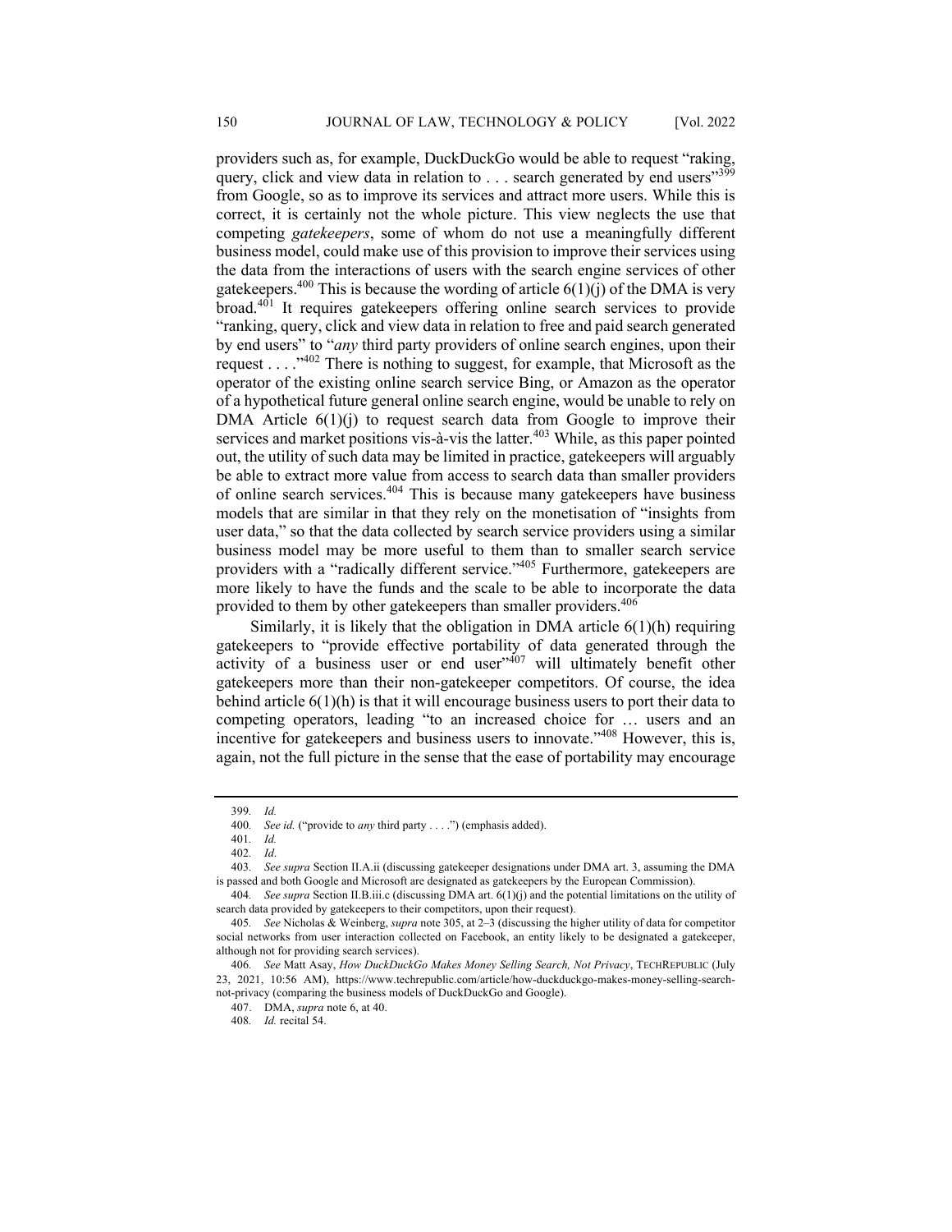providers such as, for example, DuckDuckGo would be able to request "raking, query, click and view data in relation to . . . search generated by end users"[399] from Google, so as to improve its services and attract more users. While this is correct, it is certainly not the whole picture. This view neglects the use that competing *gatekeepers*, some of whom do not use a meaningfully different business model, could make use of this provision to improve their services using the data from the interactions of users with the search engine services of other gatekeepers.[400] This is because the wording of article 6(1)(j) of the DMA is very broad.[401] It requires gatekeepers offering online search services to provide "ranking, query, click and view data in relation to free and paid search generated by end users" to "*any* third party providers of online search engines, upon their request . . . ."[402] There is nothing to suggest, for example, that Microsoft as the operator of the existing online search service Bing, or Amazon as the operator of a hypothetical future general online search engine, would be unable to rely on DMA Article 6(1)(j) to request search data from Google to improve their services and market positions vis-à-vis the latter.[403] While, as this paper pointed out, the utility of such data may be limited in practice, gatekeepers will arguably be able to extract more value from access to search data than smaller providers of online search services.[404] This is because many gatekeepers have business models that are similar in that they rely on the monetisation of "insights from user data," so that the data collected by search service providers using a similar business model may be more useful to them than to smaller search service providers with a "radically different service."[405] Furthermore, gatekeepers are more likely to have the funds and the scale to be able to incorporate the data provided to them by other gatekeepers than smaller providers.[406]

Similarly, it is likely that the obligation in DMA article 6(1)(h) requiring gatekeepers to "provide effective portability of data generated through the activity of a business user or end user"[407] will ultimately benefit other gatekeepers more than their non-gatekeeper competitors. Of course, the idea behind article 6(1)(h) is that it will encourage business users to port their data to competing operators, leading "to an increased choice for … users and an incentive for gatekeepers and business users to innovate."[408] However, this is, again, not the full picture in the sense that the ease of portability may encourage

---

399. *Id.*

400. *See id.* ("provide to *any* third party . . . .") (emphasis added).

401. *Id.*

402. *Id*.

403. *See supra* Section II.A.ii (discussing gatekeeper designations under DMA art. 3, assuming the DMA is passed and both Google and Microsoft are designated as gatekeepers by the European Commission).

404. *See supra* Section II.B.iii.c (discussing DMA art. 6(1)(j) and the potential limitations on the utility of search data provided by gatekeepers to their competitors, upon their request).

405. *See* Nicholas & Weinberg, *supra* note 305, at 2–3 (discussing the higher utility of data for competitor social networks from user interaction collected on Facebook, an entity likely to be designated a gatekeeper, although not for providing search services).

406. *See* Matt Asay, *How DuckDuckGo Makes Money Selling Search, Not Privacy*, TECHREPUBLIC (July 23, 2021, 10:56 AM), https://www.techrepublic.com/article/how-duckduckgo-makes-money-selling-search-not-privacy (comparing the business models of DuckDuckGo and Google).

407. DMA, *supra* note 6, at 40.

408. *Id.* recital 54.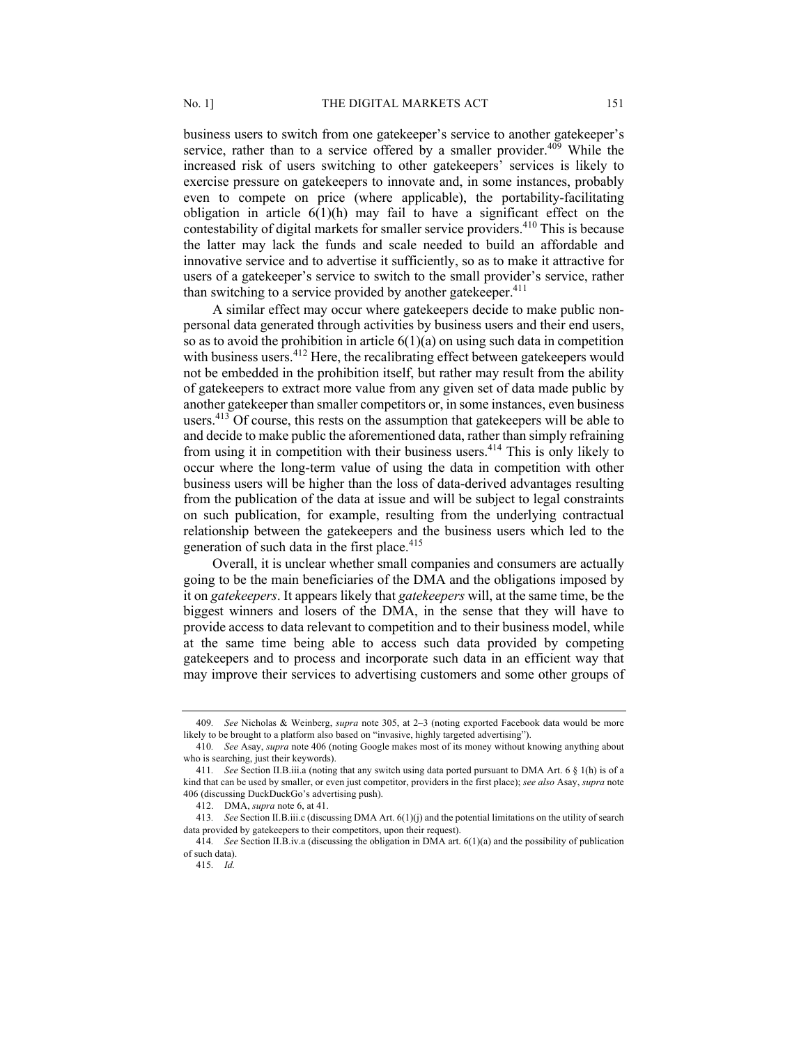business users to switch from one gatekeeper's service to another gatekeeper's service, rather than to a service offered by a smaller provider.[409] While the increased risk of users switching to other gatekeepers' services is likely to exercise pressure on gatekeepers to innovate and, in some instances, probably even to compete on price (where applicable), the portability-facilitating obligation in article 6(1)(h) may fail to have a significant effect on the contestability of digital markets for smaller service providers.[410] This is because the latter may lack the funds and scale needed to build an affordable and innovative service and to advertise it sufficiently, so as to make it attractive for users of a gatekeeper's service to switch to the small provider's service, rather than switching to a service provided by another gatekeeper.[411]

A similar effect may occur where gatekeepers decide to make public non-personal data generated through activities by business users and their end users, so as to avoid the prohibition in article 6(1)(a) on using such data in competition with business users.[412] Here, the recalibrating effect between gatekeepers would not be embedded in the prohibition itself, but rather may result from the ability of gatekeepers to extract more value from any given set of data made public by another gatekeeper than smaller competitors or, in some instances, even business users.[413] Of course, this rests on the assumption that gatekeepers will be able to and decide to make public the aforementioned data, rather than simply refraining from using it in competition with their business users.[414] This is only likely to occur where the long-term value of using the data in competition with other business users will be higher than the loss of data-derived advantages resulting from the publication of the data at issue and will be subject to legal constraints on such publication, for example, resulting from the underlying contractual relationship between the gatekeepers and the business users which led to the generation of such data in the first place.[415]

Overall, it is unclear whether small companies and consumers are actually going to be the main beneficiaries of the DMA and the obligations imposed by it on *gatekeepers*. It appears likely that *gatekeepers* will, at the same time, be the biggest winners and losers of the DMA, in the sense that they will have to provide access to data relevant to competition and to their business model, while at the same time being able to access such data provided by competing gatekeepers and to process and incorporate such data in an efficient way that may improve their services to advertising customers and some other groups of

---

409. *See* Nicholas & Weinberg, *supra* note 305, at 2–3 (noting exported Facebook data would be more likely to be brought to a platform also based on "invasive, highly targeted advertising").

410. *See* Asay, *supra* note 406 (noting Google makes most of its money without knowing anything about who is searching, just their keywords).

411. *See* Section II.B.iii.a (noting that any switch using data ported pursuant to DMA Art. 6 § 1(h) is of a kind that can be used by smaller, or even just competitor, providers in the first place); *see also* Asay, *supra* note 406 (discussing DuckDuckGo's advertising push).

412. DMA, *supra* note 6, at 41.

413. *See* Section II.B.iii.c (discussing DMA Art. 6(1)(j) and the potential limitations on the utility of search data provided by gatekeepers to their competitors, upon their request).

414. *See* Section II.B.iv.a (discussing the obligation in DMA art. 6(1)(a) and the possibility of publication of such data).

415. *Id.*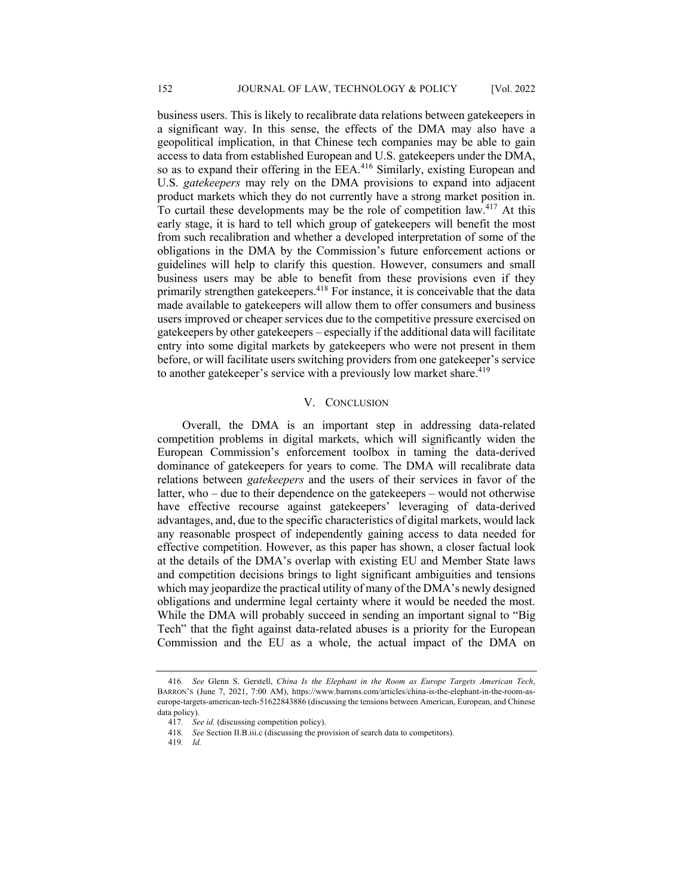business users. This is likely to recalibrate data relations between gatekeepers in a significant way. In this sense, the effects of the DMA may also have a geopolitical implication, in that Chinese tech companies may be able to gain access to data from established European and U.S. gatekeepers under the DMA, so as to expand their offering in the EEA.[416] Similarly, existing European and U.S. *gatekeepers* may rely on the DMA provisions to expand into adjacent product markets which they do not currently have a strong market position in. To curtail these developments may be the role of competition law.[417] At this early stage, it is hard to tell which group of gatekeepers will benefit the most from such recalibration and whether a developed interpretation of some of the obligations in the DMA by the Commission's future enforcement actions or guidelines will help to clarify this question. However, consumers and small business users may be able to benefit from these provisions even if they primarily strengthen gatekeepers.[418] For instance, it is conceivable that the data made available to gatekeepers will allow them to offer consumers and business users improved or cheaper services due to the competitive pressure exercised on gatekeepers by other gatekeepers – especially if the additional data will facilitate entry into some digital markets by gatekeepers who were not present in them before, or will facilitate users switching providers from one gatekeeper's service to another gatekeeper's service with a previously low market share.[419]

## V. CONCLUSION

Overall, the DMA is an important step in addressing data-related competition problems in digital markets, which will significantly widen the European Commission's enforcement toolbox in taming the data-derived dominance of gatekeepers for years to come. The DMA will recalibrate data relations between *gatekeepers* and the users of their services in favor of the latter, who – due to their dependence on the gatekeepers – would not otherwise have effective recourse against gatekeepers' leveraging of data-derived advantages, and, due to the specific characteristics of digital markets, would lack any reasonable prospect of independently gaining access to data needed for effective competition. However, as this paper has shown, a closer factual look at the details of the DMA's overlap with existing EU and Member State laws and competition decisions brings to light significant ambiguities and tensions which may jeopardize the practical utility of many of the DMA's newly designed obligations and undermine legal certainty where it would be needed the most. While the DMA will probably succeed in sending an important signal to "Big Tech" that the fight against data-related abuses is a priority for the European Commission and the EU as a whole, the actual impact of the DMA on

---

416. *See* Glenn S. Gerstell, *China Is the Elephant in the Room as Europe Targets American Tech*, BARRON'S (June 7, 2021, 7:00 AM), https://www.barrons.com/articles/china-is-the-elephant-in-the-room-as-europe-targets-american-tech-51622843886 (discussing the tensions between American, European, and Chinese data policy).

417. *See id.* (discussing competition policy).

418. *See* Section II.B.iii.c (discussing the provision of search data to competitors).

419. *Id.*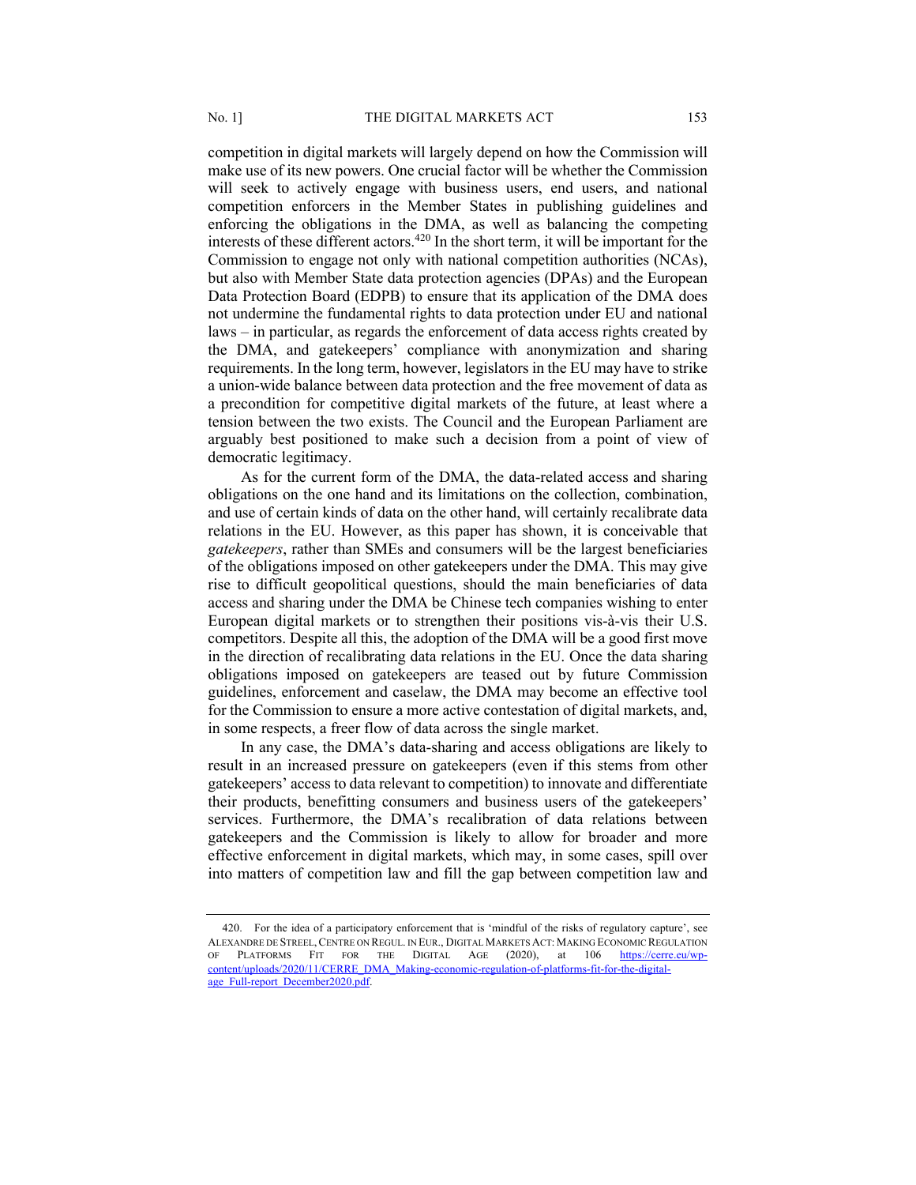competition in digital markets will largely depend on how the Commission will make use of its new powers. One crucial factor will be whether the Commission will seek to actively engage with business users, end users, and national competition enforcers in the Member States in publishing guidelines and enforcing the obligations in the DMA, as well as balancing the competing interests of these different actors.[420] In the short term, it will be important for the Commission to engage not only with national competition authorities (NCAs), but also with Member State data protection agencies (DPAs) and the European Data Protection Board (EDPB) to ensure that its application of the DMA does not undermine the fundamental rights to data protection under EU and national laws – in particular, as regards the enforcement of data access rights created by the DMA, and gatekeepers' compliance with anonymization and sharing requirements. In the long term, however, legislators in the EU may have to strike a union-wide balance between data protection and the free movement of data as a precondition for competitive digital markets of the future, at least where a tension between the two exists. The Council and the European Parliament are arguably best positioned to make such a decision from a point of view of democratic legitimacy.

As for the current form of the DMA, the data-related access and sharing obligations on the one hand and its limitations on the collection, combination, and use of certain kinds of data on the other hand, will certainly recalibrate data relations in the EU. However, as this paper has shown, it is conceivable that *gatekeepers*, rather than SMEs and consumers will be the largest beneficiaries of the obligations imposed on other gatekeepers under the DMA. This may give rise to difficult geopolitical questions, should the main beneficiaries of data access and sharing under the DMA be Chinese tech companies wishing to enter European digital markets or to strengthen their positions vis-à-vis their U.S. competitors. Despite all this, the adoption of the DMA will be a good first move in the direction of recalibrating data relations in the EU. Once the data sharing obligations imposed on gatekeepers are teased out by future Commission guidelines, enforcement and caselaw, the DMA may become an effective tool for the Commission to ensure a more active contestation of digital markets, and, in some respects, a freer flow of data across the single market.

In any case, the DMA's data-sharing and access obligations are likely to result in an increased pressure on gatekeepers (even if this stems from other gatekeepers' access to data relevant to competition) to innovate and differentiate their products, benefitting consumers and business users of the gatekeepers' services. Furthermore, the DMA's recalibration of data relations between gatekeepers and the Commission is likely to allow for broader and more effective enforcement in digital markets, which may, in some cases, spill over into matters of competition law and fill the gap between competition law and

---

420. For the idea of a participatory enforcement that is 'mindful of the risks of regulatory capture', see ALEXANDRE DE STREEL, CENTRE ON REGUL. IN EUR., DIGITAL MARKETS ACT: MAKING ECONOMIC REGULATION OF PLATFORMS FIT FOR THE DIGITAL AGE (2020), at 106 https://cerre.eu/wp-content/uploads/2020/11/CERRE_DMA_Making-economic-regulation-of-platforms-fit-for-the-digital-age_Full-report_December2020.pdf.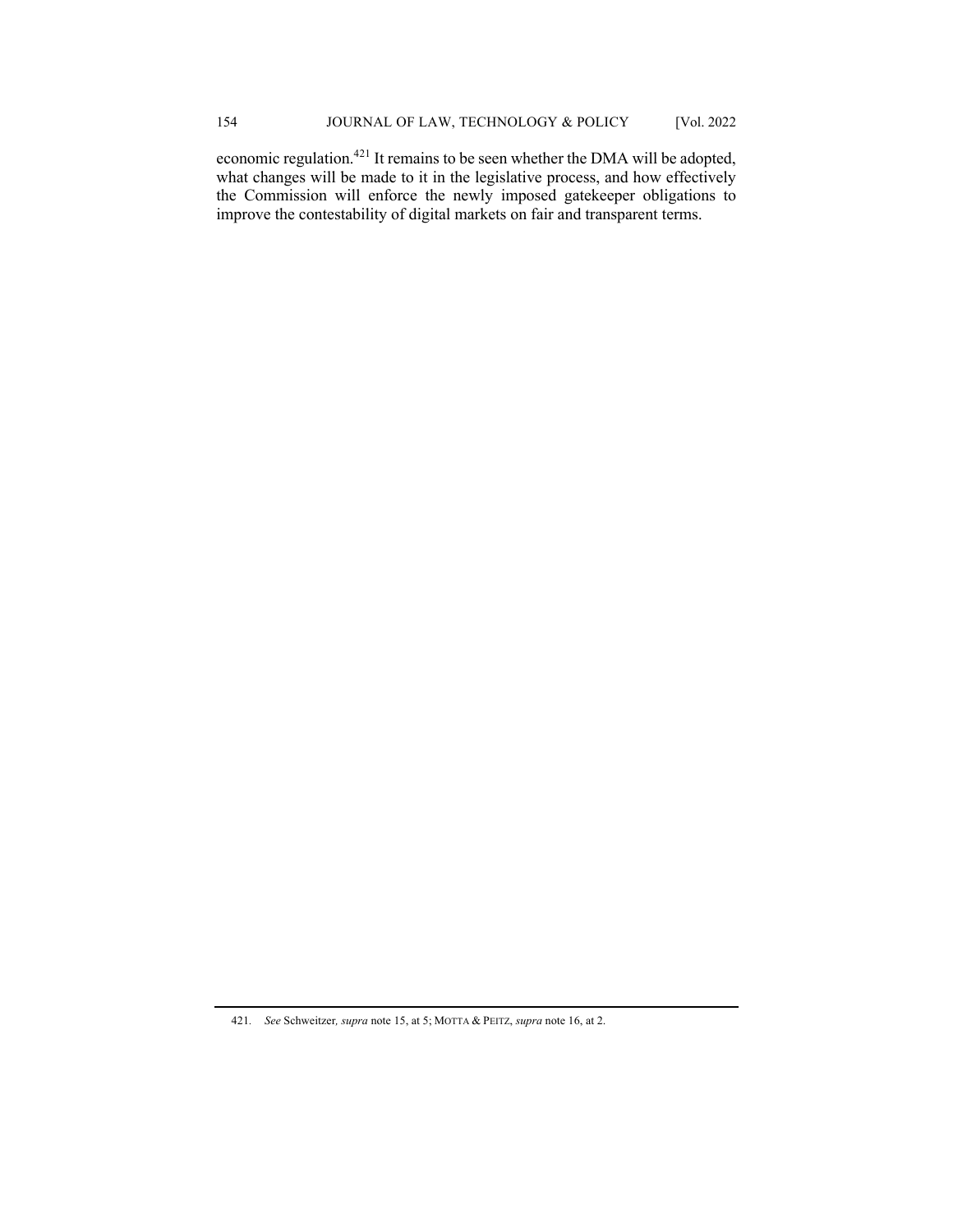economic regulation.[421] It remains to be seen whether the DMA will be adopted, what changes will be made to it in the legislative process, and how effectively the Commission will enforce the newly imposed gatekeeper obligations to improve the contestability of digital markets on fair and transparent terms.

---

421. *See* Schweitzer, *supra* note 15, at 5; MOTTA & PEITZ, *supra* note 16, at 2.